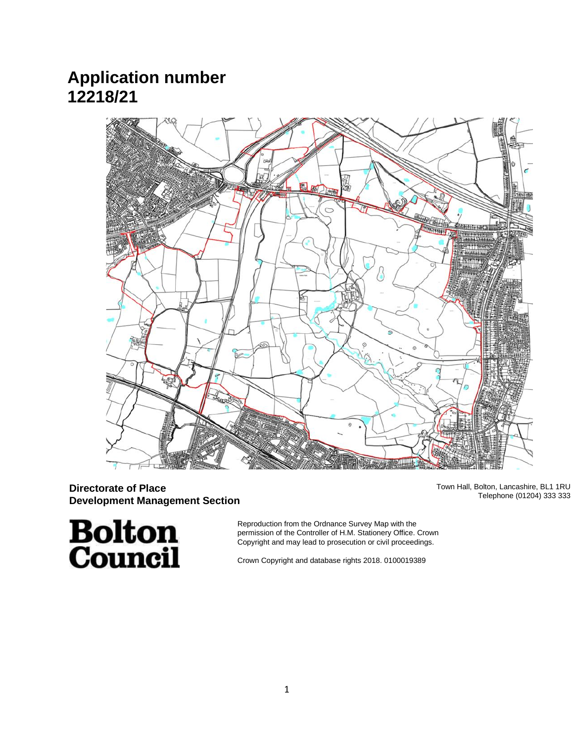# Application number 12218/21

**Directorate of Place**
**Development Management Section**

Town Hall, Bolton, Lancashire, BL1 1RU
Telephone (01204) 333 333

**Bolton Council**

Reproduction from the Ordnance Survey Map with the permission of the Controller of H.M. Stationery Office. Crown Copyright and may lead to prosecution or civil proceedings.

Crown Copyright and database rights 2018. 0100019389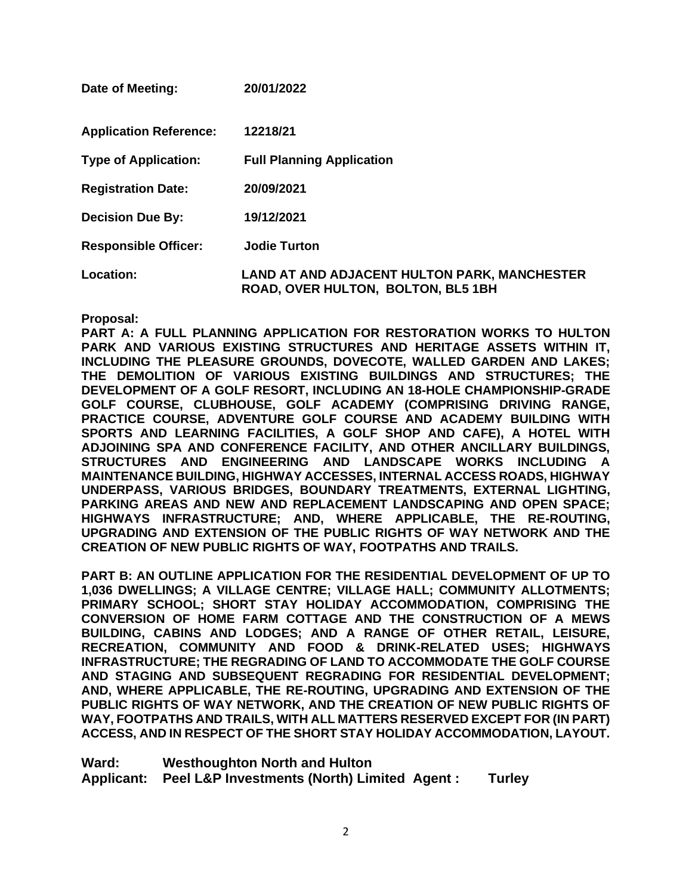| | |
|---|---|
| **Date of Meeting:** | **20/01/2022** |
| **Application Reference:** | **12218/21** |
| **Type of Application:** | **Full Planning Application** |
| **Registration Date:** | **20/09/2021** |
| **Decision Due By:** | **19/12/2021** |
| **Responsible Officer:** | **Jodie Turton** |
| **Location:** | **LAND AT AND ADJACENT HULTON PARK, MANCHESTER ROAD, OVER HULTON, BOLTON, BL5 1BH** |

**Proposal:**

**PART A: A FULL PLANNING APPLICATION FOR RESTORATION WORKS TO HULTON PARK AND VARIOUS EXISTING STRUCTURES AND HERITAGE ASSETS WITHIN IT, INCLUDING THE PLEASURE GROUNDS, DOVECOTE, WALLED GARDEN AND LAKES; THE DEMOLITION OF VARIOUS EXISTING BUILDINGS AND STRUCTURES; THE DEVELOPMENT OF A GOLF RESORT, INCLUDING AN 18-HOLE CHAMPIONSHIP-GRADE GOLF COURSE, CLUBHOUSE, GOLF ACADEMY (COMPRISING DRIVING RANGE, PRACTICE COURSE, ADVENTURE GOLF COURSE AND ACADEMY BUILDING WITH SPORTS AND LEARNING FACILITIES, A GOLF SHOP AND CAFE), A HOTEL WITH ADJOINING SPA AND CONFERENCE FACILITY, AND OTHER ANCILLARY BUILDINGS, STRUCTURES AND ENGINEERING AND LANDSCAPE WORKS INCLUDING A MAINTENANCE BUILDING, HIGHWAY ACCESSES, INTERNAL ACCESS ROADS, HIGHWAY UNDERPASS, VARIOUS BRIDGES, BOUNDARY TREATMENTS, EXTERNAL LIGHTING, PARKING AREAS AND NEW AND REPLACEMENT LANDSCAPING AND OPEN SPACE; HIGHWAYS INFRASTRUCTURE; AND, WHERE APPLICABLE, THE RE-ROUTING, UPGRADING AND EXTENSION OF THE PUBLIC RIGHTS OF WAY NETWORK AND THE CREATION OF NEW PUBLIC RIGHTS OF WAY, FOOTPATHS AND TRAILS.**

**PART B: AN OUTLINE APPLICATION FOR THE RESIDENTIAL DEVELOPMENT OF UP TO 1,036 DWELLINGS; A VILLAGE CENTRE; VILLAGE HALL; COMMUNITY ALLOTMENTS; PRIMARY SCHOOL; SHORT STAY HOLIDAY ACCOMMODATION, COMPRISING THE CONVERSION OF HOME FARM COTTAGE AND THE CONSTRUCTION OF A MEWS BUILDING, CABINS AND LODGES; AND A RANGE OF OTHER RETAIL, LEISURE, RECREATION, COMMUNITY AND FOOD & DRINK-RELATED USES; HIGHWAYS INFRASTRUCTURE; THE REGRADING OF LAND TO ACCOMMODATE THE GOLF COURSE AND STAGING AND SUBSEQUENT REGRADING FOR RESIDENTIAL DEVELOPMENT; AND, WHERE APPLICABLE, THE RE-ROUTING, UPGRADING AND EXTENSION OF THE PUBLIC RIGHTS OF WAY NETWORK, AND THE CREATION OF NEW PUBLIC RIGHTS OF WAY, FOOTPATHS AND TRAILS, WITH ALL MATTERS RESERVED EXCEPT FOR (IN PART) ACCESS, AND IN RESPECT OF THE SHORT STAY HOLIDAY ACCOMMODATION, LAYOUT.**

**Ward:** **Westhoughton North and Hulton**

**Applicant:** **Peel L&P Investments (North) Limited** **Agent :** **Turley**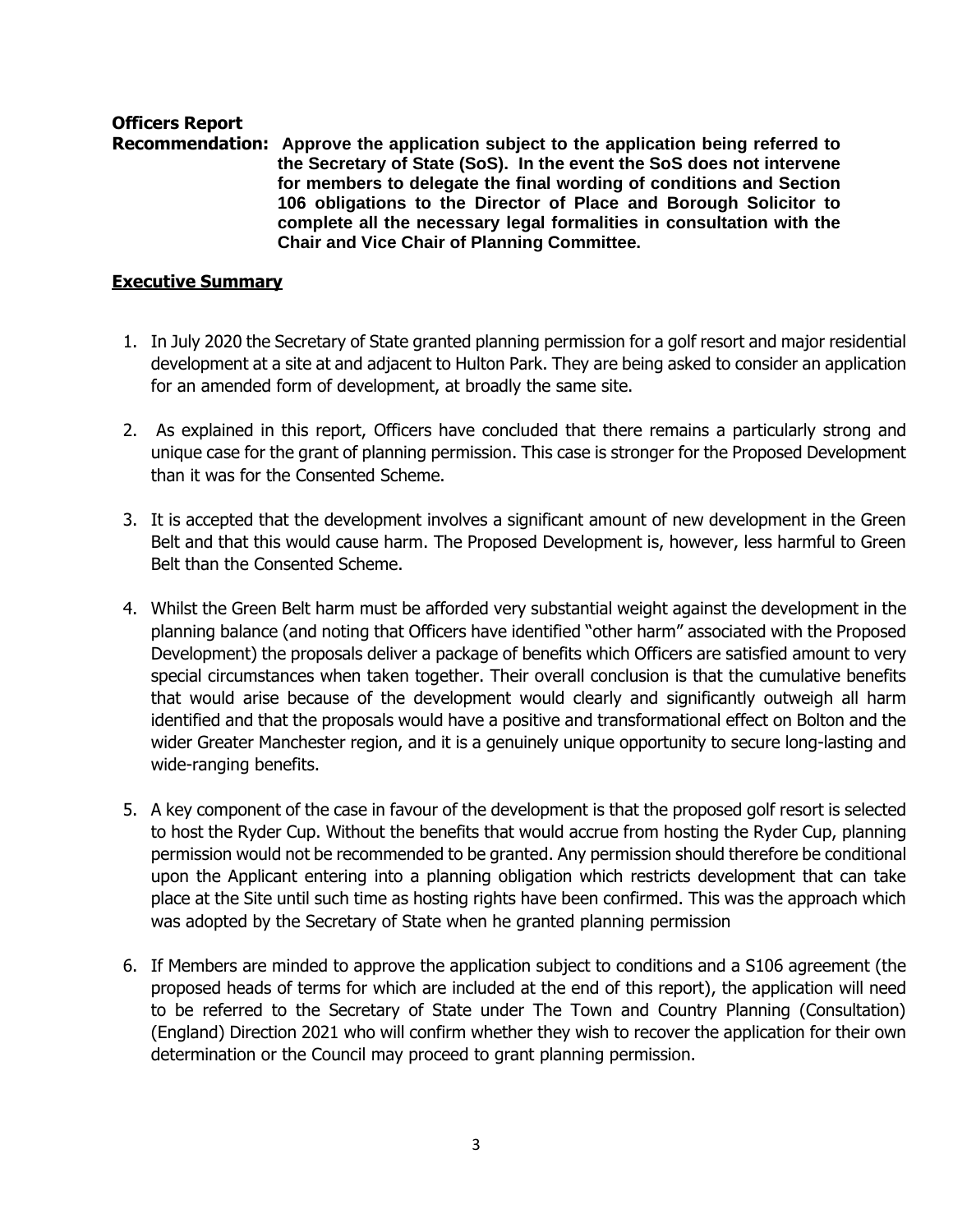**Officers Report**

**Recommendation: Approve the application subject to the application being referred to the Secretary of State (SoS). In the event the SoS does not intervene for members to delegate the final wording of conditions and Section 106 obligations to the Director of Place and Borough Solicitor to complete all the necessary legal formalities in consultation with the Chair and Vice Chair of Planning Committee.**

## Executive Summary

1. In July 2020 the Secretary of State granted planning permission for a golf resort and major residential development at a site at and adjacent to Hulton Park. They are being asked to consider an application for an amended form of development, at broadly the same site.

2. As explained in this report, Officers have concluded that there remains a particularly strong and unique case for the grant of planning permission. This case is stronger for the Proposed Development than it was for the Consented Scheme.

3. It is accepted that the development involves a significant amount of new development in the Green Belt and that this would cause harm. The Proposed Development is, however, less harmful to Green Belt than the Consented Scheme.

4. Whilst the Green Belt harm must be afforded very substantial weight against the development in the planning balance (and noting that Officers have identified "other harm" associated with the Proposed Development) the proposals deliver a package of benefits which Officers are satisfied amount to very special circumstances when taken together. Their overall conclusion is that the cumulative benefits that would arise because of the development would clearly and significantly outweigh all harm identified and that the proposals would have a positive and transformational effect on Bolton and the wider Greater Manchester region, and it is a genuinely unique opportunity to secure long-lasting and wide-ranging benefits.

5. A key component of the case in favour of the development is that the proposed golf resort is selected to host the Ryder Cup. Without the benefits that would accrue from hosting the Ryder Cup, planning permission would not be recommended to be granted. Any permission should therefore be conditional upon the Applicant entering into a planning obligation which restricts development that can take place at the Site until such time as hosting rights have been confirmed. This was the approach which was adopted by the Secretary of State when he granted planning permission

6. If Members are minded to approve the application subject to conditions and a S106 agreement (the proposed heads of terms for which are included at the end of this report), the application will need to be referred to the Secretary of State under The Town and Country Planning (Consultation) (England) Direction 2021 who will confirm whether they wish to recover the application for their own determination or the Council may proceed to grant planning permission.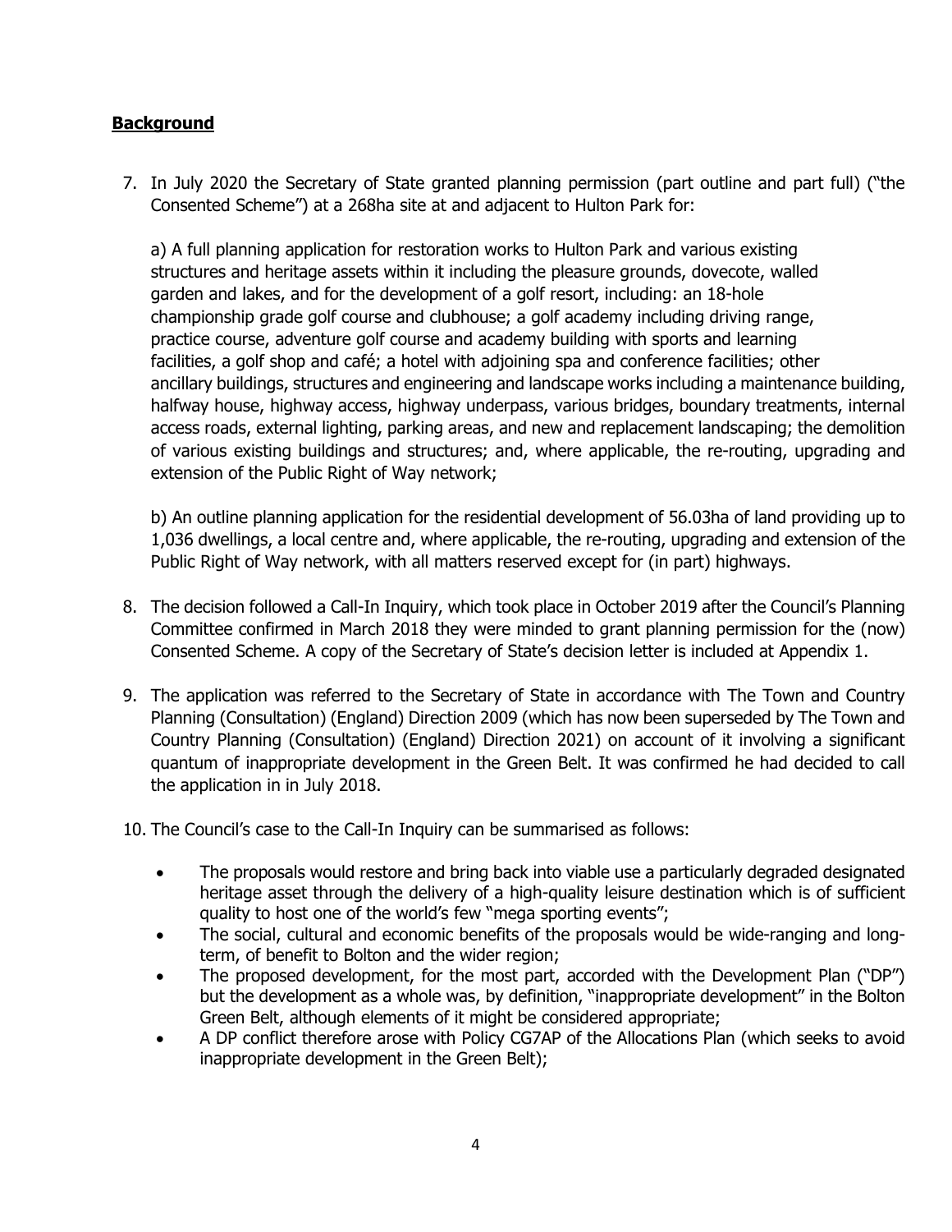## **Background**

7. In July 2020 the Secretary of State granted planning permission (part outline and part full) ("the Consented Scheme") at a 268ha site at and adjacent to Hulton Park for:

   a) A full planning application for restoration works to Hulton Park and various existing structures and heritage assets within it including the pleasure grounds, dovecote, walled garden and lakes, and for the development of a golf resort, including: an 18-hole championship grade golf course and clubhouse; a golf academy including driving range, practice course, adventure golf course and academy building with sports and learning facilities, a golf shop and café; a hotel with adjoining spa and conference facilities; other ancillary buildings, structures and engineering and landscape works including a maintenance building, halfway house, highway access, highway underpass, various bridges, boundary treatments, internal access roads, external lighting, parking areas, and new and replacement landscaping; the demolition of various existing buildings and structures; and, where applicable, the re-routing, upgrading and extension of the Public Right of Way network;

   b) An outline planning application for the residential development of 56.03ha of land providing up to 1,036 dwellings, a local centre and, where applicable, the re-routing, upgrading and extension of the Public Right of Way network, with all matters reserved except for (in part) highways.

8. The decision followed a Call-In Inquiry, which took place in October 2019 after the Council's Planning Committee confirmed in March 2018 they were minded to grant planning permission for the (now) Consented Scheme. A copy of the Secretary of State's decision letter is included at Appendix 1.

9. The application was referred to the Secretary of State in accordance with The Town and Country Planning (Consultation) (England) Direction 2009 (which has now been superseded by The Town and Country Planning (Consultation) (England) Direction 2021) on account of it involving a significant quantum of inappropriate development in the Green Belt. It was confirmed he had decided to call the application in in July 2018.

10. The Council's case to the Call-In Inquiry can be summarised as follows:

    - The proposals would restore and bring back into viable use a particularly degraded designated heritage asset through the delivery of a high-quality leisure destination which is of sufficient quality to host one of the world's few "mega sporting events";
    - The social, cultural and economic benefits of the proposals would be wide-ranging and long-term, of benefit to Bolton and the wider region;
    - The proposed development, for the most part, accorded with the Development Plan ("DP") but the development as a whole was, by definition, "inappropriate development" in the Bolton Green Belt, although elements of it might be considered appropriate;
    - A DP conflict therefore arose with Policy CG7AP of the Allocations Plan (which seeks to avoid inappropriate development in the Green Belt);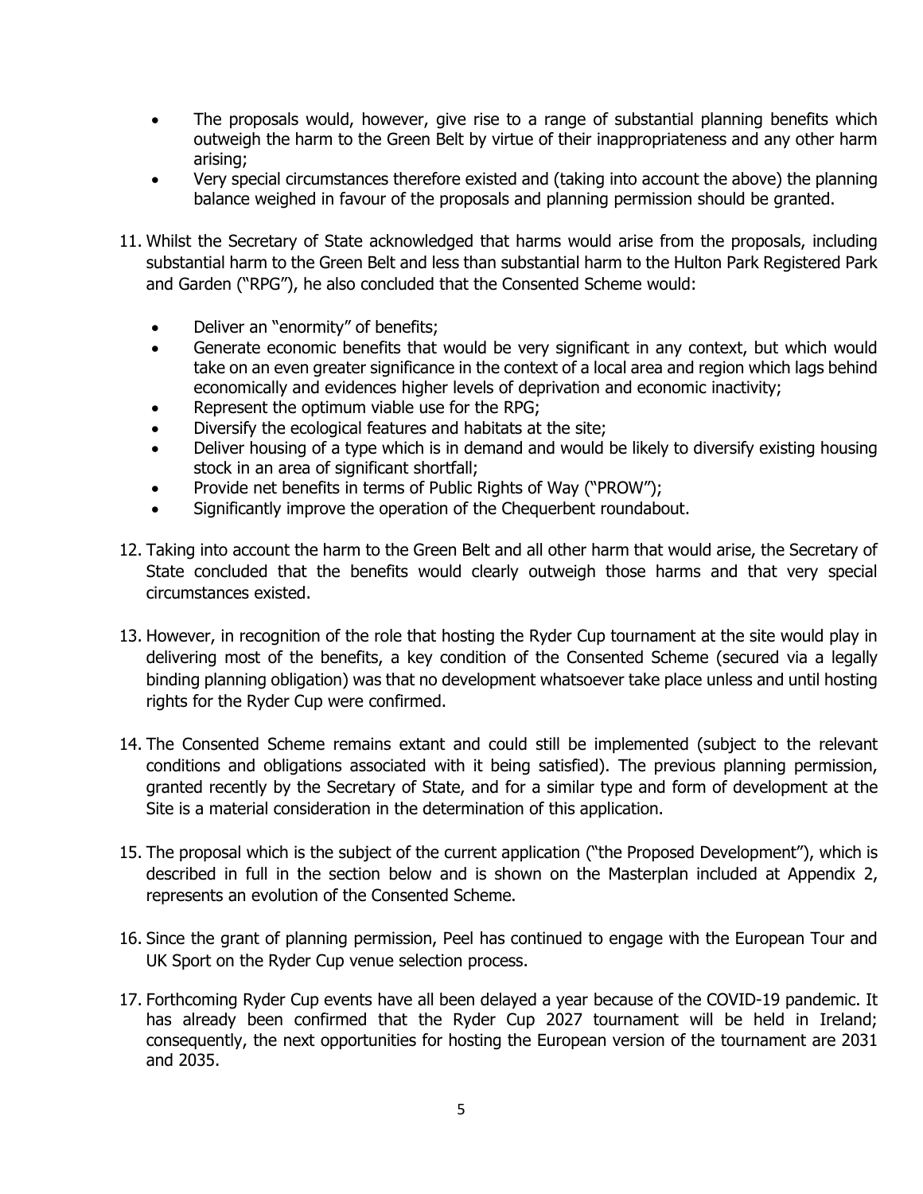- The proposals would, however, give rise to a range of substantial planning benefits which outweigh the harm to the Green Belt by virtue of their inappropriateness and any other harm arising;
- Very special circumstances therefore existed and (taking into account the above) the planning balance weighed in favour of the proposals and planning permission should be granted.

11. Whilst the Secretary of State acknowledged that harms would arise from the proposals, including substantial harm to the Green Belt and less than substantial harm to the Hulton Park Registered Park and Garden ("RPG"), he also concluded that the Consented Scheme would:

    - Deliver an "enormity" of benefits;
    - Generate economic benefits that would be very significant in any context, but which would take on an even greater significance in the context of a local area and region which lags behind economically and evidences higher levels of deprivation and economic inactivity;
    - Represent the optimum viable use for the RPG;
    - Diversify the ecological features and habitats at the site;
    - Deliver housing of a type which is in demand and would be likely to diversify existing housing stock in an area of significant shortfall;
    - Provide net benefits in terms of Public Rights of Way ("PROW");
    - Significantly improve the operation of the Chequerbent roundabout.

12. Taking into account the harm to the Green Belt and all other harm that would arise, the Secretary of State concluded that the benefits would clearly outweigh those harms and that very special circumstances existed.

13. However, in recognition of the role that hosting the Ryder Cup tournament at the site would play in delivering most of the benefits, a key condition of the Consented Scheme (secured via a legally binding planning obligation) was that no development whatsoever take place unless and until hosting rights for the Ryder Cup were confirmed.

14. The Consented Scheme remains extant and could still be implemented (subject to the relevant conditions and obligations associated with it being satisfied). The previous planning permission, granted recently by the Secretary of State, and for a similar type and form of development at the Site is a material consideration in the determination of this application.

15. The proposal which is the subject of the current application ("the Proposed Development"), which is described in full in the section below and is shown on the Masterplan included at Appendix 2, represents an evolution of the Consented Scheme.

16. Since the grant of planning permission, Peel has continued to engage with the European Tour and UK Sport on the Ryder Cup venue selection process.

17. Forthcoming Ryder Cup events have all been delayed a year because of the COVID-19 pandemic. It has already been confirmed that the Ryder Cup 2027 tournament will be held in Ireland; consequently, the next opportunities for hosting the European version of the tournament are 2031 and 2035.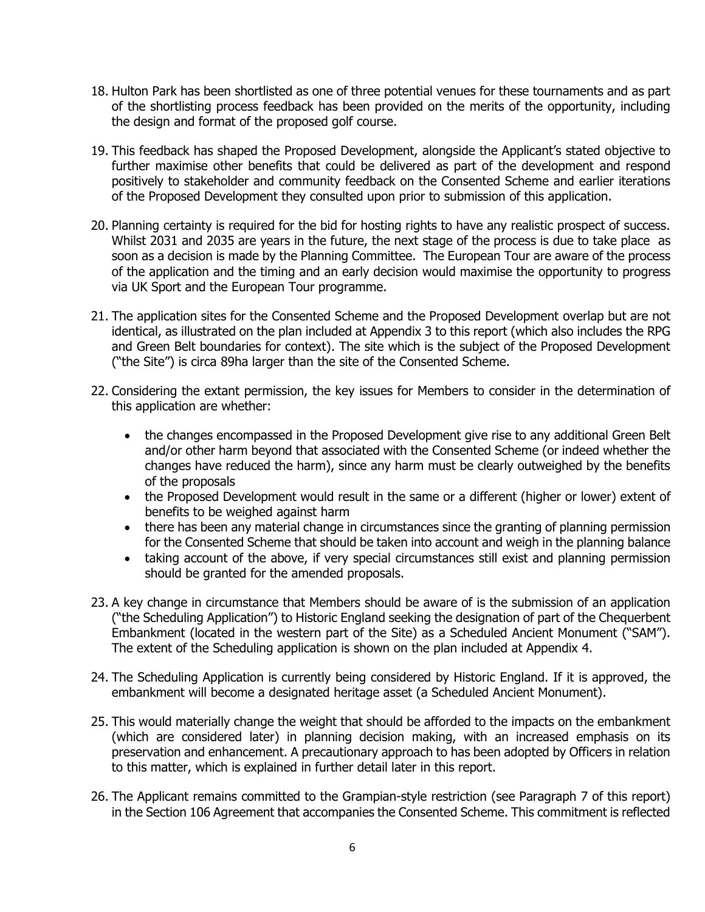18. Hulton Park has been shortlisted as one of three potential venues for these tournaments and as part of the shortlisting process feedback has been provided on the merits of the opportunity, including the design and format of the proposed golf course.

19. This feedback has shaped the Proposed Development, alongside the Applicant's stated objective to further maximise other benefits that could be delivered as part of the development and respond positively to stakeholder and community feedback on the Consented Scheme and earlier iterations of the Proposed Development they consulted upon prior to submission of this application.

20. Planning certainty is required for the bid for hosting rights to have any realistic prospect of success. Whilst 2031 and 2035 are years in the future, the next stage of the process is due to take place as soon as a decision is made by the Planning Committee. The European Tour are aware of the process of the application and the timing and an early decision would maximise the opportunity to progress via UK Sport and the European Tour programme.

21. The application sites for the Consented Scheme and the Proposed Development overlap but are not identical, as illustrated on the plan included at Appendix 3 to this report (which also includes the RPG and Green Belt boundaries for context). The site which is the subject of the Proposed Development ("the Site") is circa 89ha larger than the site of the Consented Scheme.

22. Considering the extant permission, the key issues for Members to consider in the determination of this application are whether:

    - the changes encompassed in the Proposed Development give rise to any additional Green Belt and/or other harm beyond that associated with the Consented Scheme (or indeed whether the changes have reduced the harm), since any harm must be clearly outweighed by the benefits of the proposals
    - the Proposed Development would result in the same or a different (higher or lower) extent of benefits to be weighed against harm
    - there has been any material change in circumstances since the granting of planning permission for the Consented Scheme that should be taken into account and weigh in the planning balance
    - taking account of the above, if very special circumstances still exist and planning permission should be granted for the amended proposals.

23. A key change in circumstance that Members should be aware of is the submission of an application ("the Scheduling Application") to Historic England seeking the designation of part of the Chequerbent Embankment (located in the western part of the Site) as a Scheduled Ancient Monument ("SAM"). The extent of the Scheduling application is shown on the plan included at Appendix 4.

24. The Scheduling Application is currently being considered by Historic England. If it is approved, the embankment will become a designated heritage asset (a Scheduled Ancient Monument).

25. This would materially change the weight that should be afforded to the impacts on the embankment (which are considered later) in planning decision making, with an increased emphasis on its preservation and enhancement. A precautionary approach to has been adopted by Officers in relation to this matter, which is explained in further detail later in this report.

26. The Applicant remains committed to the Grampian-style restriction (see Paragraph 7 of this report) in the Section 106 Agreement that accompanies the Consented Scheme. This commitment is reflected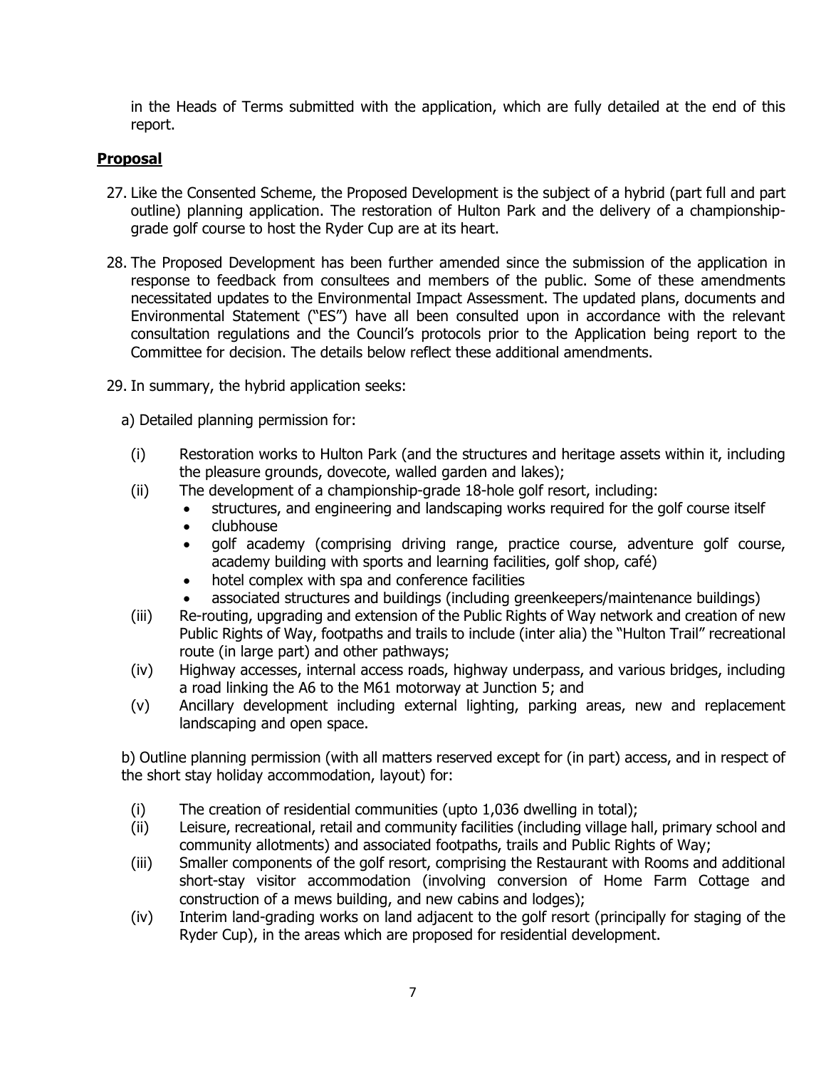in the Heads of Terms submitted with the application, which are fully detailed at the end of this report.

## **Proposal**

27. Like the Consented Scheme, the Proposed Development is the subject of a hybrid (part full and part outline) planning application. The restoration of Hulton Park and the delivery of a championship-grade golf course to host the Ryder Cup are at its heart.

28. The Proposed Development has been further amended since the submission of the application in response to feedback from consultees and members of the public. Some of these amendments necessitated updates to the Environmental Impact Assessment. The updated plans, documents and Environmental Statement ("ES") have all been consulted upon in accordance with the relevant consultation regulations and the Council's protocols prior to the Application being report to the Committee for decision. The details below reflect these additional amendments.

29. In summary, the hybrid application seeks:

a) Detailed planning permission for:

- (i) Restoration works to Hulton Park (and the structures and heritage assets within it, including the pleasure grounds, dovecote, walled garden and lakes);
- (ii) The development of a championship-grade 18-hole golf resort, including:
  - structures, and engineering and landscaping works required for the golf course itself
  - clubhouse
  - golf academy (comprising driving range, practice course, adventure golf course, academy building with sports and learning facilities, golf shop, café)
  - hotel complex with spa and conference facilities
  - associated structures and buildings (including greenkeepers/maintenance buildings)
- (iii) Re-routing, upgrading and extension of the Public Rights of Way network and creation of new Public Rights of Way, footpaths and trails to include (inter alia) the "Hulton Trail" recreational route (in large part) and other pathways;
- (iv) Highway accesses, internal access roads, highway underpass, and various bridges, including a road linking the A6 to the M61 motorway at Junction 5; and
- (v) Ancillary development including external lighting, parking areas, new and replacement landscaping and open space.

b) Outline planning permission (with all matters reserved except for (in part) access, and in respect of the short stay holiday accommodation, layout) for:

- (i) The creation of residential communities (upto 1,036 dwelling in total);
- (ii) Leisure, recreational, retail and community facilities (including village hall, primary school and community allotments) and associated footpaths, trails and Public Rights of Way;
- (iii) Smaller components of the golf resort, comprising the Restaurant with Rooms and additional short-stay visitor accommodation (involving conversion of Home Farm Cottage and construction of a mews building, and new cabins and lodges);
- (iv) Interim land-grading works on land adjacent to the golf resort (principally for staging of the Ryder Cup), in the areas which are proposed for residential development.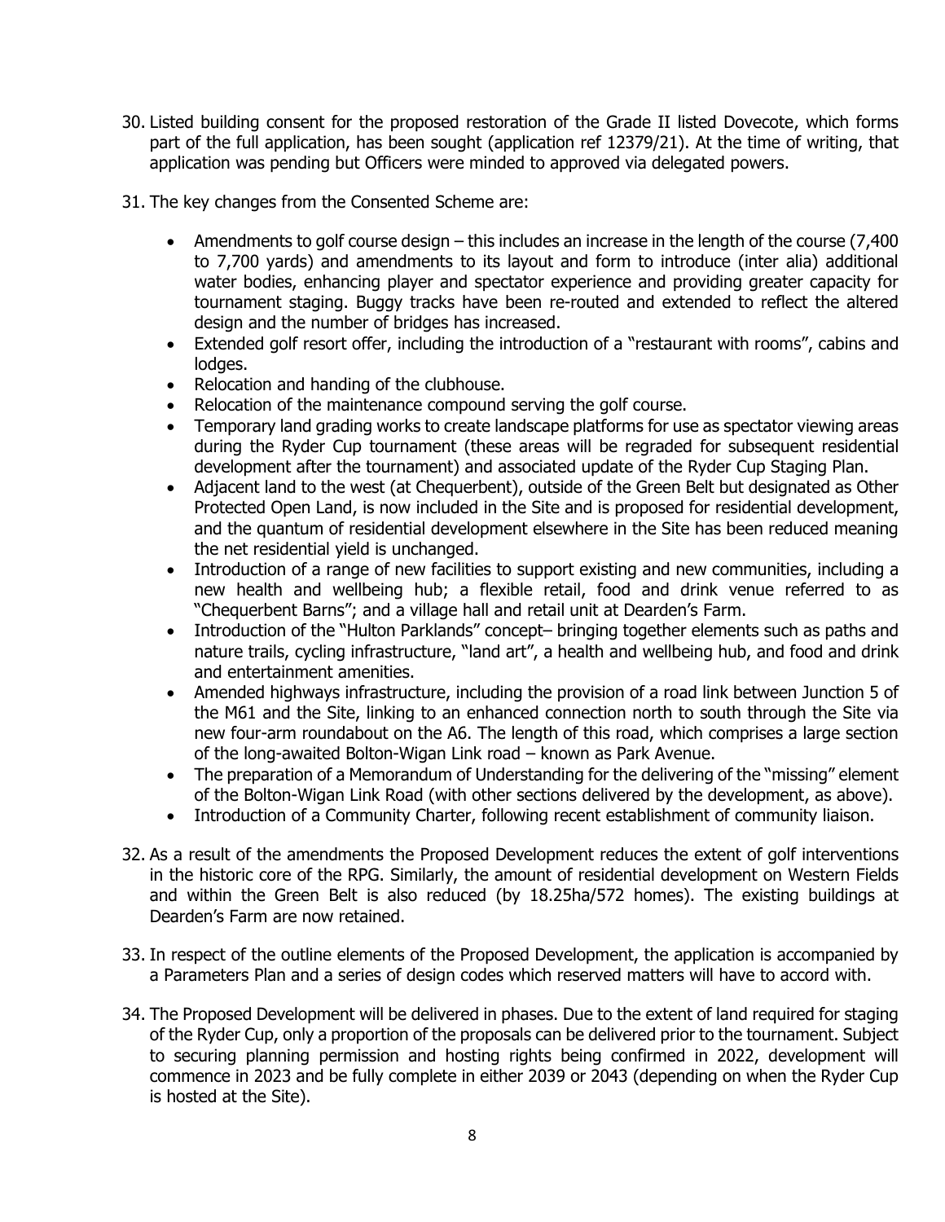30. Listed building consent for the proposed restoration of the Grade II listed Dovecote, which forms part of the full application, has been sought (application ref 12379/21). At the time of writing, that application was pending but Officers were minded to approved via delegated powers.

31. The key changes from the Consented Scheme are:

    - Amendments to golf course design – this includes an increase in the length of the course (7,400 to 7,700 yards) and amendments to its layout and form to introduce (inter alia) additional water bodies, enhancing player and spectator experience and providing greater capacity for tournament staging. Buggy tracks have been re-routed and extended to reflect the altered design and the number of bridges has increased.
    - Extended golf resort offer, including the introduction of a "restaurant with rooms", cabins and lodges.
    - Relocation and handing of the clubhouse.
    - Relocation of the maintenance compound serving the golf course.
    - Temporary land grading works to create landscape platforms for use as spectator viewing areas during the Ryder Cup tournament (these areas will be regraded for subsequent residential development after the tournament) and associated update of the Ryder Cup Staging Plan.
    - Adjacent land to the west (at Chequerbent), outside of the Green Belt but designated as Other Protected Open Land, is now included in the Site and is proposed for residential development, and the quantum of residential development elsewhere in the Site has been reduced meaning the net residential yield is unchanged.
    - Introduction of a range of new facilities to support existing and new communities, including a new health and wellbeing hub; a flexible retail, food and drink venue referred to as "Chequerbent Barns"; and a village hall and retail unit at Dearden's Farm.
    - Introduction of the "Hulton Parklands" concept– bringing together elements such as paths and nature trails, cycling infrastructure, "land art", a health and wellbeing hub, and food and drink and entertainment amenities.
    - Amended highways infrastructure, including the provision of a road link between Junction 5 of the M61 and the Site, linking to an enhanced connection north to south through the Site via new four-arm roundabout on the A6. The length of this road, which comprises a large section of the long-awaited Bolton-Wigan Link road – known as Park Avenue.
    - The preparation of a Memorandum of Understanding for the delivering of the "missing" element of the Bolton-Wigan Link Road (with other sections delivered by the development, as above).
    - Introduction of a Community Charter, following recent establishment of community liaison.

32. As a result of the amendments the Proposed Development reduces the extent of golf interventions in the historic core of the RPG. Similarly, the amount of residential development on Western Fields and within the Green Belt is also reduced (by 18.25ha/572 homes). The existing buildings at Dearden's Farm are now retained.

33. In respect of the outline elements of the Proposed Development, the application is accompanied by a Parameters Plan and a series of design codes which reserved matters will have to accord with.

34. The Proposed Development will be delivered in phases. Due to the extent of land required for staging of the Ryder Cup, only a proportion of the proposals can be delivered prior to the tournament. Subject to securing planning permission and hosting rights being confirmed in 2022, development will commence in 2023 and be fully complete in either 2039 or 2043 (depending on when the Ryder Cup is hosted at the Site).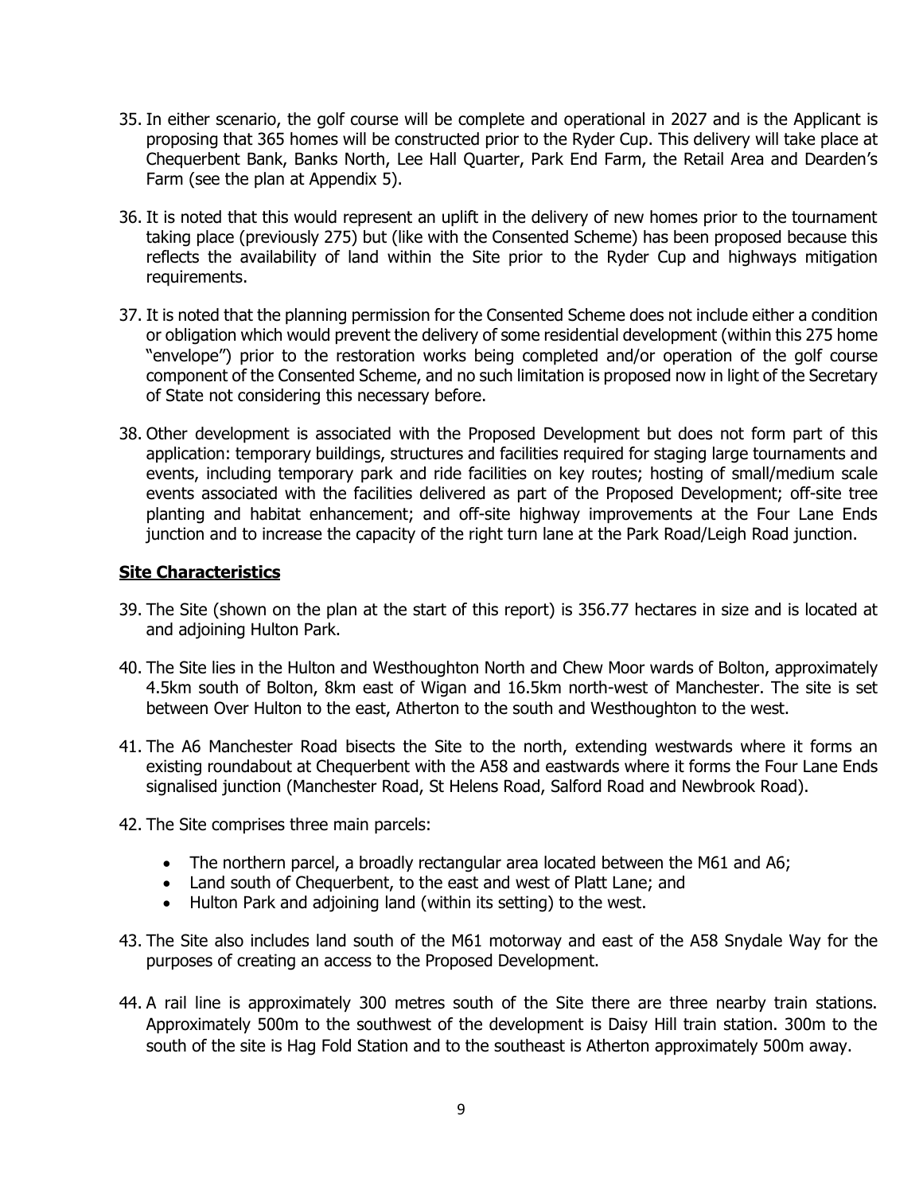35. In either scenario, the golf course will be complete and operational in 2027 and is the Applicant is proposing that 365 homes will be constructed prior to the Ryder Cup. This delivery will take place at Chequerbent Bank, Banks North, Lee Hall Quarter, Park End Farm, the Retail Area and Dearden's Farm (see the plan at Appendix 5).

36. It is noted that this would represent an uplift in the delivery of new homes prior to the tournament taking place (previously 275) but (like with the Consented Scheme) has been proposed because this reflects the availability of land within the Site prior to the Ryder Cup and highways mitigation requirements.

37. It is noted that the planning permission for the Consented Scheme does not include either a condition or obligation which would prevent the delivery of some residential development (within this 275 home "envelope") prior to the restoration works being completed and/or operation of the golf course component of the Consented Scheme, and no such limitation is proposed now in light of the Secretary of State not considering this necessary before.

38. Other development is associated with the Proposed Development but does not form part of this application: temporary buildings, structures and facilities required for staging large tournaments and events, including temporary park and ride facilities on key routes; hosting of small/medium scale events associated with the facilities delivered as part of the Proposed Development; off-site tree planting and habitat enhancement; and off-site highway improvements at the Four Lane Ends junction and to increase the capacity of the right turn lane at the Park Road/Leigh Road junction.

## Site Characteristics

39. The Site (shown on the plan at the start of this report) is 356.77 hectares in size and is located at and adjoining Hulton Park.

40. The Site lies in the Hulton and Westhoughton North and Chew Moor wards of Bolton, approximately 4.5km south of Bolton, 8km east of Wigan and 16.5km north-west of Manchester. The site is set between Over Hulton to the east, Atherton to the south and Westhoughton to the west.

41. The A6 Manchester Road bisects the Site to the north, extending westwards where it forms an existing roundabout at Chequerbent with the A58 and eastwards where it forms the Four Lane Ends signalised junction (Manchester Road, St Helens Road, Salford Road and Newbrook Road).

42. The Site comprises three main parcels:

    - The northern parcel, a broadly rectangular area located between the M61 and A6;
    - Land south of Chequerbent, to the east and west of Platt Lane; and
    - Hulton Park and adjoining land (within its setting) to the west.

43. The Site also includes land south of the M61 motorway and east of the A58 Snydale Way for the purposes of creating an access to the Proposed Development.

44. A rail line is approximately 300 metres south of the Site there are three nearby train stations. Approximately 500m to the southwest of the development is Daisy Hill train station. 300m to the south of the site is Hag Fold Station and to the southeast is Atherton approximately 500m away.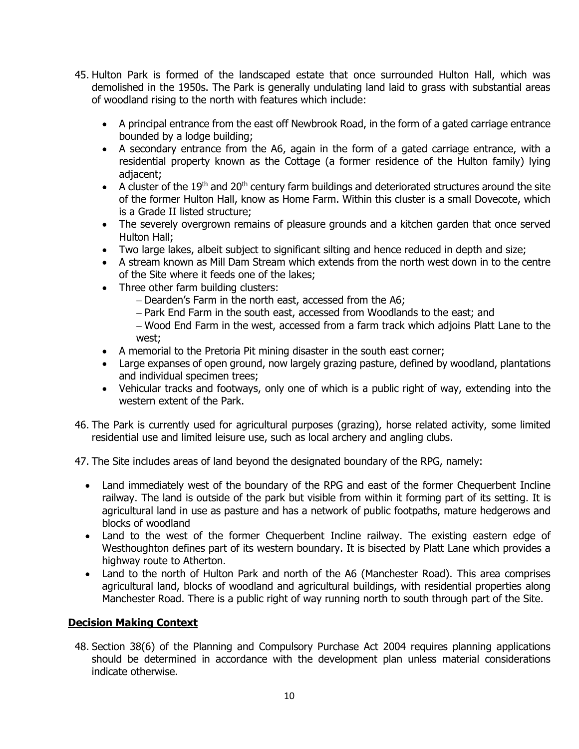45. Hulton Park is formed of the landscaped estate that once surrounded Hulton Hall, which was demolished in the 1950s. The Park is generally undulating land laid to grass with substantial areas of woodland rising to the north with features which include:

    - A principal entrance from the east off Newbrook Road, in the form of a gated carriage entrance bounded by a lodge building;
    - A secondary entrance from the A6, again in the form of a gated carriage entrance, with a residential property known as the Cottage (a former residence of the Hulton family) lying adjacent;
    - A cluster of the 19th and 20th century farm buildings and deteriorated structures around the site of the former Hulton Hall, know as Home Farm. Within this cluster is a small Dovecote, which is a Grade II listed structure;
    - The severely overgrown remains of pleasure grounds and a kitchen garden that once served Hulton Hall;
    - Two large lakes, albeit subject to significant silting and hence reduced in depth and size;
    - A stream known as Mill Dam Stream which extends from the north west down in to the centre of the Site where it feeds one of the lakes;
    - Three other farm building clusters:
        - Dearden's Farm in the north east, accessed from the A6;
        - Park End Farm in the south east, accessed from Woodlands to the east; and
        - Wood End Farm in the west, accessed from a farm track which adjoins Platt Lane to the west;
    - A memorial to the Pretoria Pit mining disaster in the south east corner;
    - Large expanses of open ground, now largely grazing pasture, defined by woodland, plantations and individual specimen trees;
    - Vehicular tracks and footways, only one of which is a public right of way, extending into the western extent of the Park.

46. The Park is currently used for agricultural purposes (grazing), horse related activity, some limited residential use and limited leisure use, such as local archery and angling clubs.

47. The Site includes areas of land beyond the designated boundary of the RPG, namely:

    - Land immediately west of the boundary of the RPG and east of the former Chequerbent Incline railway. The land is outside of the park but visible from within it forming part of its setting. It is agricultural land in use as pasture and has a network of public footpaths, mature hedgerows and blocks of woodland
    - Land to the west of the former Chequerbent Incline railway. The existing eastern edge of Westhoughton defines part of its western boundary. It is bisected by Platt Lane which provides a highway route to Atherton.
    - Land to the north of Hulton Park and north of the A6 (Manchester Road). This area comprises agricultural land, blocks of woodland and agricultural buildings, with residential properties along Manchester Road. There is a public right of way running north to south through part of the Site.

## Decision Making Context

48. Section 38(6) of the Planning and Compulsory Purchase Act 2004 requires planning applications should be determined in accordance with the development plan unless material considerations indicate otherwise.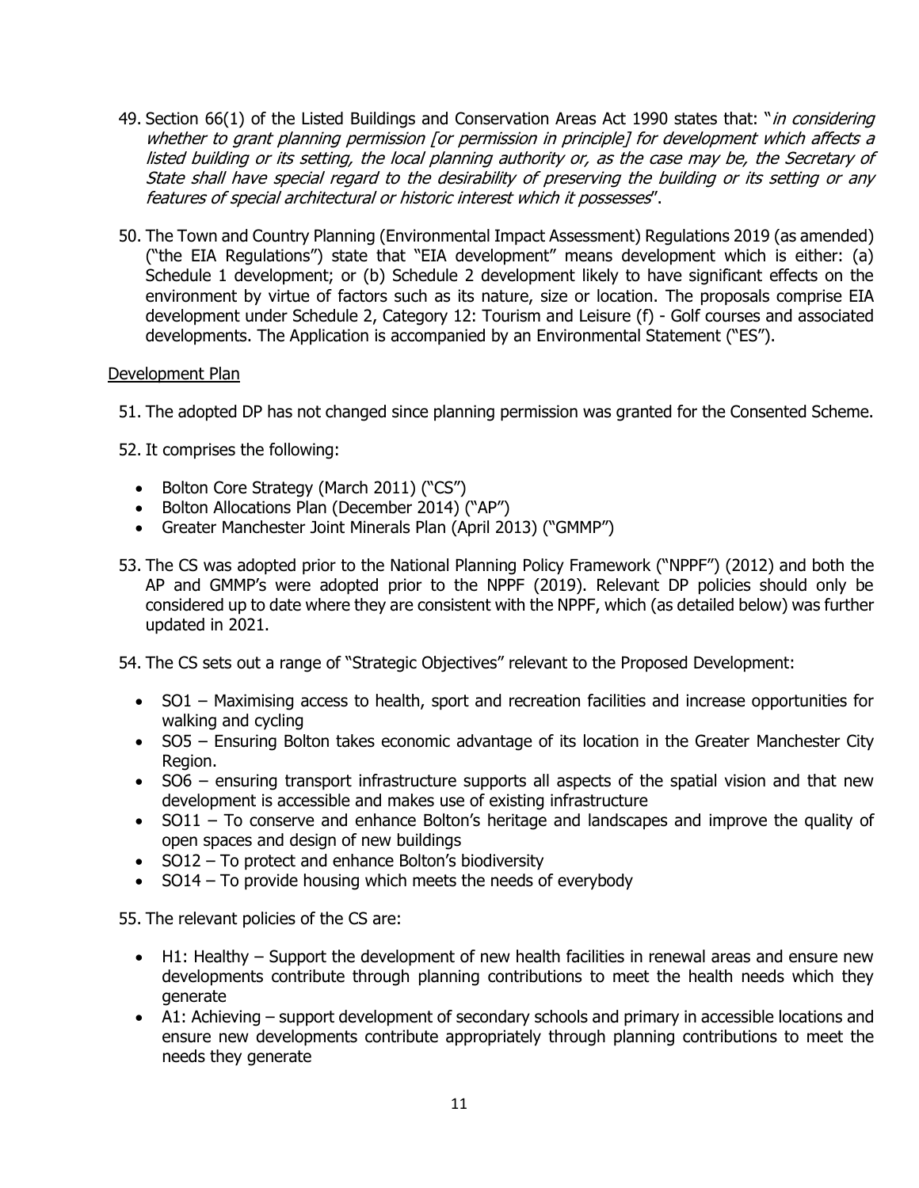49. Section 66(1) of the Listed Buildings and Conservation Areas Act 1990 states that: "*in considering whether to grant planning permission [or permission in principle] for development which affects a listed building or its setting, the local planning authority or, as the case may be, the Secretary of State shall have special regard to the desirability of preserving the building or its setting or any features of special architectural or historic interest which it possesses*".

50. The Town and Country Planning (Environmental Impact Assessment) Regulations 2019 (as amended) ("the EIA Regulations") state that "EIA development" means development which is either: (a) Schedule 1 development; or (b) Schedule 2 development likely to have significant effects on the environment by virtue of factors such as its nature, size or location. The proposals comprise EIA development under Schedule 2, Category 12: Tourism and Leisure (f) - Golf courses and associated developments. The Application is accompanied by an Environmental Statement ("ES").

<u>Development Plan</u>

51. The adopted DP has not changed since planning permission was granted for the Consented Scheme.

52. It comprises the following:

- Bolton Core Strategy (March 2011) ("CS")
- Bolton Allocations Plan (December 2014) ("AP")
- Greater Manchester Joint Minerals Plan (April 2013) ("GMMP")

53. The CS was adopted prior to the National Planning Policy Framework ("NPPF") (2012) and both the AP and GMMP's were adopted prior to the NPPF (2019). Relevant DP policies should only be considered up to date where they are consistent with the NPPF, which (as detailed below) was further updated in 2021.

54. The CS sets out a range of "Strategic Objectives" relevant to the Proposed Development:

- SO1 – Maximising access to health, sport and recreation facilities and increase opportunities for walking and cycling
- SO5 – Ensuring Bolton takes economic advantage of its location in the Greater Manchester City Region.
- SO6 – ensuring transport infrastructure supports all aspects of the spatial vision and that new development is accessible and makes use of existing infrastructure
- SO11 – To conserve and enhance Bolton's heritage and landscapes and improve the quality of open spaces and design of new buildings
- SO12 – To protect and enhance Bolton's biodiversity
- SO14 – To provide housing which meets the needs of everybody

55. The relevant policies of the CS are:

- H1: Healthy – Support the development of new health facilities in renewal areas and ensure new developments contribute through planning contributions to meet the health needs which they generate
- A1: Achieving – support development of secondary schools and primary in accessible locations and ensure new developments contribute appropriately through planning contributions to meet the needs they generate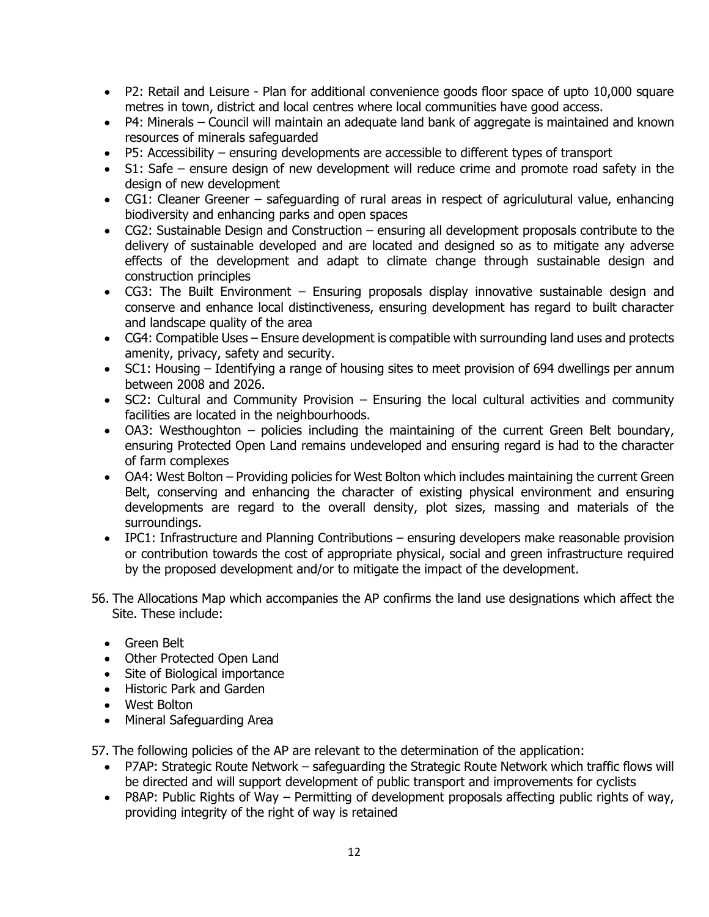- P2: Retail and Leisure - Plan for additional convenience goods floor space of upto 10,000 square metres in town, district and local centres where local communities have good access.
- P4: Minerals – Council will maintain an adequate land bank of aggregate is maintained and known resources of minerals safeguarded
- P5: Accessibility – ensuring developments are accessible to different types of transport
- S1: Safe – ensure design of new development will reduce crime and promote road safety in the design of new development
- CG1: Cleaner Greener – safeguarding of rural areas in respect of agriculutural value, enhancing biodiversity and enhancing parks and open spaces
- CG2: Sustainable Design and Construction – ensuring all development proposals contribute to the delivery of sustainable developed and are located and designed so as to mitigate any adverse effects of the development and adapt to climate change through sustainable design and construction principles
- CG3: The Built Environment – Ensuring proposals display innovative sustainable design and conserve and enhance local distinctiveness, ensuring development has regard to built character and landscape quality of the area
- CG4: Compatible Uses – Ensure development is compatible with surrounding land uses and protects amenity, privacy, safety and security.
- SC1: Housing – Identifying a range of housing sites to meet provision of 694 dwellings per annum between 2008 and 2026.
- SC2: Cultural and Community Provision – Ensuring the local cultural activities and community facilities are located in the neighbourhoods.
- OA3: Westhoughton – policies including the maintaining of the current Green Belt boundary, ensuring Protected Open Land remains undeveloped and ensuring regard is had to the character of farm complexes
- OA4: West Bolton – Providing policies for West Bolton which includes maintaining the current Green Belt, conserving and enhancing the character of existing physical environment and ensuring developments are regard to the overall density, plot sizes, massing and materials of the surroundings.
- IPC1: Infrastructure and Planning Contributions – ensuring developers make reasonable provision or contribution towards the cost of appropriate physical, social and green infrastructure required by the proposed development and/or to mitigate the impact of the development.

56. The Allocations Map which accompanies the AP confirms the land use designations which affect the Site. These include:

- Green Belt
- Other Protected Open Land
- Site of Biological importance
- Historic Park and Garden
- West Bolton
- Mineral Safeguarding Area

57. The following policies of the AP are relevant to the determination of the application:

- P7AP: Strategic Route Network – safeguarding the Strategic Route Network which traffic flows will be directed and will support development of public transport and improvements for cyclists
- P8AP: Public Rights of Way – Permitting of development proposals affecting public rights of way, providing integrity of the right of way is retained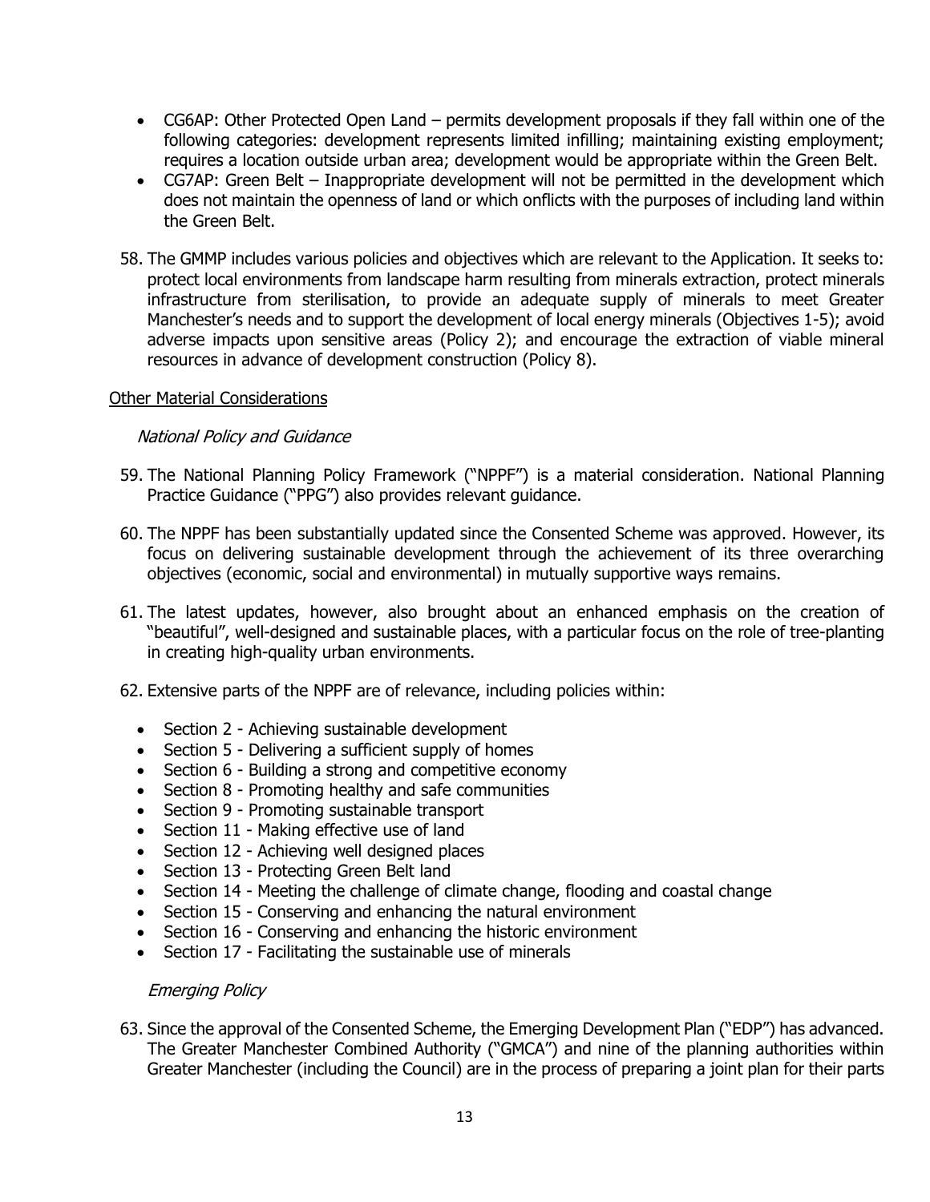- CG6AP: Other Protected Open Land – permits development proposals if they fall within one of the following categories: development represents limited infilling; maintaining existing employment; requires a location outside urban area; development would be appropriate within the Green Belt.
- CG7AP: Green Belt – Inappropriate development will not be permitted in the development which does not maintain the openness of land or which onflicts with the purposes of including land within the Green Belt.

58. The GMMP includes various policies and objectives which are relevant to the Application. It seeks to: protect local environments from landscape harm resulting from minerals extraction, protect minerals infrastructure from sterilisation, to provide an adequate supply of minerals to meet Greater Manchester's needs and to support the development of local energy minerals (Objectives 1-5); avoid adverse impacts upon sensitive areas (Policy 2); and encourage the extraction of viable mineral resources in advance of development construction (Policy 8).

<u>Other Material Considerations</u>

*National Policy and Guidance*

59. The National Planning Policy Framework ("NPPF") is a material consideration. National Planning Practice Guidance ("PPG") also provides relevant guidance.

60. The NPPF has been substantially updated since the Consented Scheme was approved. However, its focus on delivering sustainable development through the achievement of its three overarching objectives (economic, social and environmental) in mutually supportive ways remains.

61. The latest updates, however, also brought about an enhanced emphasis on the creation of "beautiful", well-designed and sustainable places, with a particular focus on the role of tree-planting in creating high-quality urban environments.

62. Extensive parts of the NPPF are of relevance, including policies within:

    - Section 2 - Achieving sustainable development
    - Section 5 - Delivering a sufficient supply of homes
    - Section 6 - Building a strong and competitive economy
    - Section 8 - Promoting healthy and safe communities
    - Section 9 - Promoting sustainable transport
    - Section 11 - Making effective use of land
    - Section 12 - Achieving well designed places
    - Section 13 - Protecting Green Belt land
    - Section 14 - Meeting the challenge of climate change, flooding and coastal change
    - Section 15 - Conserving and enhancing the natural environment
    - Section 16 - Conserving and enhancing the historic environment
    - Section 17 - Facilitating the sustainable use of minerals

*Emerging Policy*

63. Since the approval of the Consented Scheme, the Emerging Development Plan ("EDP") has advanced. The Greater Manchester Combined Authority ("GMCA") and nine of the planning authorities within Greater Manchester (including the Council) are in the process of preparing a joint plan for their parts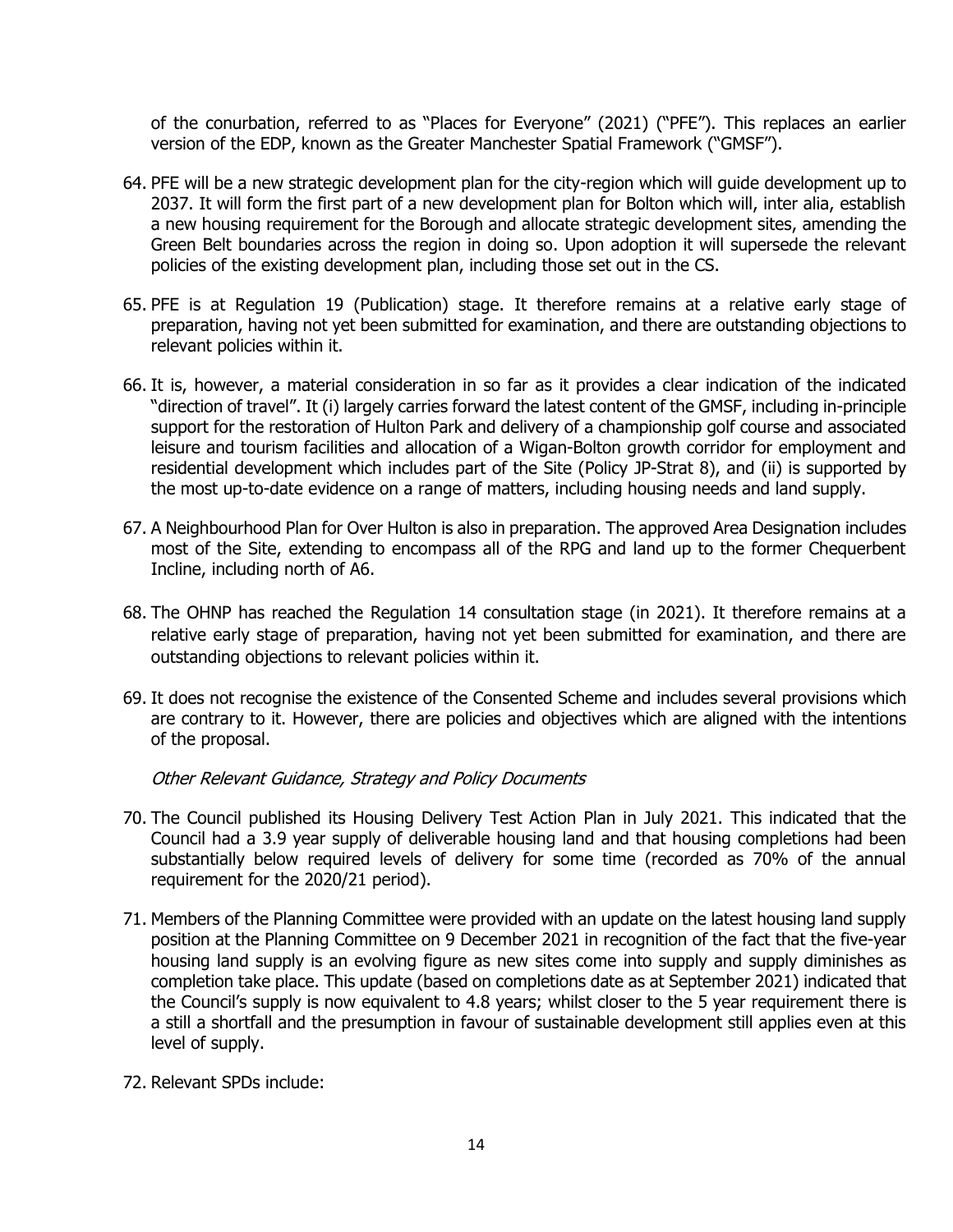of the conurbation, referred to as "Places for Everyone" (2021) ("PFE"). This replaces an earlier version of the EDP, known as the Greater Manchester Spatial Framework ("GMSF").

64. PFE will be a new strategic development plan for the city-region which will guide development up to 2037. It will form the first part of a new development plan for Bolton which will, inter alia, establish a new housing requirement for the Borough and allocate strategic development sites, amending the Green Belt boundaries across the region in doing so. Upon adoption it will supersede the relevant policies of the existing development plan, including those set out in the CS.

65. PFE is at Regulation 19 (Publication) stage. It therefore remains at a relative early stage of preparation, having not yet been submitted for examination, and there are outstanding objections to relevant policies within it.

66. It is, however, a material consideration in so far as it provides a clear indication of the indicated "direction of travel". It (i) largely carries forward the latest content of the GMSF, including in-principle support for the restoration of Hulton Park and delivery of a championship golf course and associated leisure and tourism facilities and allocation of a Wigan-Bolton growth corridor for employment and residential development which includes part of the Site (Policy JP-Strat 8), and (ii) is supported by the most up-to-date evidence on a range of matters, including housing needs and land supply.

67. A Neighbourhood Plan for Over Hulton is also in preparation. The approved Area Designation includes most of the Site, extending to encompass all of the RPG and land up to the former Chequerbent Incline, including north of A6.

68. The OHNP has reached the Regulation 14 consultation stage (in 2021). It therefore remains at a relative early stage of preparation, having not yet been submitted for examination, and there are outstanding objections to relevant policies within it.

69. It does not recognise the existence of the Consented Scheme and includes several provisions which are contrary to it. However, there are policies and objectives which are aligned with the intentions of the proposal.

*Other Relevant Guidance, Strategy and Policy Documents*

70. The Council published its Housing Delivery Test Action Plan in July 2021. This indicated that the Council had a 3.9 year supply of deliverable housing land and that housing completions had been substantially below required levels of delivery for some time (recorded as 70% of the annual requirement for the 2020/21 period).

71. Members of the Planning Committee were provided with an update on the latest housing land supply position at the Planning Committee on 9 December 2021 in recognition of the fact that the five-year housing land supply is an evolving figure as new sites come into supply and supply diminishes as completion take place. This update (based on completions date as at September 2021) indicated that the Council's supply is now equivalent to 4.8 years; whilst closer to the 5 year requirement there is a still a shortfall and the presumption in favour of sustainable development still applies even at this level of supply.

72. Relevant SPDs include: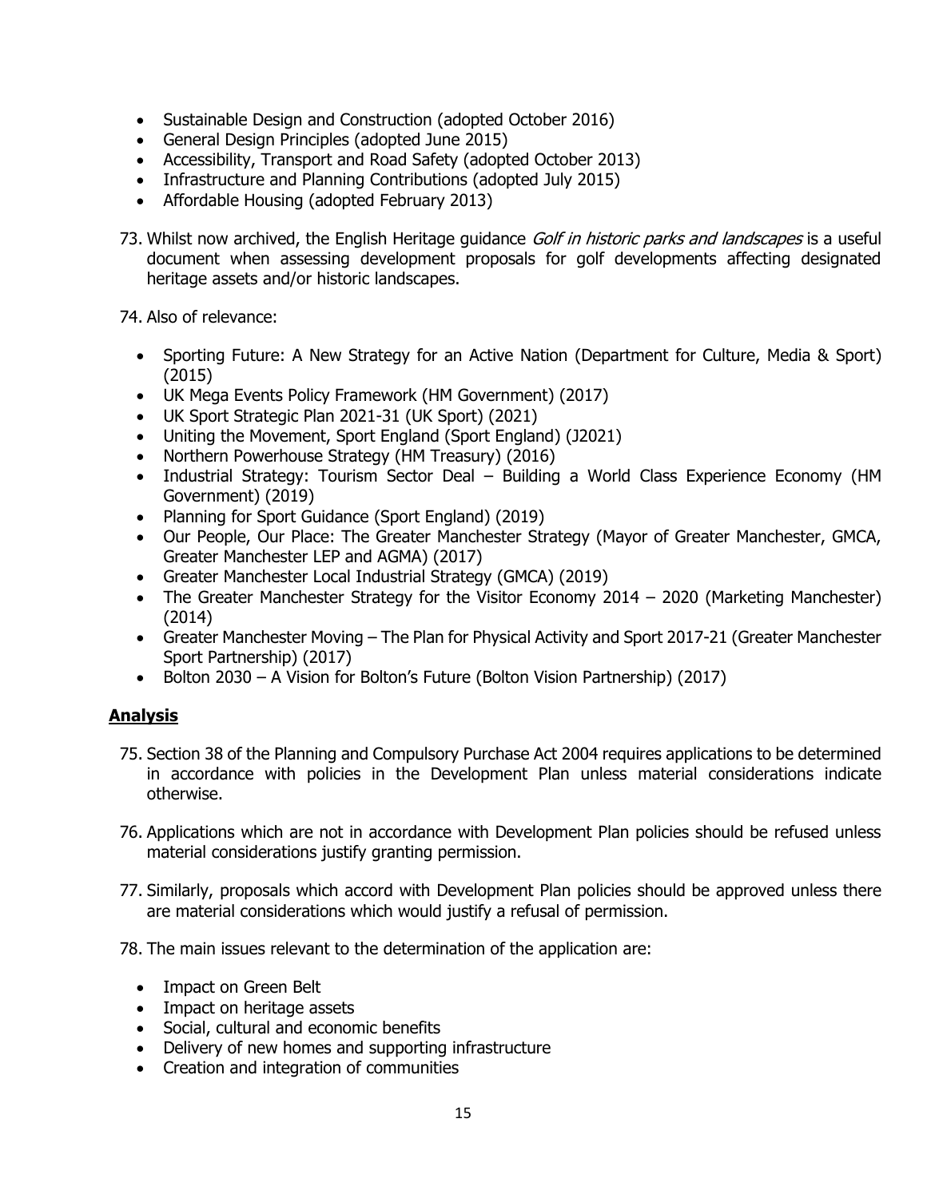- Sustainable Design and Construction (adopted October 2016)
- General Design Principles (adopted June 2015)
- Accessibility, Transport and Road Safety (adopted October 2013)
- Infrastructure and Planning Contributions (adopted July 2015)
- Affordable Housing (adopted February 2013)

73. Whilst now archived, the English Heritage guidance *Golf in historic parks and landscapes* is a useful document when assessing development proposals for golf developments affecting designated heritage assets and/or historic landscapes.

74. Also of relevance:

- Sporting Future: A New Strategy for an Active Nation (Department for Culture, Media & Sport) (2015)
- UK Mega Events Policy Framework (HM Government) (2017)
- UK Sport Strategic Plan 2021-31 (UK Sport) (2021)
- Uniting the Movement, Sport England (Sport England) (J2021)
- Northern Powerhouse Strategy (HM Treasury) (2016)
- Industrial Strategy: Tourism Sector Deal – Building a World Class Experience Economy (HM Government) (2019)
- Planning for Sport Guidance (Sport England) (2019)
- Our People, Our Place: The Greater Manchester Strategy (Mayor of Greater Manchester, GMCA, Greater Manchester LEP and AGMA) (2017)
- Greater Manchester Local Industrial Strategy (GMCA) (2019)
- The Greater Manchester Strategy for the Visitor Economy 2014 – 2020 (Marketing Manchester) (2014)
- Greater Manchester Moving – The Plan for Physical Activity and Sport 2017-21 (Greater Manchester Sport Partnership) (2017)
- Bolton 2030 – A Vision for Bolton's Future (Bolton Vision Partnership) (2017)

## Analysis

75. Section 38 of the Planning and Compulsory Purchase Act 2004 requires applications to be determined in accordance with policies in the Development Plan unless material considerations indicate otherwise.

76. Applications which are not in accordance with Development Plan policies should be refused unless material considerations justify granting permission.

77. Similarly, proposals which accord with Development Plan policies should be approved unless there are material considerations which would justify a refusal of permission.

78. The main issues relevant to the determination of the application are:

- Impact on Green Belt
- Impact on heritage assets
- Social, cultural and economic benefits
- Delivery of new homes and supporting infrastructure
- Creation and integration of communities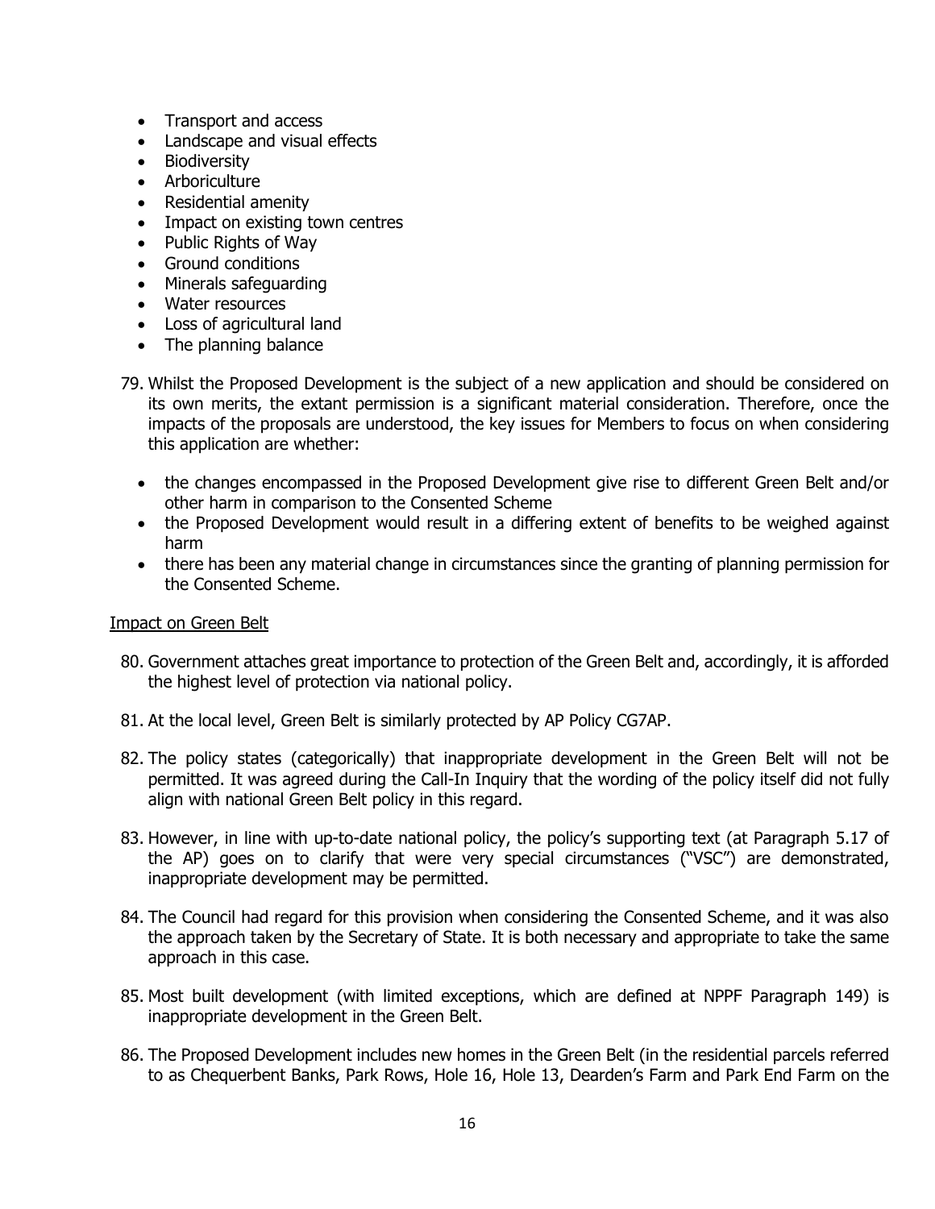- Transport and access
- Landscape and visual effects
- Biodiversity
- Arboriculture
- Residential amenity
- Impact on existing town centres
- Public Rights of Way
- Ground conditions
- Minerals safeguarding
- Water resources
- Loss of agricultural land
- The planning balance

79. Whilst the Proposed Development is the subject of a new application and should be considered on its own merits, the extant permission is a significant material consideration. Therefore, once the impacts of the proposals are understood, the key issues for Members to focus on when considering this application are whether:

    - the changes encompassed in the Proposed Development give rise to different Green Belt and/or other harm in comparison to the Consented Scheme
    - the Proposed Development would result in a differing extent of benefits to be weighed against harm
    - there has been any material change in circumstances since the granting of planning permission for the Consented Scheme.

<u>Impact on Green Belt</u>

80. Government attaches great importance to protection of the Green Belt and, accordingly, it is afforded the highest level of protection via national policy.

81. At the local level, Green Belt is similarly protected by AP Policy CG7AP.

82. The policy states (categorically) that inappropriate development in the Green Belt will not be permitted. It was agreed during the Call-In Inquiry that the wording of the policy itself did not fully align with national Green Belt policy in this regard.

83. However, in line with up-to-date national policy, the policy's supporting text (at Paragraph 5.17 of the AP) goes on to clarify that were very special circumstances ("VSC") are demonstrated, inappropriate development may be permitted.

84. The Council had regard for this provision when considering the Consented Scheme, and it was also the approach taken by the Secretary of State. It is both necessary and appropriate to take the same approach in this case.

85. Most built development (with limited exceptions, which are defined at NPPF Paragraph 149) is inappropriate development in the Green Belt.

86. The Proposed Development includes new homes in the Green Belt (in the residential parcels referred to as Chequerbent Banks, Park Rows, Hole 16, Hole 13, Dearden's Farm and Park End Farm on the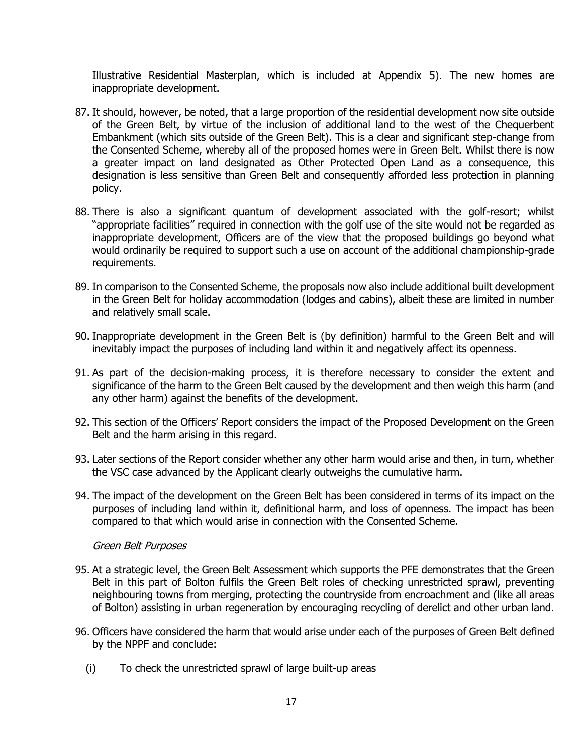Illustrative Residential Masterplan, which is included at Appendix 5). The new homes are inappropriate development.

87. It should, however, be noted, that a large proportion of the residential development now site outside of the Green Belt, by virtue of the inclusion of additional land to the west of the Chequerbent Embankment (which sits outside of the Green Belt). This is a clear and significant step-change from the Consented Scheme, whereby all of the proposed homes were in Green Belt. Whilst there is now a greater impact on land designated as Other Protected Open Land as a consequence, this designation is less sensitive than Green Belt and consequently afforded less protection in planning policy.

88. There is also a significant quantum of development associated with the golf-resort; whilst "appropriate facilities" required in connection with the golf use of the site would not be regarded as inappropriate development, Officers are of the view that the proposed buildings go beyond what would ordinarily be required to support such a use on account of the additional championship-grade requirements.

89. In comparison to the Consented Scheme, the proposals now also include additional built development in the Green Belt for holiday accommodation (lodges and cabins), albeit these are limited in number and relatively small scale.

90. Inappropriate development in the Green Belt is (by definition) harmful to the Green Belt and will inevitably impact the purposes of including land within it and negatively affect its openness.

91. As part of the decision-making process, it is therefore necessary to consider the extent and significance of the harm to the Green Belt caused by the development and then weigh this harm (and any other harm) against the benefits of the development.

92. This section of the Officers' Report considers the impact of the Proposed Development on the Green Belt and the harm arising in this regard.

93. Later sections of the Report consider whether any other harm would arise and then, in turn, whether the VSC case advanced by the Applicant clearly outweighs the cumulative harm.

94. The impact of the development on the Green Belt has been considered in terms of its impact on the purposes of including land within it, definitional harm, and loss of openness. The impact has been compared to that which would arise in connection with the Consented Scheme.

*Green Belt Purposes*

95. At a strategic level, the Green Belt Assessment which supports the PFE demonstrates that the Green Belt in this part of Bolton fulfils the Green Belt roles of checking unrestricted sprawl, preventing neighbouring towns from merging, protecting the countryside from encroachment and (like all areas of Bolton) assisting in urban regeneration by encouraging recycling of derelict and other urban land.

96. Officers have considered the harm that would arise under each of the purposes of Green Belt defined by the NPPF and conclude:

    (i) To check the unrestricted sprawl of large built-up areas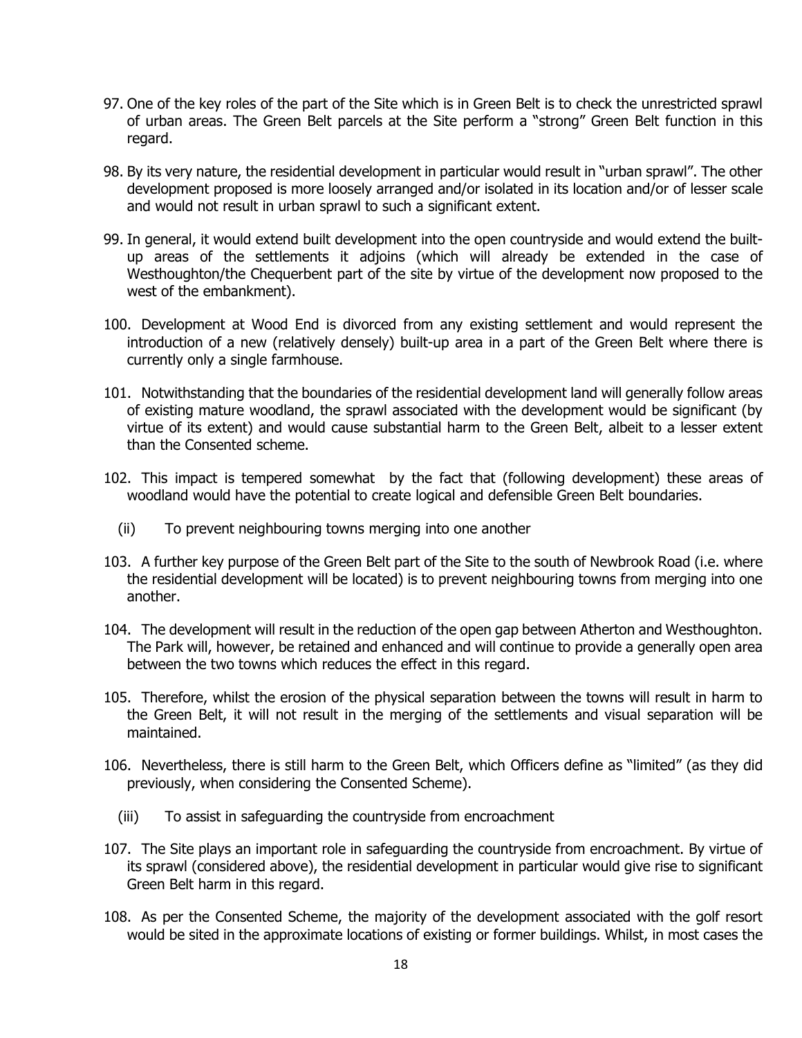97. One of the key roles of the part of the Site which is in Green Belt is to check the unrestricted sprawl of urban areas. The Green Belt parcels at the Site perform a "strong" Green Belt function in this regard.

98. By its very nature, the residential development in particular would result in "urban sprawl". The other development proposed is more loosely arranged and/or isolated in its location and/or of lesser scale and would not result in urban sprawl to such a significant extent.

99. In general, it would extend built development into the open countryside and would extend the built-up areas of the settlements it adjoins (which will already be extended in the case of Westhoughton/the Chequerbent part of the site by virtue of the development now proposed to the west of the embankment).

100. Development at Wood End is divorced from any existing settlement and would represent the introduction of a new (relatively densely) built-up area in a part of the Green Belt where there is currently only a single farmhouse.

101. Notwithstanding that the boundaries of the residential development land will generally follow areas of existing mature woodland, the sprawl associated with the development would be significant (by virtue of its extent) and would cause substantial harm to the Green Belt, albeit to a lesser extent than the Consented scheme.

102. This impact is tempered somewhat by the fact that (following development) these areas of woodland would have the potential to create logical and defensible Green Belt boundaries.

(ii) To prevent neighbouring towns merging into one another

103. A further key purpose of the Green Belt part of the Site to the south of Newbrook Road (i.e. where the residential development will be located) is to prevent neighbouring towns from merging into one another.

104. The development will result in the reduction of the open gap between Atherton and Westhoughton. The Park will, however, be retained and enhanced and will continue to provide a generally open area between the two towns which reduces the effect in this regard.

105. Therefore, whilst the erosion of the physical separation between the towns will result in harm to the Green Belt, it will not result in the merging of the settlements and visual separation will be maintained.

106. Nevertheless, there is still harm to the Green Belt, which Officers define as "limited" (as they did previously, when considering the Consented Scheme).

(iii) To assist in safeguarding the countryside from encroachment

107. The Site plays an important role in safeguarding the countryside from encroachment. By virtue of its sprawl (considered above), the residential development in particular would give rise to significant Green Belt harm in this regard.

108. As per the Consented Scheme, the majority of the development associated with the golf resort would be sited in the approximate locations of existing or former buildings. Whilst, in most cases the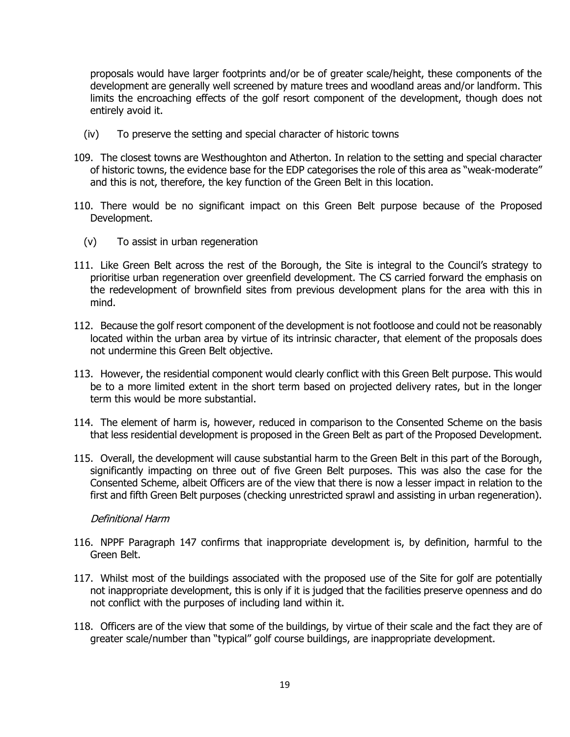proposals would have larger footprints and/or be of greater scale/height, these components of the development are generally well screened by mature trees and woodland areas and/or landform. This limits the encroaching effects of the golf resort component of the development, though does not entirely avoid it.

(iv) To preserve the setting and special character of historic towns

109. The closest towns are Westhoughton and Atherton. In relation to the setting and special character of historic towns, the evidence base for the EDP categorises the role of this area as "weak-moderate" and this is not, therefore, the key function of the Green Belt in this location.

110. There would be no significant impact on this Green Belt purpose because of the Proposed Development.

(v) To assist in urban regeneration

111. Like Green Belt across the rest of the Borough, the Site is integral to the Council's strategy to prioritise urban regeneration over greenfield development. The CS carried forward the emphasis on the redevelopment of brownfield sites from previous development plans for the area with this in mind.

112. Because the golf resort component of the development is not footloose and could not be reasonably located within the urban area by virtue of its intrinsic character, that element of the proposals does not undermine this Green Belt objective.

113. However, the residential component would clearly conflict with this Green Belt purpose. This would be to a more limited extent in the short term based on projected delivery rates, but in the longer term this would be more substantial.

114. The element of harm is, however, reduced in comparison to the Consented Scheme on the basis that less residential development is proposed in the Green Belt as part of the Proposed Development.

115. Overall, the development will cause substantial harm to the Green Belt in this part of the Borough, significantly impacting on three out of five Green Belt purposes. This was also the case for the Consented Scheme, albeit Officers are of the view that there is now a lesser impact in relation to the first and fifth Green Belt purposes (checking unrestricted sprawl and assisting in urban regeneration).

*Definitional Harm*

116. NPPF Paragraph 147 confirms that inappropriate development is, by definition, harmful to the Green Belt.

117. Whilst most of the buildings associated with the proposed use of the Site for golf are potentially not inappropriate development, this is only if it is judged that the facilities preserve openness and do not conflict with the purposes of including land within it.

118. Officers are of the view that some of the buildings, by virtue of their scale and the fact they are of greater scale/number than "typical" golf course buildings, are inappropriate development.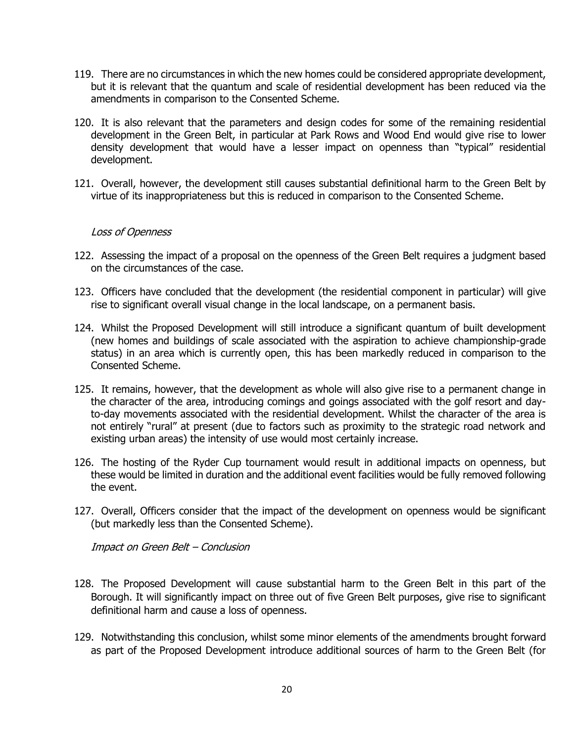119. There are no circumstances in which the new homes could be considered appropriate development, but it is relevant that the quantum and scale of residential development has been reduced via the amendments in comparison to the Consented Scheme.

120. It is also relevant that the parameters and design codes for some of the remaining residential development in the Green Belt, in particular at Park Rows and Wood End would give rise to lower density development that would have a lesser impact on openness than "typical" residential development.

121. Overall, however, the development still causes substantial definitional harm to the Green Belt by virtue of its inappropriateness but this is reduced in comparison to the Consented Scheme.

*Loss of Openness*

122. Assessing the impact of a proposal on the openness of the Green Belt requires a judgment based on the circumstances of the case.

123. Officers have concluded that the development (the residential component in particular) will give rise to significant overall visual change in the local landscape, on a permanent basis.

124. Whilst the Proposed Development will still introduce a significant quantum of built development (new homes and buildings of scale associated with the aspiration to achieve championship-grade status) in an area which is currently open, this has been markedly reduced in comparison to the Consented Scheme.

125. It remains, however, that the development as whole will also give rise to a permanent change in the character of the area, introducing comings and goings associated with the golf resort and day-to-day movements associated with the residential development. Whilst the character of the area is not entirely "rural" at present (due to factors such as proximity to the strategic road network and existing urban areas) the intensity of use would most certainly increase.

126. The hosting of the Ryder Cup tournament would result in additional impacts on openness, but these would be limited in duration and the additional event facilities would be fully removed following the event.

127. Overall, Officers consider that the impact of the development on openness would be significant (but markedly less than the Consented Scheme).

*Impact on Green Belt – Conclusion*

128. The Proposed Development will cause substantial harm to the Green Belt in this part of the Borough. It will significantly impact on three out of five Green Belt purposes, give rise to significant definitional harm and cause a loss of openness.

129. Notwithstanding this conclusion, whilst some minor elements of the amendments brought forward as part of the Proposed Development introduce additional sources of harm to the Green Belt (for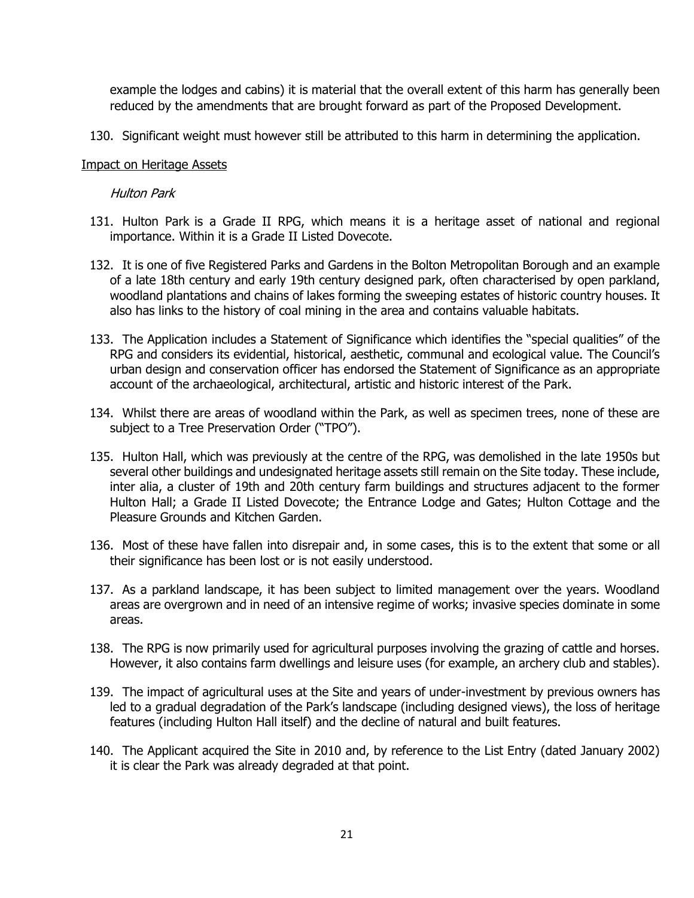example the lodges and cabins) it is material that the overall extent of this harm has generally been reduced by the amendments that are brought forward as part of the Proposed Development.

130. Significant weight must however still be attributed to this harm in determining the application.

<u>Impact on Heritage Assets</u>

*Hulton Park*

131. Hulton Park is a Grade II RPG, which means it is a heritage asset of national and regional importance. Within it is a Grade II Listed Dovecote.

132. It is one of five Registered Parks and Gardens in the Bolton Metropolitan Borough and an example of a late 18th century and early 19th century designed park, often characterised by open parkland, woodland plantations and chains of lakes forming the sweeping estates of historic country houses. It also has links to the history of coal mining in the area and contains valuable habitats.

133. The Application includes a Statement of Significance which identifies the "special qualities" of the RPG and considers its evidential, historical, aesthetic, communal and ecological value. The Council's urban design and conservation officer has endorsed the Statement of Significance as an appropriate account of the archaeological, architectural, artistic and historic interest of the Park.

134. Whilst there are areas of woodland within the Park, as well as specimen trees, none of these are subject to a Tree Preservation Order ("TPO").

135. Hulton Hall, which was previously at the centre of the RPG, was demolished in the late 1950s but several other buildings and undesignated heritage assets still remain on the Site today. These include, inter alia, a cluster of 19th and 20th century farm buildings and structures adjacent to the former Hulton Hall; a Grade II Listed Dovecote; the Entrance Lodge and Gates; Hulton Cottage and the Pleasure Grounds and Kitchen Garden.

136. Most of these have fallen into disrepair and, in some cases, this is to the extent that some or all their significance has been lost or is not easily understood.

137. As a parkland landscape, it has been subject to limited management over the years. Woodland areas are overgrown and in need of an intensive regime of works; invasive species dominate in some areas.

138. The RPG is now primarily used for agricultural purposes involving the grazing of cattle and horses. However, it also contains farm dwellings and leisure uses (for example, an archery club and stables).

139. The impact of agricultural uses at the Site and years of under-investment by previous owners has led to a gradual degradation of the Park's landscape (including designed views), the loss of heritage features (including Hulton Hall itself) and the decline of natural and built features.

140. The Applicant acquired the Site in 2010 and, by reference to the List Entry (dated January 2002) it is clear the Park was already degraded at that point.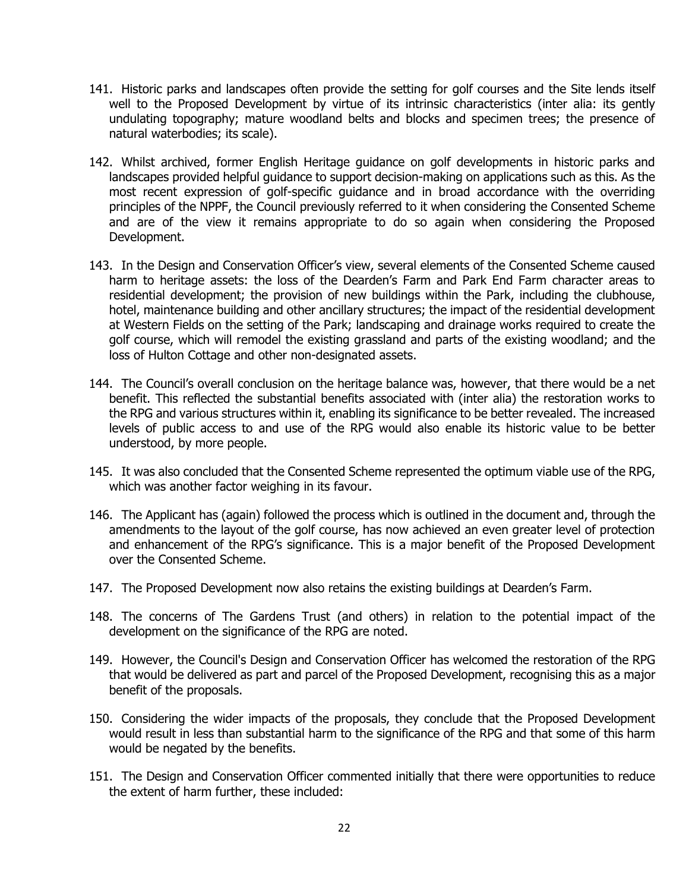141. Historic parks and landscapes often provide the setting for golf courses and the Site lends itself well to the Proposed Development by virtue of its intrinsic characteristics (inter alia: its gently undulating topography; mature woodland belts and blocks and specimen trees; the presence of natural waterbodies; its scale).

142. Whilst archived, former English Heritage guidance on golf developments in historic parks and landscapes provided helpful guidance to support decision-making on applications such as this. As the most recent expression of golf-specific guidance and in broad accordance with the overriding principles of the NPPF, the Council previously referred to it when considering the Consented Scheme and are of the view it remains appropriate to do so again when considering the Proposed Development.

143. In the Design and Conservation Officer's view, several elements of the Consented Scheme caused harm to heritage assets: the loss of the Dearden's Farm and Park End Farm character areas to residential development; the provision of new buildings within the Park, including the clubhouse, hotel, maintenance building and other ancillary structures; the impact of the residential development at Western Fields on the setting of the Park; landscaping and drainage works required to create the golf course, which will remodel the existing grassland and parts of the existing woodland; and the loss of Hulton Cottage and other non-designated assets.

144. The Council's overall conclusion on the heritage balance was, however, that there would be a net benefit. This reflected the substantial benefits associated with (inter alia) the restoration works to the RPG and various structures within it, enabling its significance to be better revealed. The increased levels of public access to and use of the RPG would also enable its historic value to be better understood, by more people.

145. It was also concluded that the Consented Scheme represented the optimum viable use of the RPG, which was another factor weighing in its favour.

146. The Applicant has (again) followed the process which is outlined in the document and, through the amendments to the layout of the golf course, has now achieved an even greater level of protection and enhancement of the RPG's significance. This is a major benefit of the Proposed Development over the Consented Scheme.

147. The Proposed Development now also retains the existing buildings at Dearden's Farm.

148. The concerns of The Gardens Trust (and others) in relation to the potential impact of the development on the significance of the RPG are noted.

149. However, the Council's Design and Conservation Officer has welcomed the restoration of the RPG that would be delivered as part and parcel of the Proposed Development, recognising this as a major benefit of the proposals.

150. Considering the wider impacts of the proposals, they conclude that the Proposed Development would result in less than substantial harm to the significance of the RPG and that some of this harm would be negated by the benefits.

151. The Design and Conservation Officer commented initially that there were opportunities to reduce the extent of harm further, these included: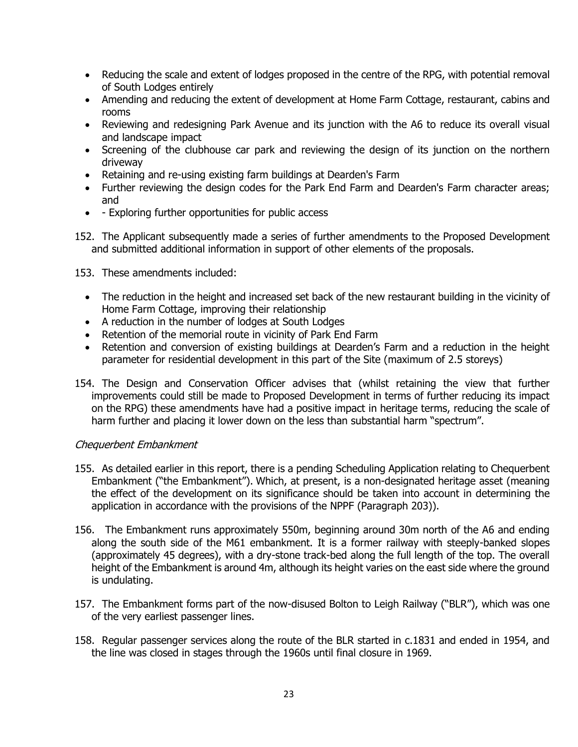- Reducing the scale and extent of lodges proposed in the centre of the RPG, with potential removal of South Lodges entirely
- Amending and reducing the extent of development at Home Farm Cottage, restaurant, cabins and rooms
- Reviewing and redesigning Park Avenue and its junction with the A6 to reduce its overall visual and landscape impact
- Screening of the clubhouse car park and reviewing the design of its junction on the northern driveway
- Retaining and re-using existing farm buildings at Dearden's Farm
- Further reviewing the design codes for the Park End Farm and Dearden's Farm character areas; and
- - Exploring further opportunities for public access

152. The Applicant subsequently made a series of further amendments to the Proposed Development and submitted additional information in support of other elements of the proposals.

153. These amendments included:

- The reduction in the height and increased set back of the new restaurant building in the vicinity of Home Farm Cottage, improving their relationship
- A reduction in the number of lodges at South Lodges
- Retention of the memorial route in vicinity of Park End Farm
- Retention and conversion of existing buildings at Dearden's Farm and a reduction in the height parameter for residential development in this part of the Site (maximum of 2.5 storeys)

154. The Design and Conservation Officer advises that (whilst retaining the view that further improvements could still be made to Proposed Development in terms of further reducing its impact on the RPG) these amendments have had a positive impact in heritage terms, reducing the scale of harm further and placing it lower down on the less than substantial harm "spectrum".

*Chequerbent Embankment*

155. As detailed earlier in this report, there is a pending Scheduling Application relating to Chequerbent Embankment ("the Embankment"). Which, at present, is a non-designated heritage asset (meaning the effect of the development on its significance should be taken into account in determining the application in accordance with the provisions of the NPPF (Paragraph 203)).

156. The Embankment runs approximately 550m, beginning around 30m north of the A6 and ending along the south side of the M61 embankment. It is a former railway with steeply-banked slopes (approximately 45 degrees), with a dry-stone track-bed along the full length of the top. The overall height of the Embankment is around 4m, although its height varies on the east side where the ground is undulating.

157. The Embankment forms part of the now-disused Bolton to Leigh Railway ("BLR"), which was one of the very earliest passenger lines.

158. Regular passenger services along the route of the BLR started in c.1831 and ended in 1954, and the line was closed in stages through the 1960s until final closure in 1969.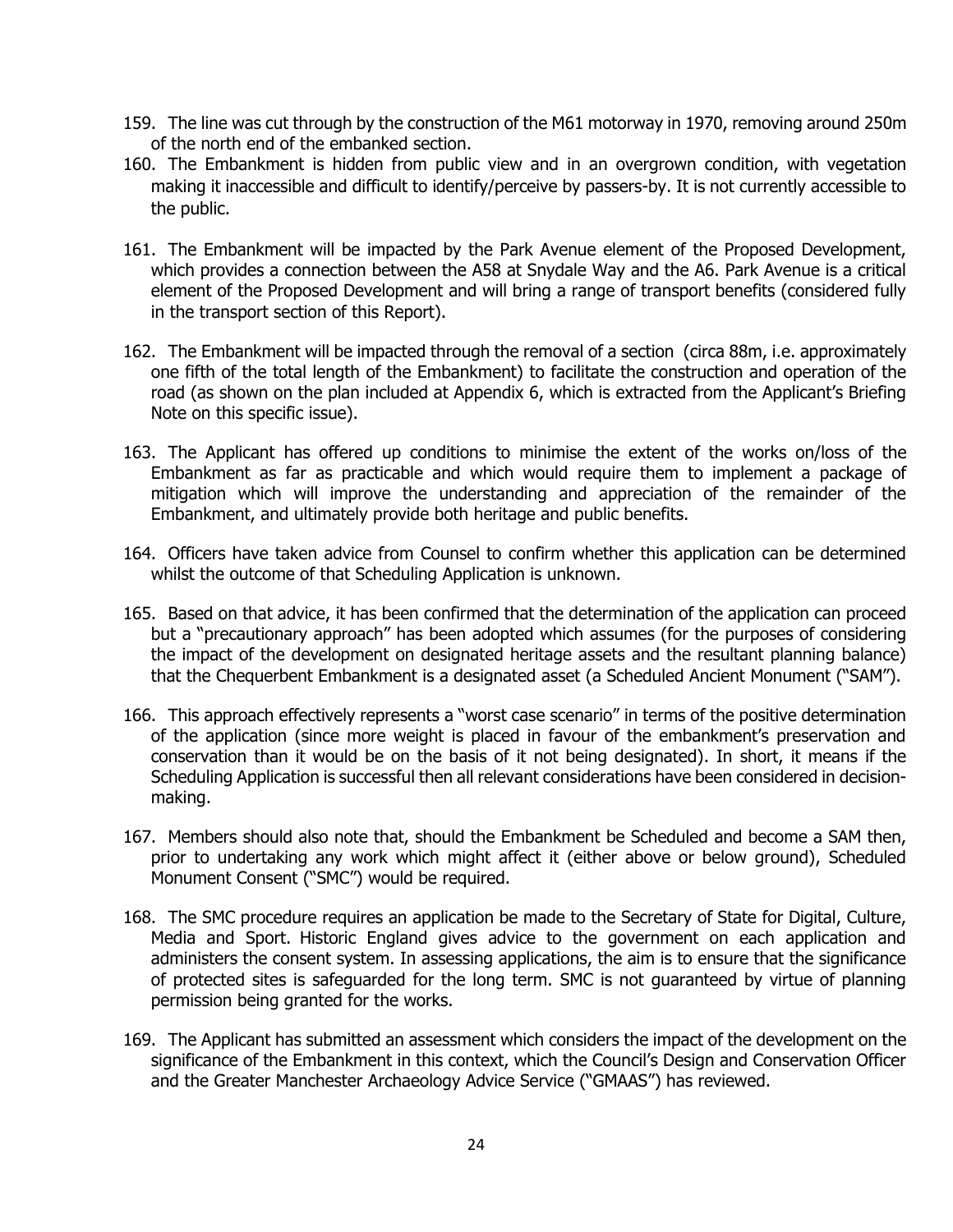159. The line was cut through by the construction of the M61 motorway in 1970, removing around 250m of the north end of the embanked section.

160. The Embankment is hidden from public view and in an overgrown condition, with vegetation making it inaccessible and difficult to identify/perceive by passers-by. It is not currently accessible to the public.

161. The Embankment will be impacted by the Park Avenue element of the Proposed Development, which provides a connection between the A58 at Snydale Way and the A6. Park Avenue is a critical element of the Proposed Development and will bring a range of transport benefits (considered fully in the transport section of this Report).

162. The Embankment will be impacted through the removal of a section (circa 88m, i.e. approximately one fifth of the total length of the Embankment) to facilitate the construction and operation of the road (as shown on the plan included at Appendix 6, which is extracted from the Applicant's Briefing Note on this specific issue).

163. The Applicant has offered up conditions to minimise the extent of the works on/loss of the Embankment as far as practicable and which would require them to implement a package of mitigation which will improve the understanding and appreciation of the remainder of the Embankment, and ultimately provide both heritage and public benefits.

164. Officers have taken advice from Counsel to confirm whether this application can be determined whilst the outcome of that Scheduling Application is unknown.

165. Based on that advice, it has been confirmed that the determination of the application can proceed but a "precautionary approach" has been adopted which assumes (for the purposes of considering the impact of the development on designated heritage assets and the resultant planning balance) that the Chequerbent Embankment is a designated asset (a Scheduled Ancient Monument ("SAM").

166. This approach effectively represents a "worst case scenario" in terms of the positive determination of the application (since more weight is placed in favour of the embankment's preservation and conservation than it would be on the basis of it not being designated). In short, it means if the Scheduling Application is successful then all relevant considerations have been considered in decision-making.

167. Members should also note that, should the Embankment be Scheduled and become a SAM then, prior to undertaking any work which might affect it (either above or below ground), Scheduled Monument Consent ("SMC") would be required.

168. The SMC procedure requires an application be made to the Secretary of State for Digital, Culture, Media and Sport. Historic England gives advice to the government on each application and administers the consent system. In assessing applications, the aim is to ensure that the significance of protected sites is safeguarded for the long term. SMC is not guaranteed by virtue of planning permission being granted for the works.

169. The Applicant has submitted an assessment which considers the impact of the development on the significance of the Embankment in this context, which the Council's Design and Conservation Officer and the Greater Manchester Archaeology Advice Service ("GMAAS") has reviewed.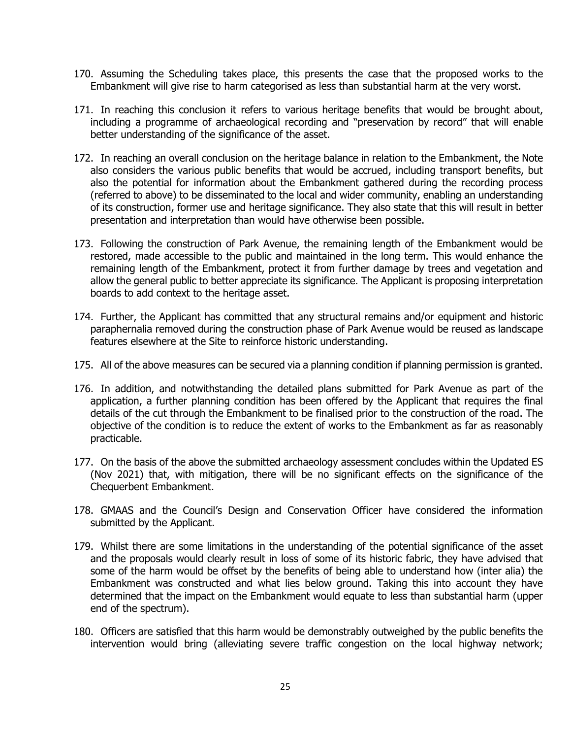170. Assuming the Scheduling takes place, this presents the case that the proposed works to the Embankment will give rise to harm categorised as less than substantial harm at the very worst.

171. In reaching this conclusion it refers to various heritage benefits that would be brought about, including a programme of archaeological recording and "preservation by record" that will enable better understanding of the significance of the asset.

172. In reaching an overall conclusion on the heritage balance in relation to the Embankment, the Note also considers the various public benefits that would be accrued, including transport benefits, but also the potential for information about the Embankment gathered during the recording process (referred to above) to be disseminated to the local and wider community, enabling an understanding of its construction, former use and heritage significance. They also state that this will result in better presentation and interpretation than would have otherwise been possible.

173. Following the construction of Park Avenue, the remaining length of the Embankment would be restored, made accessible to the public and maintained in the long term. This would enhance the remaining length of the Embankment, protect it from further damage by trees and vegetation and allow the general public to better appreciate its significance. The Applicant is proposing interpretation boards to add context to the heritage asset.

174. Further, the Applicant has committed that any structural remains and/or equipment and historic paraphernalia removed during the construction phase of Park Avenue would be reused as landscape features elsewhere at the Site to reinforce historic understanding.

175. All of the above measures can be secured via a planning condition if planning permission is granted.

176. In addition, and notwithstanding the detailed plans submitted for Park Avenue as part of the application, a further planning condition has been offered by the Applicant that requires the final details of the cut through the Embankment to be finalised prior to the construction of the road. The objective of the condition is to reduce the extent of works to the Embankment as far as reasonably practicable.

177. On the basis of the above the submitted archaeology assessment concludes within the Updated ES (Nov 2021) that, with mitigation, there will be no significant effects on the significance of the Chequerbent Embankment.

178. GMAAS and the Council's Design and Conservation Officer have considered the information submitted by the Applicant.

179. Whilst there are some limitations in the understanding of the potential significance of the asset and the proposals would clearly result in loss of some of its historic fabric, they have advised that some of the harm would be offset by the benefits of being able to understand how (inter alia) the Embankment was constructed and what lies below ground. Taking this into account they have determined that the impact on the Embankment would equate to less than substantial harm (upper end of the spectrum).

180. Officers are satisfied that this harm would be demonstrably outweighed by the public benefits the intervention would bring (alleviating severe traffic congestion on the local highway network;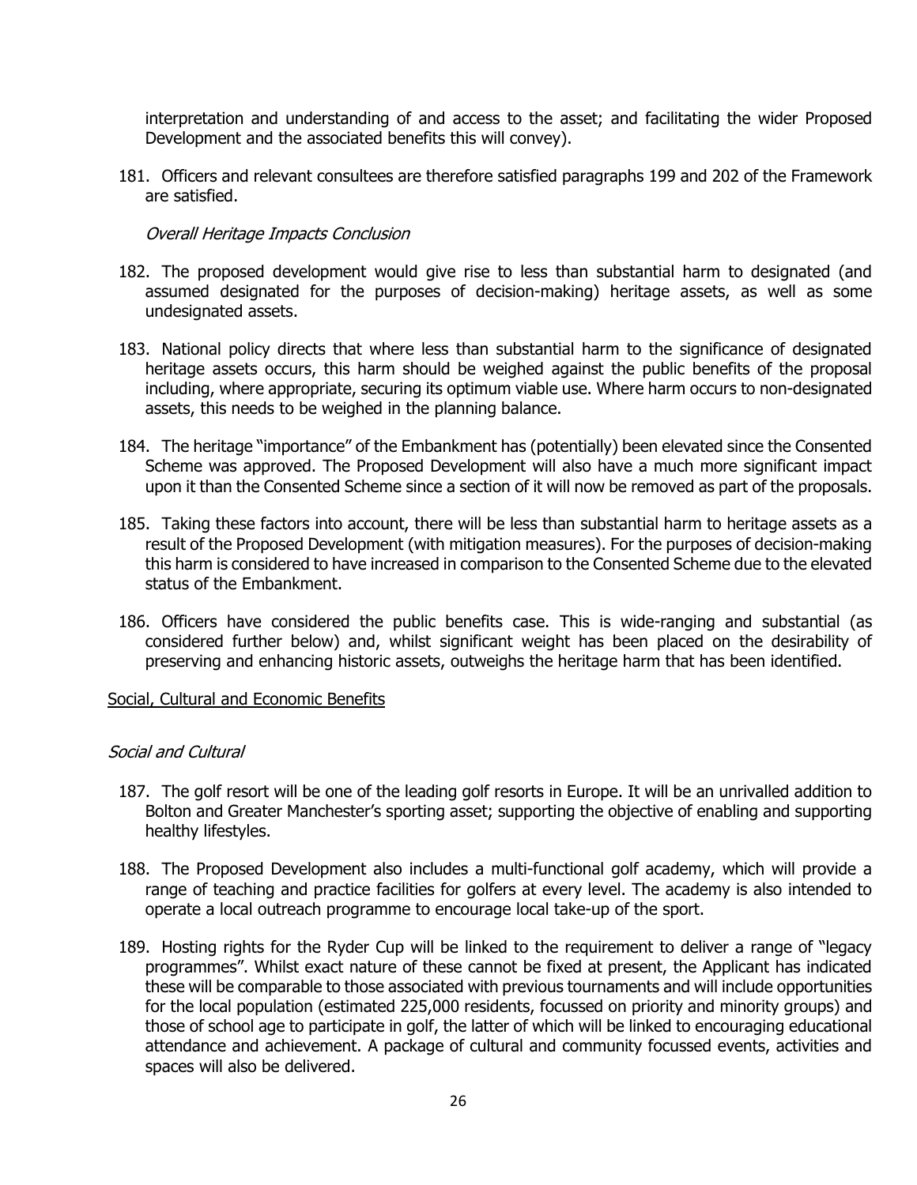interpretation and understanding of and access to the asset; and facilitating the wider Proposed Development and the associated benefits this will convey).

181. Officers and relevant consultees are therefore satisfied paragraphs 199 and 202 of the Framework are satisfied.

*Overall Heritage Impacts Conclusion*

182. The proposed development would give rise to less than substantial harm to designated (and assumed designated for the purposes of decision-making) heritage assets, as well as some undesignated assets.

183. National policy directs that where less than substantial harm to the significance of designated heritage assets occurs, this harm should be weighed against the public benefits of the proposal including, where appropriate, securing its optimum viable use. Where harm occurs to non-designated assets, this needs to be weighed in the planning balance.

184. The heritage "importance" of the Embankment has (potentially) been elevated since the Consented Scheme was approved. The Proposed Development will also have a much more significant impact upon it than the Consented Scheme since a section of it will now be removed as part of the proposals.

185. Taking these factors into account, there will be less than substantial harm to heritage assets as a result of the Proposed Development (with mitigation measures). For the purposes of decision-making this harm is considered to have increased in comparison to the Consented Scheme due to the elevated status of the Embankment.

186. Officers have considered the public benefits case. This is wide-ranging and substantial (as considered further below) and, whilst significant weight has been placed on the desirability of preserving and enhancing historic assets, outweighs the heritage harm that has been identified.

<u>Social, Cultural and Economic Benefits</u>

*Social and Cultural*

187. The golf resort will be one of the leading golf resorts in Europe. It will be an unrivalled addition to Bolton and Greater Manchester's sporting asset; supporting the objective of enabling and supporting healthy lifestyles.

188. The Proposed Development also includes a multi-functional golf academy, which will provide a range of teaching and practice facilities for golfers at every level. The academy is also intended to operate a local outreach programme to encourage local take-up of the sport.

189. Hosting rights for the Ryder Cup will be linked to the requirement to deliver a range of "legacy programmes". Whilst exact nature of these cannot be fixed at present, the Applicant has indicated these will be comparable to those associated with previous tournaments and will include opportunities for the local population (estimated 225,000 residents, focussed on priority and minority groups) and those of school age to participate in golf, the latter of which will be linked to encouraging educational attendance and achievement. A package of cultural and community focussed events, activities and spaces will also be delivered.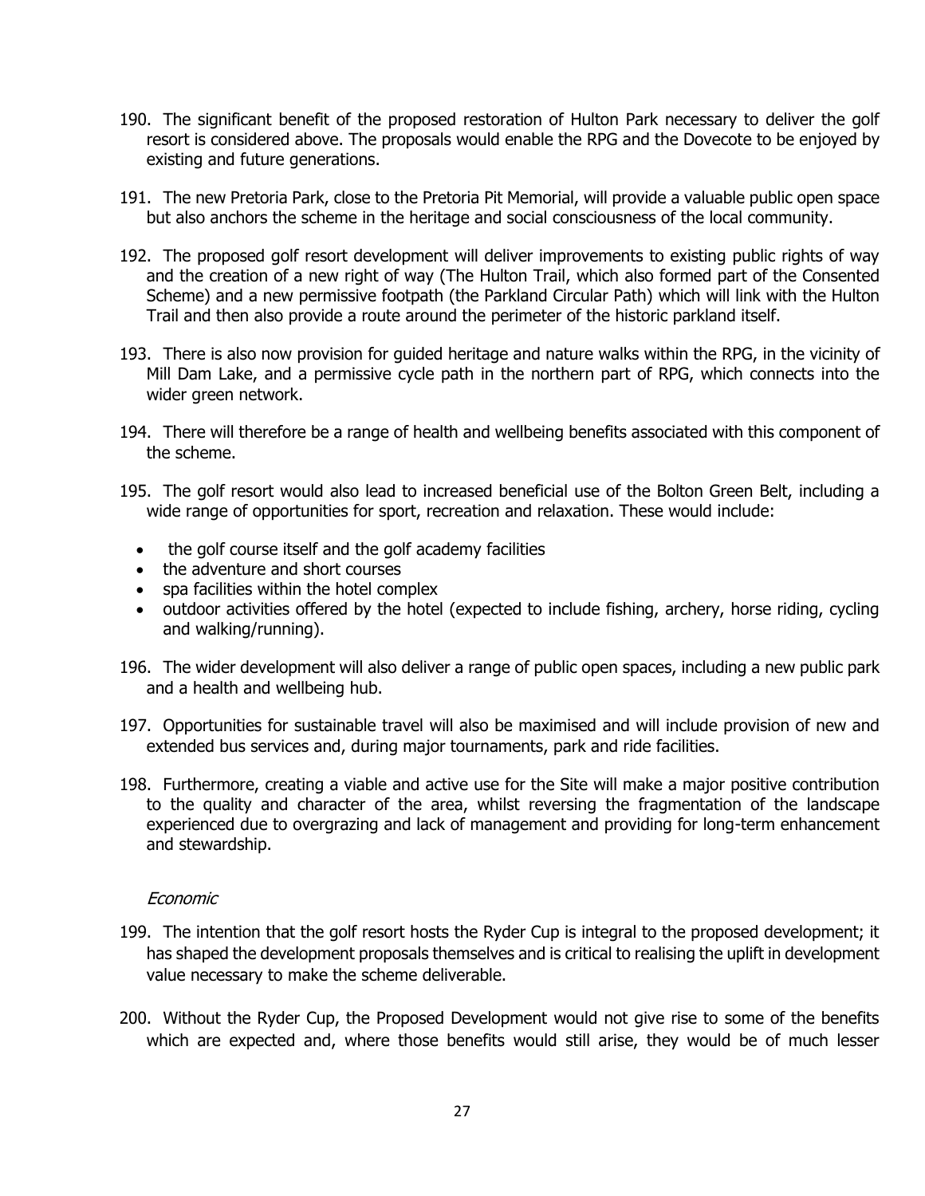190. The significant benefit of the proposed restoration of Hulton Park necessary to deliver the golf resort is considered above. The proposals would enable the RPG and the Dovecote to be enjoyed by existing and future generations.

191. The new Pretoria Park, close to the Pretoria Pit Memorial, will provide a valuable public open space but also anchors the scheme in the heritage and social consciousness of the local community.

192. The proposed golf resort development will deliver improvements to existing public rights of way and the creation of a new right of way (The Hulton Trail, which also formed part of the Consented Scheme) and a new permissive footpath (the Parkland Circular Path) which will link with the Hulton Trail and then also provide a route around the perimeter of the historic parkland itself.

193. There is also now provision for guided heritage and nature walks within the RPG, in the vicinity of Mill Dam Lake, and a permissive cycle path in the northern part of RPG, which connects into the wider green network.

194. There will therefore be a range of health and wellbeing benefits associated with this component of the scheme.

195. The golf resort would also lead to increased beneficial use of the Bolton Green Belt, including a wide range of opportunities for sport, recreation and relaxation. These would include:

- the golf course itself and the golf academy facilities
- the adventure and short courses
- spa facilities within the hotel complex
- outdoor activities offered by the hotel (expected to include fishing, archery, horse riding, cycling and walking/running).

196. The wider development will also deliver a range of public open spaces, including a new public park and a health and wellbeing hub.

197. Opportunities for sustainable travel will also be maximised and will include provision of new and extended bus services and, during major tournaments, park and ride facilities.

198. Furthermore, creating a viable and active use for the Site will make a major positive contribution to the quality and character of the area, whilst reversing the fragmentation of the landscape experienced due to overgrazing and lack of management and providing for long-term enhancement and stewardship.

*Economic*

199. The intention that the golf resort hosts the Ryder Cup is integral to the proposed development; it has shaped the development proposals themselves and is critical to realising the uplift in development value necessary to make the scheme deliverable.

200. Without the Ryder Cup, the Proposed Development would not give rise to some of the benefits which are expected and, where those benefits would still arise, they would be of much lesser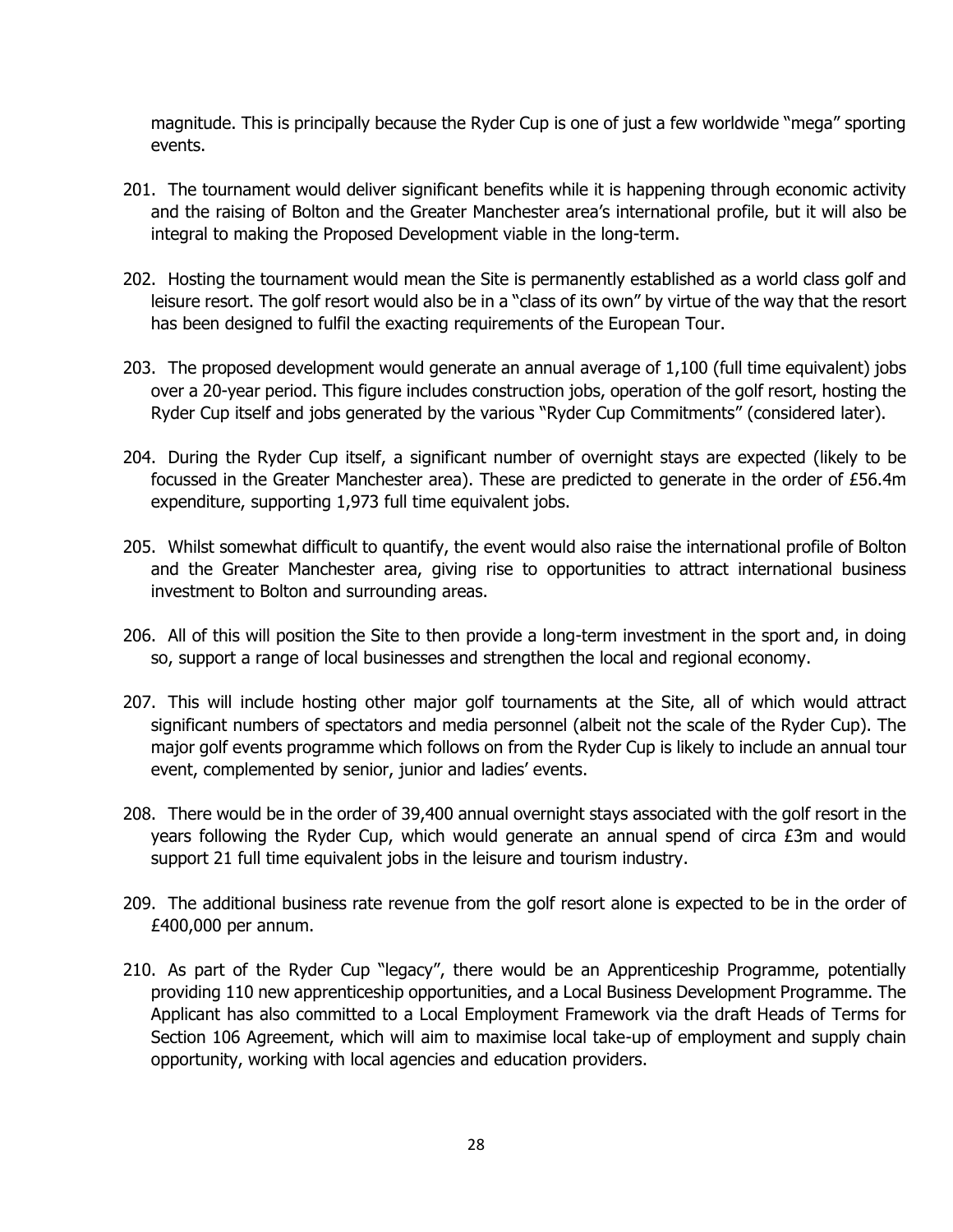magnitude. This is principally because the Ryder Cup is one of just a few worldwide "mega" sporting events.

201. The tournament would deliver significant benefits while it is happening through economic activity and the raising of Bolton and the Greater Manchester area's international profile, but it will also be integral to making the Proposed Development viable in the long-term.

202. Hosting the tournament would mean the Site is permanently established as a world class golf and leisure resort. The golf resort would also be in a "class of its own" by virtue of the way that the resort has been designed to fulfil the exacting requirements of the European Tour.

203. The proposed development would generate an annual average of 1,100 (full time equivalent) jobs over a 20-year period. This figure includes construction jobs, operation of the golf resort, hosting the Ryder Cup itself and jobs generated by the various "Ryder Cup Commitments" (considered later).

204. During the Ryder Cup itself, a significant number of overnight stays are expected (likely to be focussed in the Greater Manchester area). These are predicted to generate in the order of £56.4m expenditure, supporting 1,973 full time equivalent jobs.

205. Whilst somewhat difficult to quantify, the event would also raise the international profile of Bolton and the Greater Manchester area, giving rise to opportunities to attract international business investment to Bolton and surrounding areas.

206. All of this will position the Site to then provide a long-term investment in the sport and, in doing so, support a range of local businesses and strengthen the local and regional economy.

207. This will include hosting other major golf tournaments at the Site, all of which would attract significant numbers of spectators and media personnel (albeit not the scale of the Ryder Cup). The major golf events programme which follows on from the Ryder Cup is likely to include an annual tour event, complemented by senior, junior and ladies' events.

208. There would be in the order of 39,400 annual overnight stays associated with the golf resort in the years following the Ryder Cup, which would generate an annual spend of circa £3m and would support 21 full time equivalent jobs in the leisure and tourism industry.

209. The additional business rate revenue from the golf resort alone is expected to be in the order of £400,000 per annum.

210. As part of the Ryder Cup "legacy", there would be an Apprenticeship Programme, potentially providing 110 new apprenticeship opportunities, and a Local Business Development Programme. The Applicant has also committed to a Local Employment Framework via the draft Heads of Terms for Section 106 Agreement, which will aim to maximise local take-up of employment and supply chain opportunity, working with local agencies and education providers.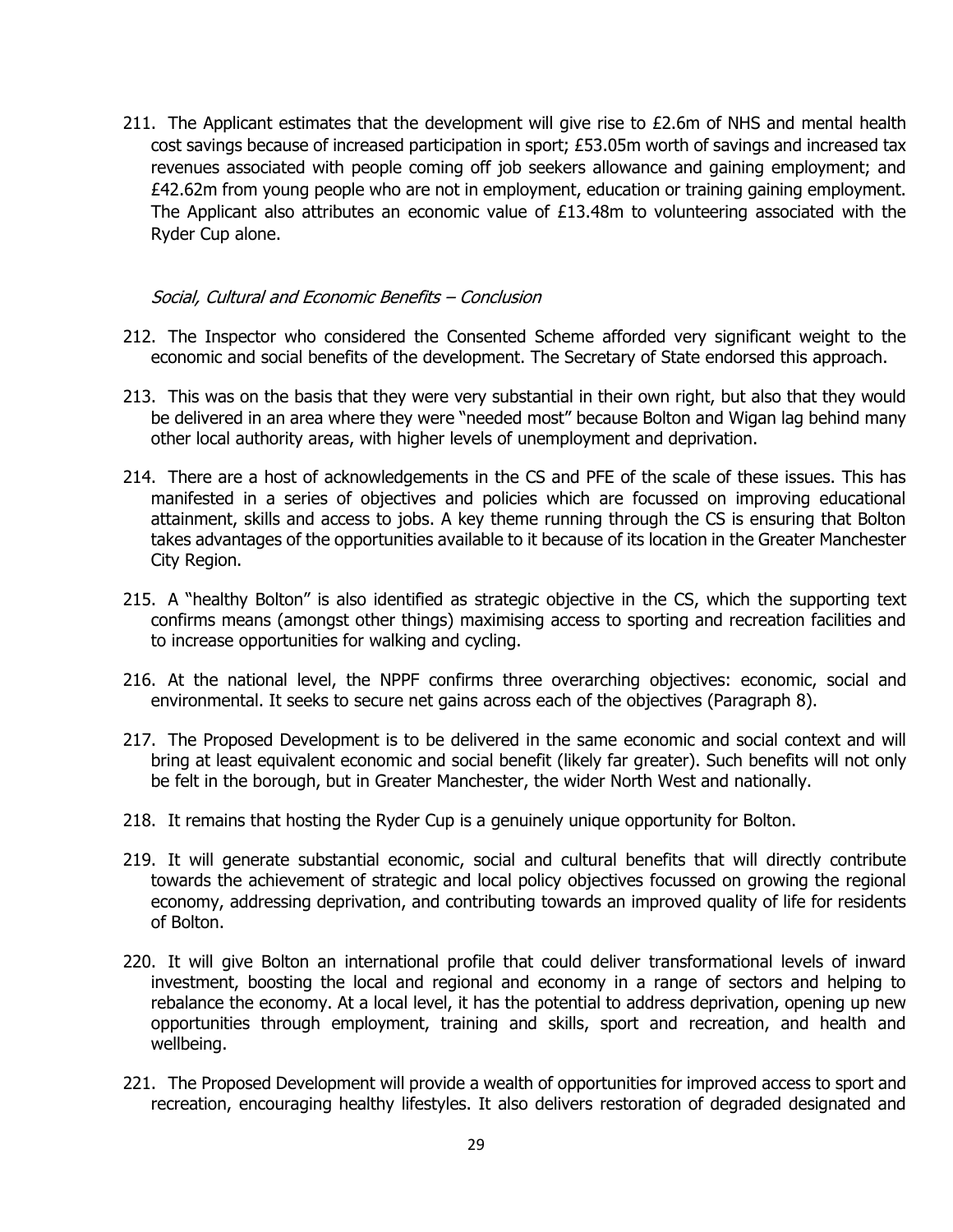211. The Applicant estimates that the development will give rise to £2.6m of NHS and mental health cost savings because of increased participation in sport; £53.05m worth of savings and increased tax revenues associated with people coming off job seekers allowance and gaining employment; and £42.62m from young people who are not in employment, education or training gaining employment. The Applicant also attributes an economic value of £13.48m to volunteering associated with the Ryder Cup alone.

*Social, Cultural and Economic Benefits – Conclusion*

212. The Inspector who considered the Consented Scheme afforded very significant weight to the economic and social benefits of the development. The Secretary of State endorsed this approach.

213. This was on the basis that they were very substantial in their own right, but also that they would be delivered in an area where they were "needed most" because Bolton and Wigan lag behind many other local authority areas, with higher levels of unemployment and deprivation.

214. There are a host of acknowledgements in the CS and PFE of the scale of these issues. This has manifested in a series of objectives and policies which are focussed on improving educational attainment, skills and access to jobs. A key theme running through the CS is ensuring that Bolton takes advantages of the opportunities available to it because of its location in the Greater Manchester City Region.

215. A "healthy Bolton" is also identified as strategic objective in the CS, which the supporting text confirms means (amongst other things) maximising access to sporting and recreation facilities and to increase opportunities for walking and cycling.

216. At the national level, the NPPF confirms three overarching objectives: economic, social and environmental. It seeks to secure net gains across each of the objectives (Paragraph 8).

217. The Proposed Development is to be delivered in the same economic and social context and will bring at least equivalent economic and social benefit (likely far greater). Such benefits will not only be felt in the borough, but in Greater Manchester, the wider North West and nationally.

218. It remains that hosting the Ryder Cup is a genuinely unique opportunity for Bolton.

219. It will generate substantial economic, social and cultural benefits that will directly contribute towards the achievement of strategic and local policy objectives focussed on growing the regional economy, addressing deprivation, and contributing towards an improved quality of life for residents of Bolton.

220. It will give Bolton an international profile that could deliver transformational levels of inward investment, boosting the local and regional and economy in a range of sectors and helping to rebalance the economy. At a local level, it has the potential to address deprivation, opening up new opportunities through employment, training and skills, sport and recreation, and health and wellbeing.

221. The Proposed Development will provide a wealth of opportunities for improved access to sport and recreation, encouraging healthy lifestyles. It also delivers restoration of degraded designated and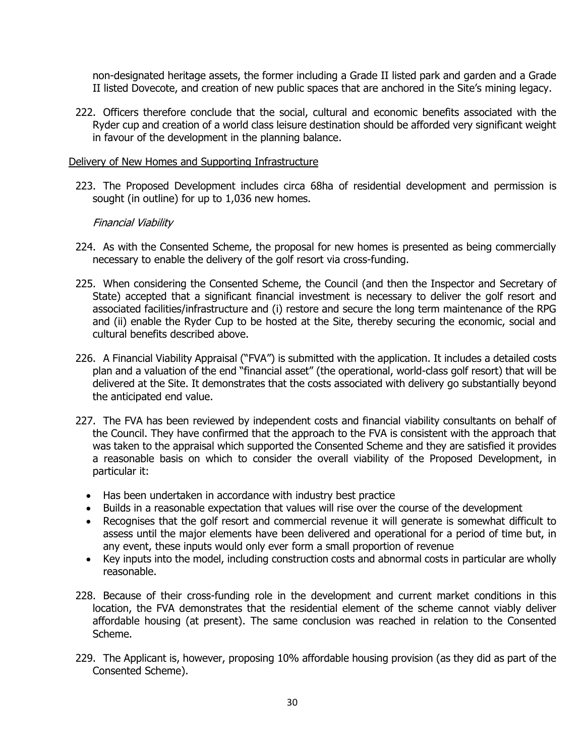non-designated heritage assets, the former including a Grade II listed park and garden and a Grade II listed Dovecote, and creation of new public spaces that are anchored in the Site's mining legacy.

222. Officers therefore conclude that the social, cultural and economic benefits associated with the Ryder cup and creation of a world class leisure destination should be afforded very significant weight in favour of the development in the planning balance.

<u>Delivery of New Homes and Supporting Infrastructure</u>

223. The Proposed Development includes circa 68ha of residential development and permission is sought (in outline) for up to 1,036 new homes.

*Financial Viability*

224. As with the Consented Scheme, the proposal for new homes is presented as being commercially necessary to enable the delivery of the golf resort via cross-funding.

225. When considering the Consented Scheme, the Council (and then the Inspector and Secretary of State) accepted that a significant financial investment is necessary to deliver the golf resort and associated facilities/infrastructure and (i) restore and secure the long term maintenance of the RPG and (ii) enable the Ryder Cup to be hosted at the Site, thereby securing the economic, social and cultural benefits described above.

226. A Financial Viability Appraisal ("FVA") is submitted with the application. It includes a detailed costs plan and a valuation of the end "financial asset" (the operational, world-class golf resort) that will be delivered at the Site. It demonstrates that the costs associated with delivery go substantially beyond the anticipated end value.

227. The FVA has been reviewed by independent costs and financial viability consultants on behalf of the Council. They have confirmed that the approach to the FVA is consistent with the approach that was taken to the appraisal which supported the Consented Scheme and they are satisfied it provides a reasonable basis on which to consider the overall viability of the Proposed Development, in particular it:

- Has been undertaken in accordance with industry best practice
- Builds in a reasonable expectation that values will rise over the course of the development
- Recognises that the golf resort and commercial revenue it will generate is somewhat difficult to assess until the major elements have been delivered and operational for a period of time but, in any event, these inputs would only ever form a small proportion of revenue
- Key inputs into the model, including construction costs and abnormal costs in particular are wholly reasonable.

228. Because of their cross-funding role in the development and current market conditions in this location, the FVA demonstrates that the residential element of the scheme cannot viably deliver affordable housing (at present). The same conclusion was reached in relation to the Consented Scheme.

229. The Applicant is, however, proposing 10% affordable housing provision (as they did as part of the Consented Scheme).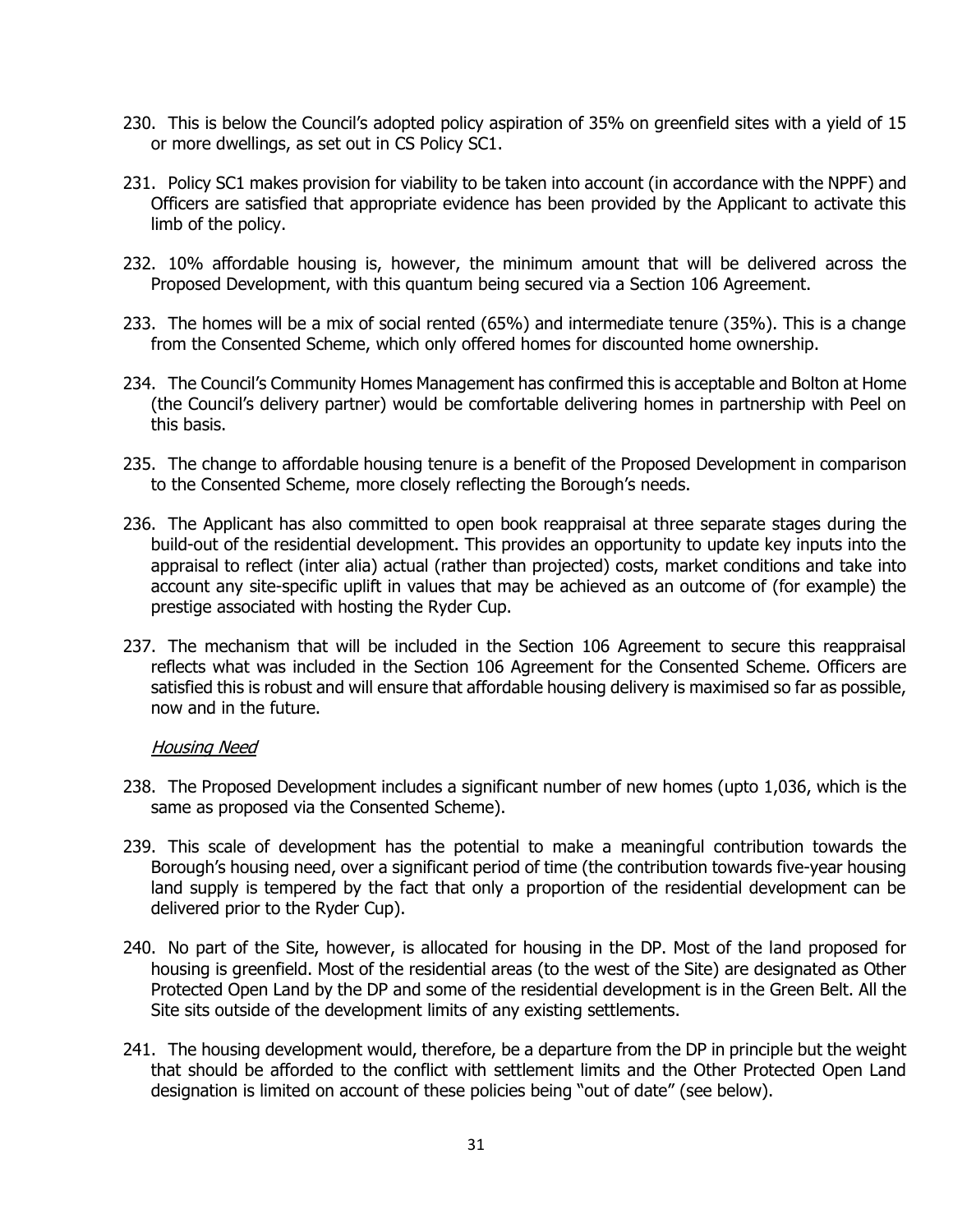230. This is below the Council's adopted policy aspiration of 35% on greenfield sites with a yield of 15 or more dwellings, as set out in CS Policy SC1.

231. Policy SC1 makes provision for viability to be taken into account (in accordance with the NPPF) and Officers are satisfied that appropriate evidence has been provided by the Applicant to activate this limb of the policy.

232. 10% affordable housing is, however, the minimum amount that will be delivered across the Proposed Development, with this quantum being secured via a Section 106 Agreement.

233. The homes will be a mix of social rented (65%) and intermediate tenure (35%). This is a change from the Consented Scheme, which only offered homes for discounted home ownership.

234. The Council's Community Homes Management has confirmed this is acceptable and Bolton at Home (the Council's delivery partner) would be comfortable delivering homes in partnership with Peel on this basis.

235. The change to affordable housing tenure is a benefit of the Proposed Development in comparison to the Consented Scheme, more closely reflecting the Borough's needs.

236. The Applicant has also committed to open book reappraisal at three separate stages during the build-out of the residential development. This provides an opportunity to update key inputs into the appraisal to reflect (inter alia) actual (rather than projected) costs, market conditions and take into account any site-specific uplift in values that may be achieved as an outcome of (for example) the prestige associated with hosting the Ryder Cup.

237. The mechanism that will be included in the Section 106 Agreement to secure this reappraisal reflects what was included in the Section 106 Agreement for the Consented Scheme. Officers are satisfied this is robust and will ensure that affordable housing delivery is maximised so far as possible, now and in the future.

*Housing Need*

238. The Proposed Development includes a significant number of new homes (upto 1,036, which is the same as proposed via the Consented Scheme).

239. This scale of development has the potential to make a meaningful contribution towards the Borough's housing need, over a significant period of time (the contribution towards five-year housing land supply is tempered by the fact that only a proportion of the residential development can be delivered prior to the Ryder Cup).

240. No part of the Site, however, is allocated for housing in the DP. Most of the land proposed for housing is greenfield. Most of the residential areas (to the west of the Site) are designated as Other Protected Open Land by the DP and some of the residential development is in the Green Belt. All the Site sits outside of the development limits of any existing settlements.

241. The housing development would, therefore, be a departure from the DP in principle but the weight that should be afforded to the conflict with settlement limits and the Other Protected Open Land designation is limited on account of these policies being "out of date" (see below).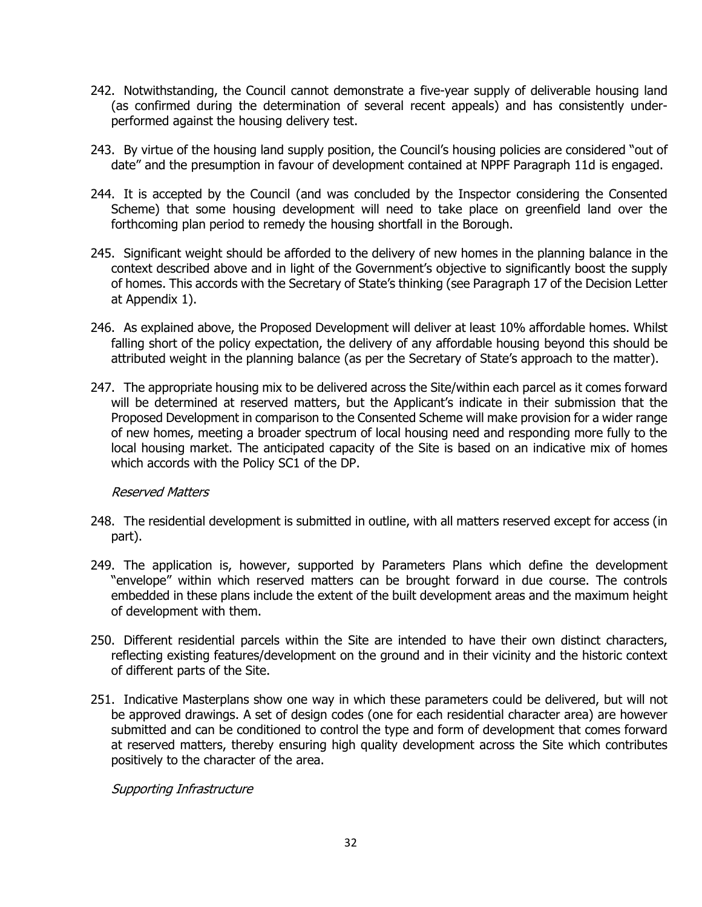242. Notwithstanding, the Council cannot demonstrate a five-year supply of deliverable housing land (as confirmed during the determination of several recent appeals) and has consistently under-performed against the housing delivery test.

243. By virtue of the housing land supply position, the Council's housing policies are considered "out of date" and the presumption in favour of development contained at NPPF Paragraph 11d is engaged.

244. It is accepted by the Council (and was concluded by the Inspector considering the Consented Scheme) that some housing development will need to take place on greenfield land over the forthcoming plan period to remedy the housing shortfall in the Borough.

245. Significant weight should be afforded to the delivery of new homes in the planning balance in the context described above and in light of the Government's objective to significantly boost the supply of homes. This accords with the Secretary of State's thinking (see Paragraph 17 of the Decision Letter at Appendix 1).

246. As explained above, the Proposed Development will deliver at least 10% affordable homes. Whilst falling short of the policy expectation, the delivery of any affordable housing beyond this should be attributed weight in the planning balance (as per the Secretary of State's approach to the matter).

247. The appropriate housing mix to be delivered across the Site/within each parcel as it comes forward will be determined at reserved matters, but the Applicant's indicate in their submission that the Proposed Development in comparison to the Consented Scheme will make provision for a wider range of new homes, meeting a broader spectrum of local housing need and responding more fully to the local housing market. The anticipated capacity of the Site is based on an indicative mix of homes which accords with the Policy SC1 of the DP.

*Reserved Matters*

248. The residential development is submitted in outline, with all matters reserved except for access (in part).

249. The application is, however, supported by Parameters Plans which define the development "envelope" within which reserved matters can be brought forward in due course. The controls embedded in these plans include the extent of the built development areas and the maximum height of development with them.

250. Different residential parcels within the Site are intended to have their own distinct characters, reflecting existing features/development on the ground and in their vicinity and the historic context of different parts of the Site.

251. Indicative Masterplans show one way in which these parameters could be delivered, but will not be approved drawings. A set of design codes (one for each residential character area) are however submitted and can be conditioned to control the type and form of development that comes forward at reserved matters, thereby ensuring high quality development across the Site which contributes positively to the character of the area.

*Supporting Infrastructure*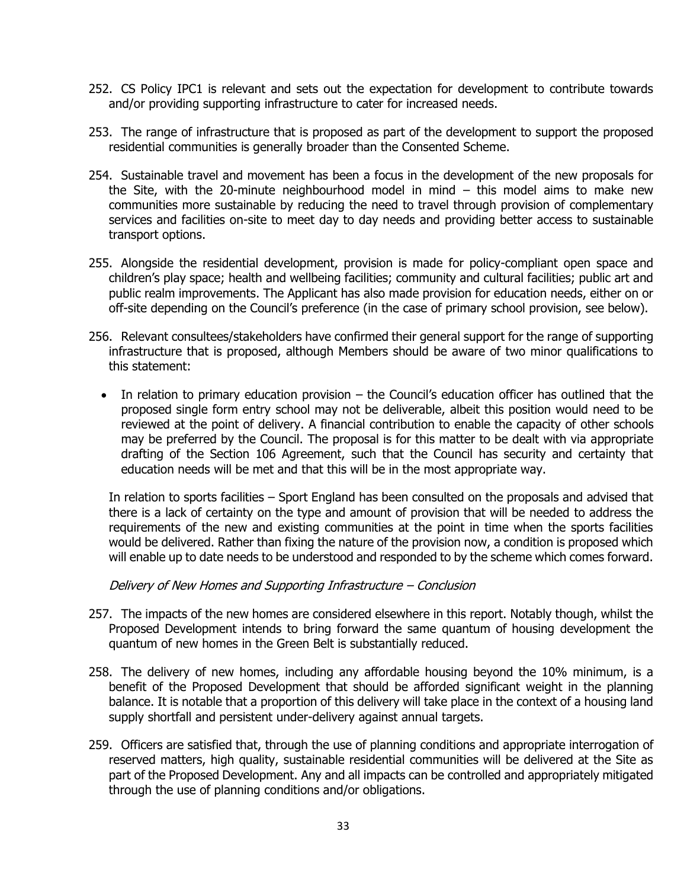252. CS Policy IPC1 is relevant and sets out the expectation for development to contribute towards and/or providing supporting infrastructure to cater for increased needs.

253. The range of infrastructure that is proposed as part of the development to support the proposed residential communities is generally broader than the Consented Scheme.

254. Sustainable travel and movement has been a focus in the development of the new proposals for the Site, with the 20-minute neighbourhood model in mind – this model aims to make new communities more sustainable by reducing the need to travel through provision of complementary services and facilities on-site to meet day to day needs and providing better access to sustainable transport options.

255. Alongside the residential development, provision is made for policy-compliant open space and children's play space; health and wellbeing facilities; community and cultural facilities; public art and public realm improvements. The Applicant has also made provision for education needs, either on or off-site depending on the Council's preference (in the case of primary school provision, see below).

256. Relevant consultees/stakeholders have confirmed their general support for the range of supporting infrastructure that is proposed, although Members should be aware of two minor qualifications to this statement:

- In relation to primary education provision – the Council's education officer has outlined that the proposed single form entry school may not be deliverable, albeit this position would need to be reviewed at the point of delivery. A financial contribution to enable the capacity of other schools may be preferred by the Council. The proposal is for this matter to be dealt with via appropriate drafting of the Section 106 Agreement, such that the Council has security and certainty that education needs will be met and that this will be in the most appropriate way.

  In relation to sports facilities – Sport England has been consulted on the proposals and advised that there is a lack of certainty on the type and amount of provision that will be needed to address the requirements of the new and existing communities at the point in time when the sports facilities would be delivered. Rather than fixing the nature of the provision now, a condition is proposed which will enable up to date needs to be understood and responded to by the scheme which comes forward.

*Delivery of New Homes and Supporting Infrastructure – Conclusion*

257. The impacts of the new homes are considered elsewhere in this report. Notably though, whilst the Proposed Development intends to bring forward the same quantum of housing development the quantum of new homes in the Green Belt is substantially reduced.

258. The delivery of new homes, including any affordable housing beyond the 10% minimum, is a benefit of the Proposed Development that should be afforded significant weight in the planning balance. It is notable that a proportion of this delivery will take place in the context of a housing land supply shortfall and persistent under-delivery against annual targets.

259. Officers are satisfied that, through the use of planning conditions and appropriate interrogation of reserved matters, high quality, sustainable residential communities will be delivered at the Site as part of the Proposed Development. Any and all impacts can be controlled and appropriately mitigated through the use of planning conditions and/or obligations.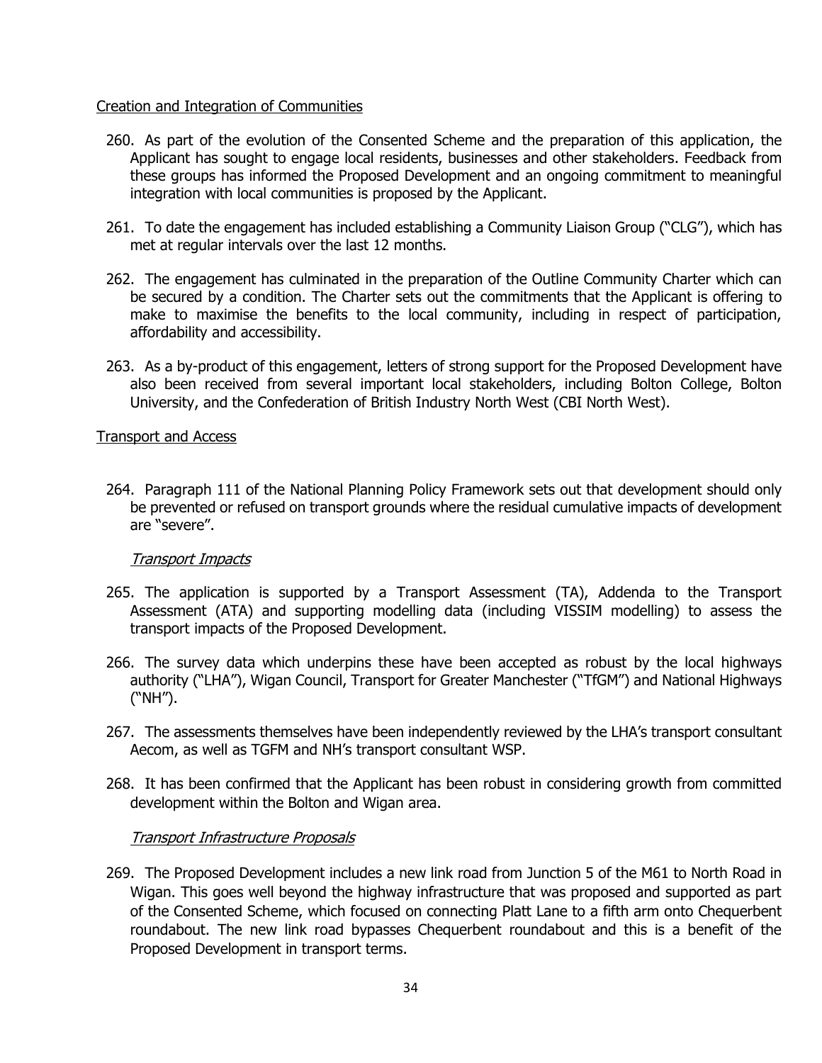Creation and Integration of Communities

260. As part of the evolution of the Consented Scheme and the preparation of this application, the Applicant has sought to engage local residents, businesses and other stakeholders. Feedback from these groups has informed the Proposed Development and an ongoing commitment to meaningful integration with local communities is proposed by the Applicant.

261. To date the engagement has included establishing a Community Liaison Group ("CLG"), which has met at regular intervals over the last 12 months.

262. The engagement has culminated in the preparation of the Outline Community Charter which can be secured by a condition. The Charter sets out the commitments that the Applicant is offering to make to maximise the benefits to the local community, including in respect of participation, affordability and accessibility.

263. As a by-product of this engagement, letters of strong support for the Proposed Development have also been received from several important local stakeholders, including Bolton College, Bolton University, and the Confederation of British Industry North West (CBI North West).

Transport and Access

264. Paragraph 111 of the National Planning Policy Framework sets out that development should only be prevented or refused on transport grounds where the residual cumulative impacts of development are "severe".

*Transport Impacts*

265. The application is supported by a Transport Assessment (TA), Addenda to the Transport Assessment (ATA) and supporting modelling data (including VISSIM modelling) to assess the transport impacts of the Proposed Development.

266. The survey data which underpins these have been accepted as robust by the local highways authority ("LHA"), Wigan Council, Transport for Greater Manchester ("TfGM") and National Highways ("NH").

267. The assessments themselves have been independently reviewed by the LHA's transport consultant Aecom, as well as TGFM and NH's transport consultant WSP.

268. It has been confirmed that the Applicant has been robust in considering growth from committed development within the Bolton and Wigan area.

*Transport Infrastructure Proposals*

269. The Proposed Development includes a new link road from Junction 5 of the M61 to North Road in Wigan. This goes well beyond the highway infrastructure that was proposed and supported as part of the Consented Scheme, which focused on connecting Platt Lane to a fifth arm onto Chequerbent roundabout. The new link road bypasses Chequerbent roundabout and this is a benefit of the Proposed Development in transport terms.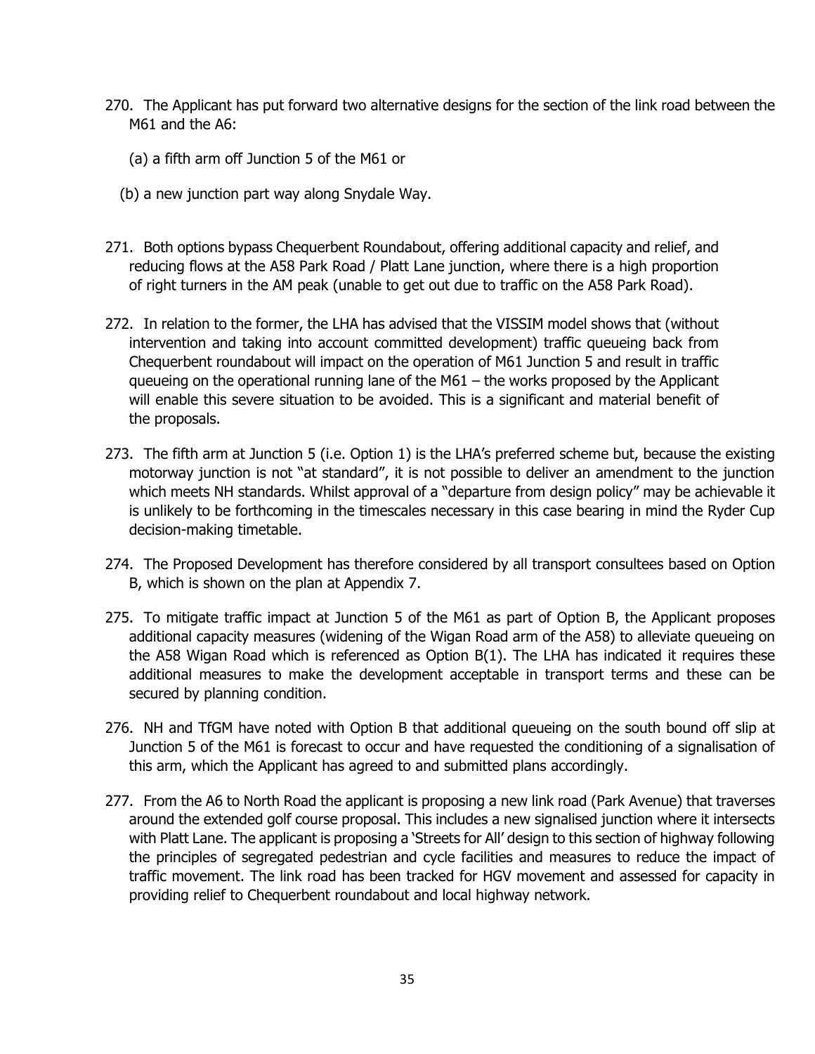270. The Applicant has put forward two alternative designs for the section of the link road between the M61 and the A6:

   (a) a fifth arm off Junction 5 of the M61 or

   (b) a new junction part way along Snydale Way.

271. Both options bypass Chequerbent Roundabout, offering additional capacity and relief, and reducing flows at the A58 Park Road / Platt Lane junction, where there is a high proportion of right turners in the AM peak (unable to get out due to traffic on the A58 Park Road).

272. In relation to the former, the LHA has advised that the VISSIM model shows that (without intervention and taking into account committed development) traffic queueing back from Chequerbent roundabout will impact on the operation of M61 Junction 5 and result in traffic queueing on the operational running lane of the M61 – the works proposed by the Applicant will enable this severe situation to be avoided. This is a significant and material benefit of the proposals.

273. The fifth arm at Junction 5 (i.e. Option 1) is the LHA's preferred scheme but, because the existing motorway junction is not "at standard", it is not possible to deliver an amendment to the junction which meets NH standards. Whilst approval of a "departure from design policy" may be achievable it is unlikely to be forthcoming in the timescales necessary in this case bearing in mind the Ryder Cup decision-making timetable.

274. The Proposed Development has therefore considered by all transport consultees based on Option B, which is shown on the plan at Appendix 7.

275. To mitigate traffic impact at Junction 5 of the M61 as part of Option B, the Applicant proposes additional capacity measures (widening of the Wigan Road arm of the A58) to alleviate queueing on the A58 Wigan Road which is referenced as Option B(1). The LHA has indicated it requires these additional measures to make the development acceptable in transport terms and these can be secured by planning condition.

276. NH and TfGM have noted with Option B that additional queueing on the south bound off slip at Junction 5 of the M61 is forecast to occur and have requested the conditioning of a signalisation of this arm, which the Applicant has agreed to and submitted plans accordingly.

277. From the A6 to North Road the applicant is proposing a new link road (Park Avenue) that traverses around the extended golf course proposal. This includes a new signalised junction where it intersects with Platt Lane. The applicant is proposing a 'Streets for All' design to this section of highway following the principles of segregated pedestrian and cycle facilities and measures to reduce the impact of traffic movement. The link road has been tracked for HGV movement and assessed for capacity in providing relief to Chequerbent roundabout and local highway network.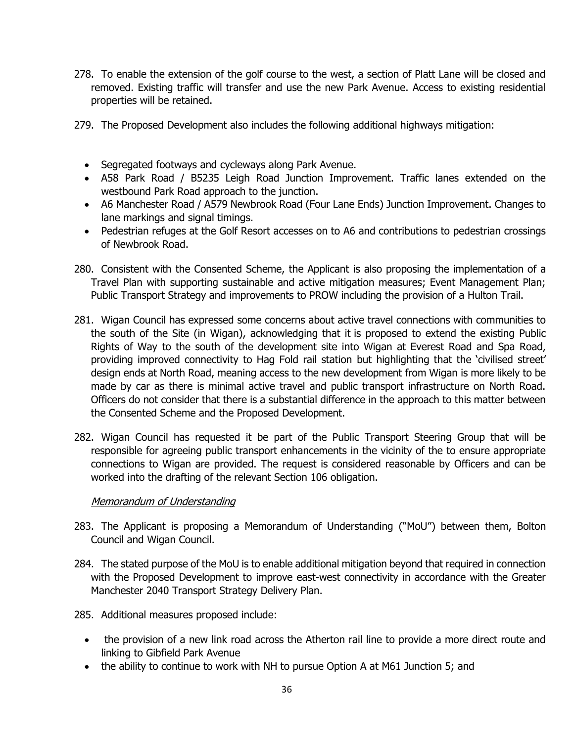278. To enable the extension of the golf course to the west, a section of Platt Lane will be closed and removed. Existing traffic will transfer and use the new Park Avenue. Access to existing residential properties will be retained.

279. The Proposed Development also includes the following additional highways mitigation:

- Segregated footways and cycleways along Park Avenue.
- A58 Park Road / B5235 Leigh Road Junction Improvement. Traffic lanes extended on the westbound Park Road approach to the junction.
- A6 Manchester Road / A579 Newbrook Road (Four Lane Ends) Junction Improvement. Changes to lane markings and signal timings.
- Pedestrian refuges at the Golf Resort accesses on to A6 and contributions to pedestrian crossings of Newbrook Road.

280. Consistent with the Consented Scheme, the Applicant is also proposing the implementation of a Travel Plan with supporting sustainable and active mitigation measures; Event Management Plan; Public Transport Strategy and improvements to PROW including the provision of a Hulton Trail.

281. Wigan Council has expressed some concerns about active travel connections with communities to the south of the Site (in Wigan), acknowledging that it is proposed to extend the existing Public Rights of Way to the south of the development site into Wigan at Everest Road and Spa Road, providing improved connectivity to Hag Fold rail station but highlighting that the 'civilised street' design ends at North Road, meaning access to the new development from Wigan is more likely to be made by car as there is minimal active travel and public transport infrastructure on North Road. Officers do not consider that there is a substantial difference in the approach to this matter between the Consented Scheme and the Proposed Development.

282. Wigan Council has requested it be part of the Public Transport Steering Group that will be responsible for agreeing public transport enhancements in the vicinity of the to ensure appropriate connections to Wigan are provided. The request is considered reasonable by Officers and can be worked into the drafting of the relevant Section 106 obligation.

*Memorandum of Understanding*

283. The Applicant is proposing a Memorandum of Understanding ("MoU") between them, Bolton Council and Wigan Council.

284. The stated purpose of the MoU is to enable additional mitigation beyond that required in connection with the Proposed Development to improve east-west connectivity in accordance with the Greater Manchester 2040 Transport Strategy Delivery Plan.

285. Additional measures proposed include:

- the provision of a new link road across the Atherton rail line to provide a more direct route and linking to Gibfield Park Avenue
- the ability to continue to work with NH to pursue Option A at M61 Junction 5; and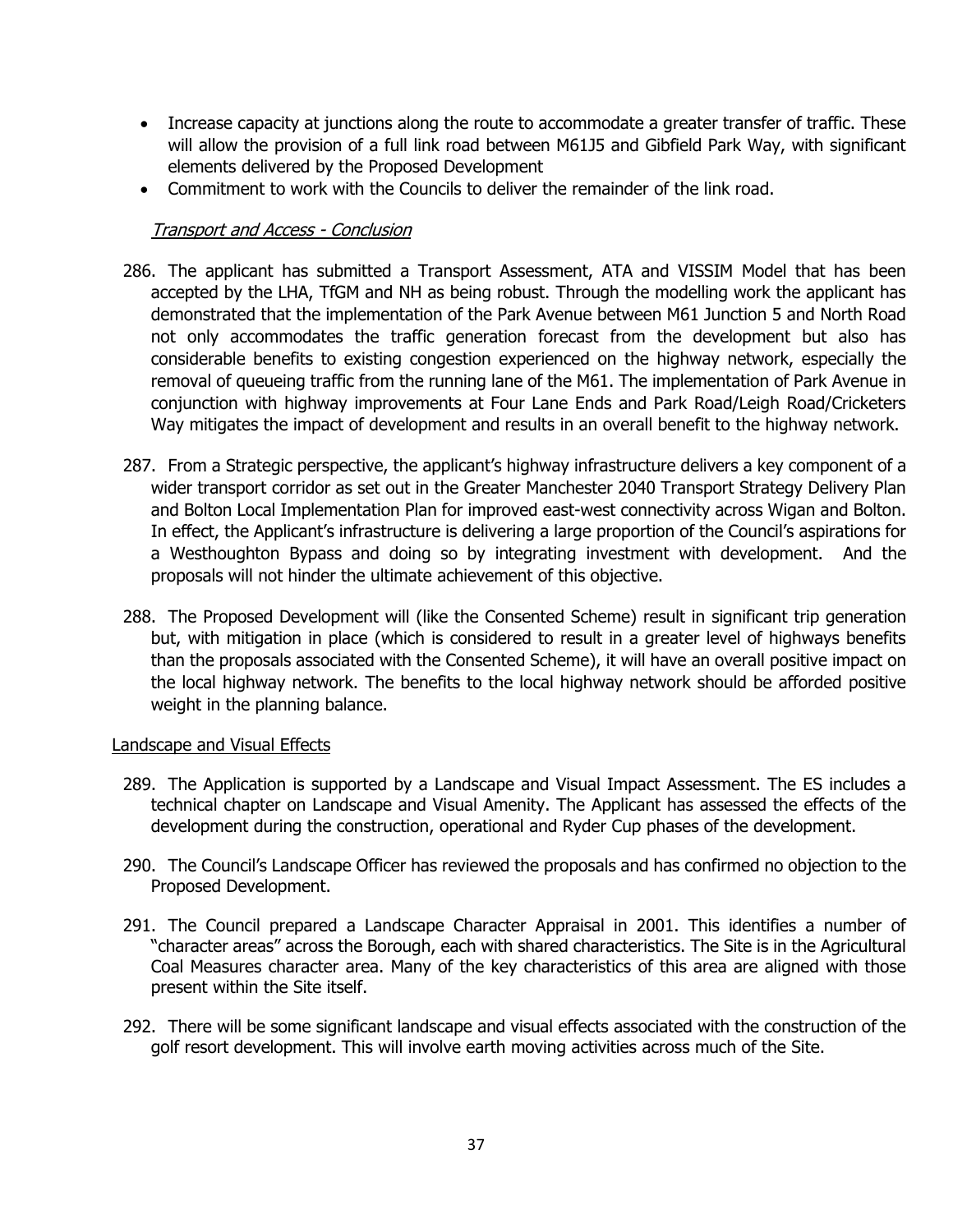- Increase capacity at junctions along the route to accommodate a greater transfer of traffic. These will allow the provision of a full link road between M61J5 and Gibfield Park Way, with significant elements delivered by the Proposed Development
- Commitment to work with the Councils to deliver the remainder of the link road.

*Transport and Access - Conclusion*

286. The applicant has submitted a Transport Assessment, ATA and VISSIM Model that has been accepted by the LHA, TfGM and NH as being robust. Through the modelling work the applicant has demonstrated that the implementation of the Park Avenue between M61 Junction 5 and North Road not only accommodates the traffic generation forecast from the development but also has considerable benefits to existing congestion experienced on the highway network, especially the removal of queueing traffic from the running lane of the M61. The implementation of Park Avenue in conjunction with highway improvements at Four Lane Ends and Park Road/Leigh Road/Cricketers Way mitigates the impact of development and results in an overall benefit to the highway network.

287. From a Strategic perspective, the applicant's highway infrastructure delivers a key component of a wider transport corridor as set out in the Greater Manchester 2040 Transport Strategy Delivery Plan and Bolton Local Implementation Plan for improved east-west connectivity across Wigan and Bolton. In effect, the Applicant's infrastructure is delivering a large proportion of the Council's aspirations for a Westhoughton Bypass and doing so by integrating investment with development. And the proposals will not hinder the ultimate achievement of this objective.

288. The Proposed Development will (like the Consented Scheme) result in significant trip generation but, with mitigation in place (which is considered to result in a greater level of highways benefits than the proposals associated with the Consented Scheme), it will have an overall positive impact on the local highway network. The benefits to the local highway network should be afforded positive weight in the planning balance.

Landscape and Visual Effects

289. The Application is supported by a Landscape and Visual Impact Assessment. The ES includes a technical chapter on Landscape and Visual Amenity. The Applicant has assessed the effects of the development during the construction, operational and Ryder Cup phases of the development.

290. The Council's Landscape Officer has reviewed the proposals and has confirmed no objection to the Proposed Development.

291. The Council prepared a Landscape Character Appraisal in 2001. This identifies a number of "character areas" across the Borough, each with shared characteristics. The Site is in the Agricultural Coal Measures character area. Many of the key characteristics of this area are aligned with those present within the Site itself.

292. There will be some significant landscape and visual effects associated with the construction of the golf resort development. This will involve earth moving activities across much of the Site.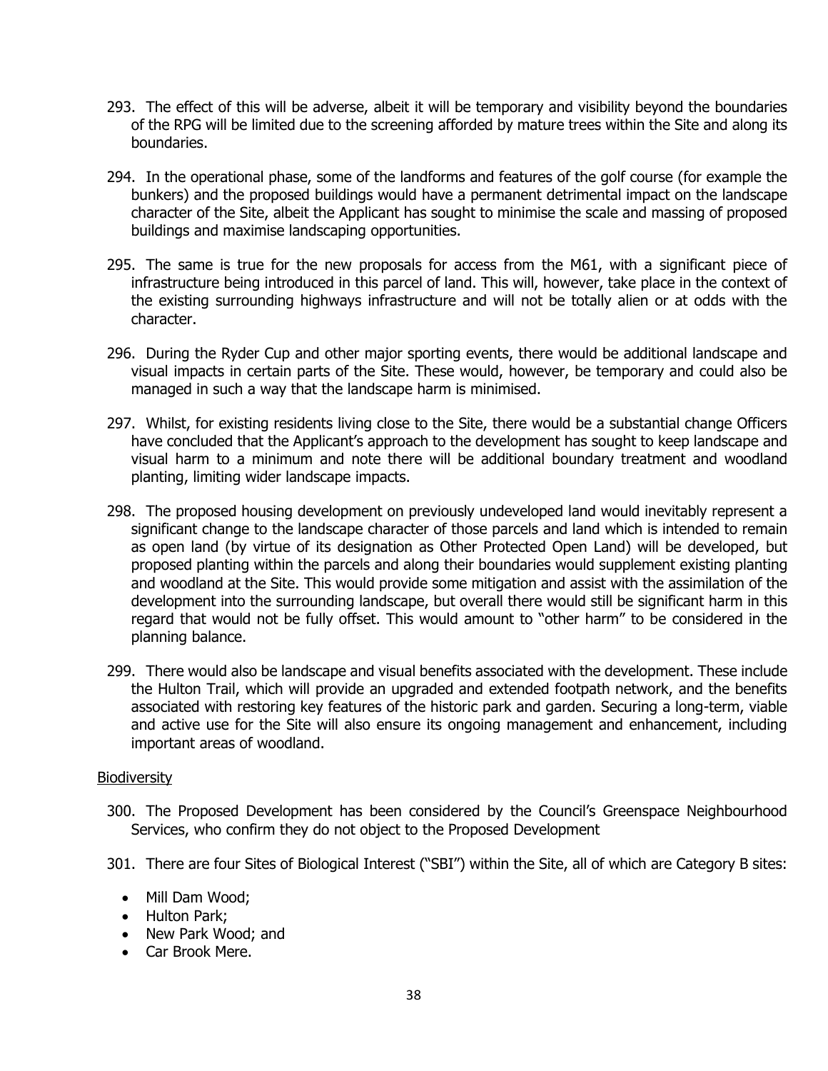293. The effect of this will be adverse, albeit it will be temporary and visibility beyond the boundaries of the RPG will be limited due to the screening afforded by mature trees within the Site and along its boundaries.

294. In the operational phase, some of the landforms and features of the golf course (for example the bunkers) and the proposed buildings would have a permanent detrimental impact on the landscape character of the Site, albeit the Applicant has sought to minimise the scale and massing of proposed buildings and maximise landscaping opportunities.

295. The same is true for the new proposals for access from the M61, with a significant piece of infrastructure being introduced in this parcel of land. This will, however, take place in the context of the existing surrounding highways infrastructure and will not be totally alien or at odds with the character.

296. During the Ryder Cup and other major sporting events, there would be additional landscape and visual impacts in certain parts of the Site. These would, however, be temporary and could also be managed in such a way that the landscape harm is minimised.

297. Whilst, for existing residents living close to the Site, there would be a substantial change Officers have concluded that the Applicant's approach to the development has sought to keep landscape and visual harm to a minimum and note there will be additional boundary treatment and woodland planting, limiting wider landscape impacts.

298. The proposed housing development on previously undeveloped land would inevitably represent a significant change to the landscape character of those parcels and land which is intended to remain as open land (by virtue of its designation as Other Protected Open Land) will be developed, but proposed planting within the parcels and along their boundaries would supplement existing planting and woodland at the Site. This would provide some mitigation and assist with the assimilation of the development into the surrounding landscape, but overall there would still be significant harm in this regard that would not be fully offset. This would amount to "other harm" to be considered in the planning balance.

299. There would also be landscape and visual benefits associated with the development. These include the Hulton Trail, which will provide an upgraded and extended footpath network, and the benefits associated with restoring key features of the historic park and garden. Securing a long-term, viable and active use for the Site will also ensure its ongoing management and enhancement, including important areas of woodland.

Biodiversity

300. The Proposed Development has been considered by the Council's Greenspace Neighbourhood Services, who confirm they do not object to the Proposed Development

301. There are four Sites of Biological Interest ("SBI") within the Site, all of which are Category B sites:

- Mill Dam Wood;
- Hulton Park;
- New Park Wood; and
- Car Brook Mere.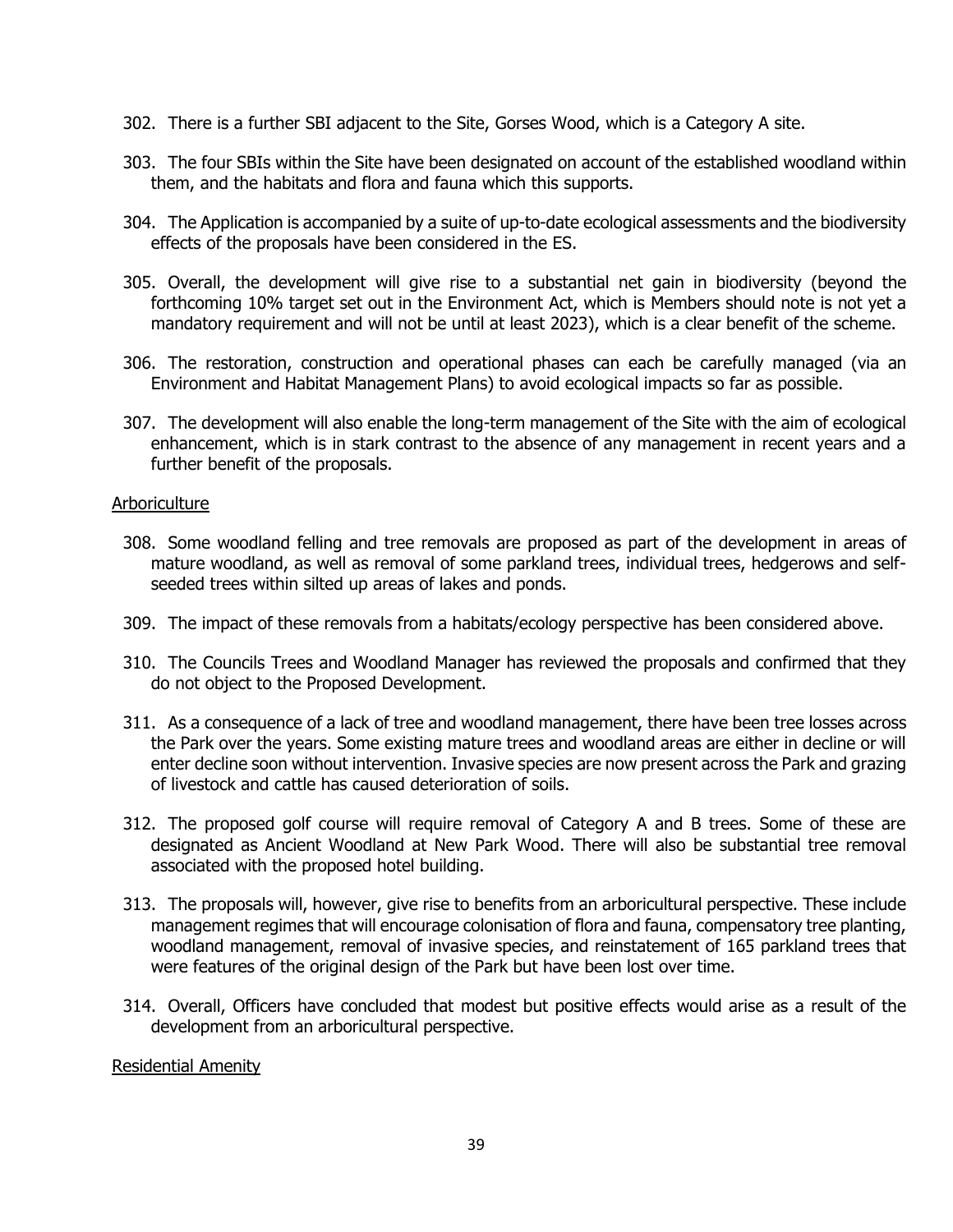302. There is a further SBI adjacent to the Site, Gorses Wood, which is a Category A site.

303. The four SBIs within the Site have been designated on account of the established woodland within them, and the habitats and flora and fauna which this supports.

304. The Application is accompanied by a suite of up-to-date ecological assessments and the biodiversity effects of the proposals have been considered in the ES.

305. Overall, the development will give rise to a substantial net gain in biodiversity (beyond the forthcoming 10% target set out in the Environment Act, which is Members should note is not yet a mandatory requirement and will not be until at least 2023), which is a clear benefit of the scheme.

306. The restoration, construction and operational phases can each be carefully managed (via an Environment and Habitat Management Plans) to avoid ecological impacts so far as possible.

307. The development will also enable the long-term management of the Site with the aim of ecological enhancement, which is in stark contrast to the absence of any management in recent years and a further benefit of the proposals.

<u>Arboriculture</u>

308. Some woodland felling and tree removals are proposed as part of the development in areas of mature woodland, as well as removal of some parkland trees, individual trees, hedgerows and self-seeded trees within silted up areas of lakes and ponds.

309. The impact of these removals from a habitats/ecology perspective has been considered above.

310. The Councils Trees and Woodland Manager has reviewed the proposals and confirmed that they do not object to the Proposed Development.

311. As a consequence of a lack of tree and woodland management, there have been tree losses across the Park over the years. Some existing mature trees and woodland areas are either in decline or will enter decline soon without intervention. Invasive species are now present across the Park and grazing of livestock and cattle has caused deterioration of soils.

312. The proposed golf course will require removal of Category A and B trees. Some of these are designated as Ancient Woodland at New Park Wood. There will also be substantial tree removal associated with the proposed hotel building.

313. The proposals will, however, give rise to benefits from an arboricultural perspective. These include management regimes that will encourage colonisation of flora and fauna, compensatory tree planting, woodland management, removal of invasive species, and reinstatement of 165 parkland trees that were features of the original design of the Park but have been lost over time.

314. Overall, Officers have concluded that modest but positive effects would arise as a result of the development from an arboricultural perspective.

<u>Residential Amenity</u>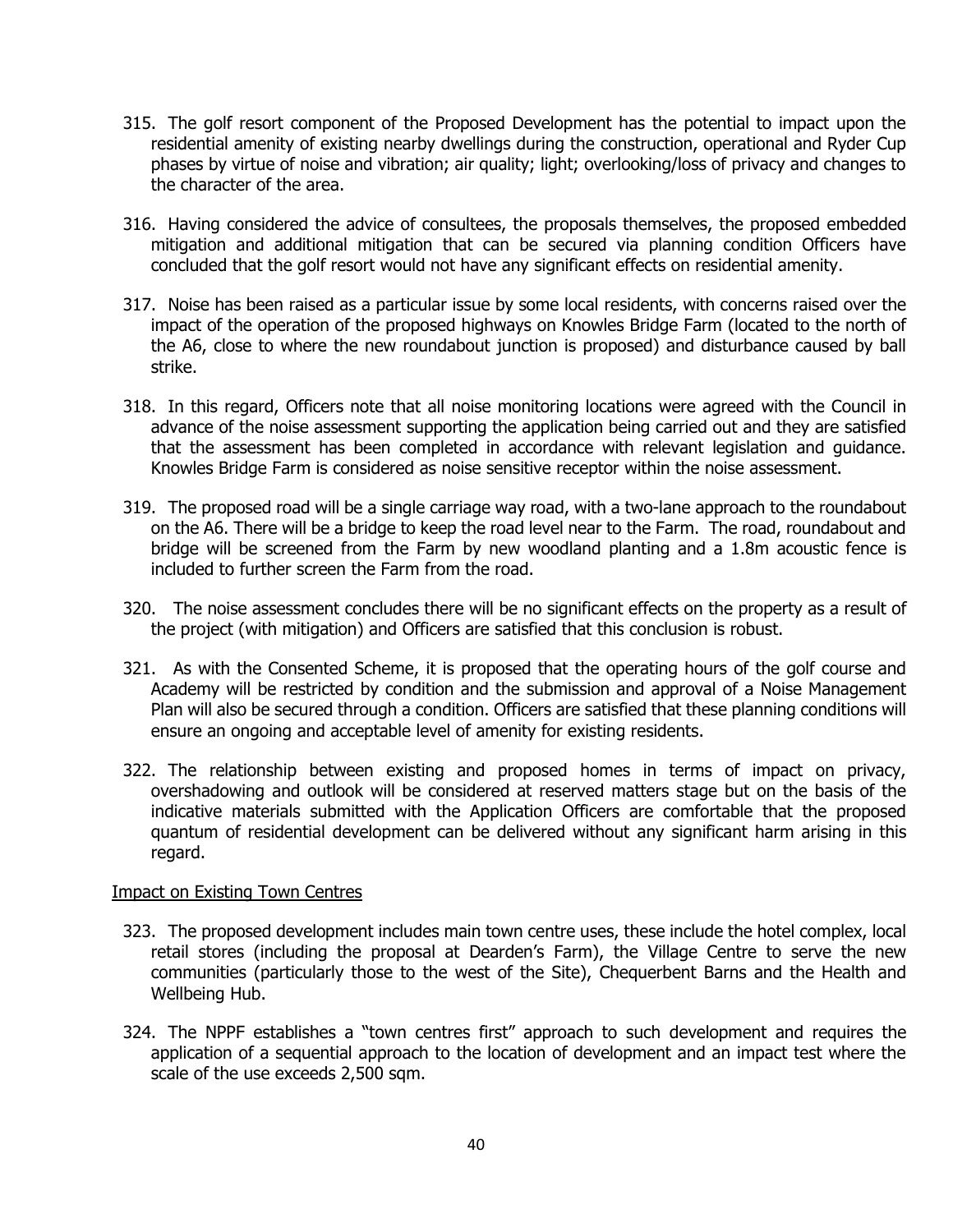315. The golf resort component of the Proposed Development has the potential to impact upon the residential amenity of existing nearby dwellings during the construction, operational and Ryder Cup phases by virtue of noise and vibration; air quality; light; overlooking/loss of privacy and changes to the character of the area.

316. Having considered the advice of consultees, the proposals themselves, the proposed embedded mitigation and additional mitigation that can be secured via planning condition Officers have concluded that the golf resort would not have any significant effects on residential amenity.

317. Noise has been raised as a particular issue by some local residents, with concerns raised over the impact of the operation of the proposed highways on Knowles Bridge Farm (located to the north of the A6, close to where the new roundabout junction is proposed) and disturbance caused by ball strike.

318. In this regard, Officers note that all noise monitoring locations were agreed with the Council in advance of the noise assessment supporting the application being carried out and they are satisfied that the assessment has been completed in accordance with relevant legislation and guidance. Knowles Bridge Farm is considered as noise sensitive receptor within the noise assessment.

319. The proposed road will be a single carriage way road, with a two-lane approach to the roundabout on the A6. There will be a bridge to keep the road level near to the Farm. The road, roundabout and bridge will be screened from the Farm by new woodland planting and a 1.8m acoustic fence is included to further screen the Farm from the road.

320. The noise assessment concludes there will be no significant effects on the property as a result of the project (with mitigation) and Officers are satisfied that this conclusion is robust.

321. As with the Consented Scheme, it is proposed that the operating hours of the golf course and Academy will be restricted by condition and the submission and approval of a Noise Management Plan will also be secured through a condition. Officers are satisfied that these planning conditions will ensure an ongoing and acceptable level of amenity for existing residents.

322. The relationship between existing and proposed homes in terms of impact on privacy, overshadowing and outlook will be considered at reserved matters stage but on the basis of the indicative materials submitted with the Application Officers are comfortable that the proposed quantum of residential development can be delivered without any significant harm arising in this regard.

## Impact on Existing Town Centres

323. The proposed development includes main town centre uses, these include the hotel complex, local retail stores (including the proposal at Dearden's Farm), the Village Centre to serve the new communities (particularly those to the west of the Site), Chequerbent Barns and the Health and Wellbeing Hub.

324. The NPPF establishes a "town centres first" approach to such development and requires the application of a sequential approach to the location of development and an impact test where the scale of the use exceeds 2,500 sqm.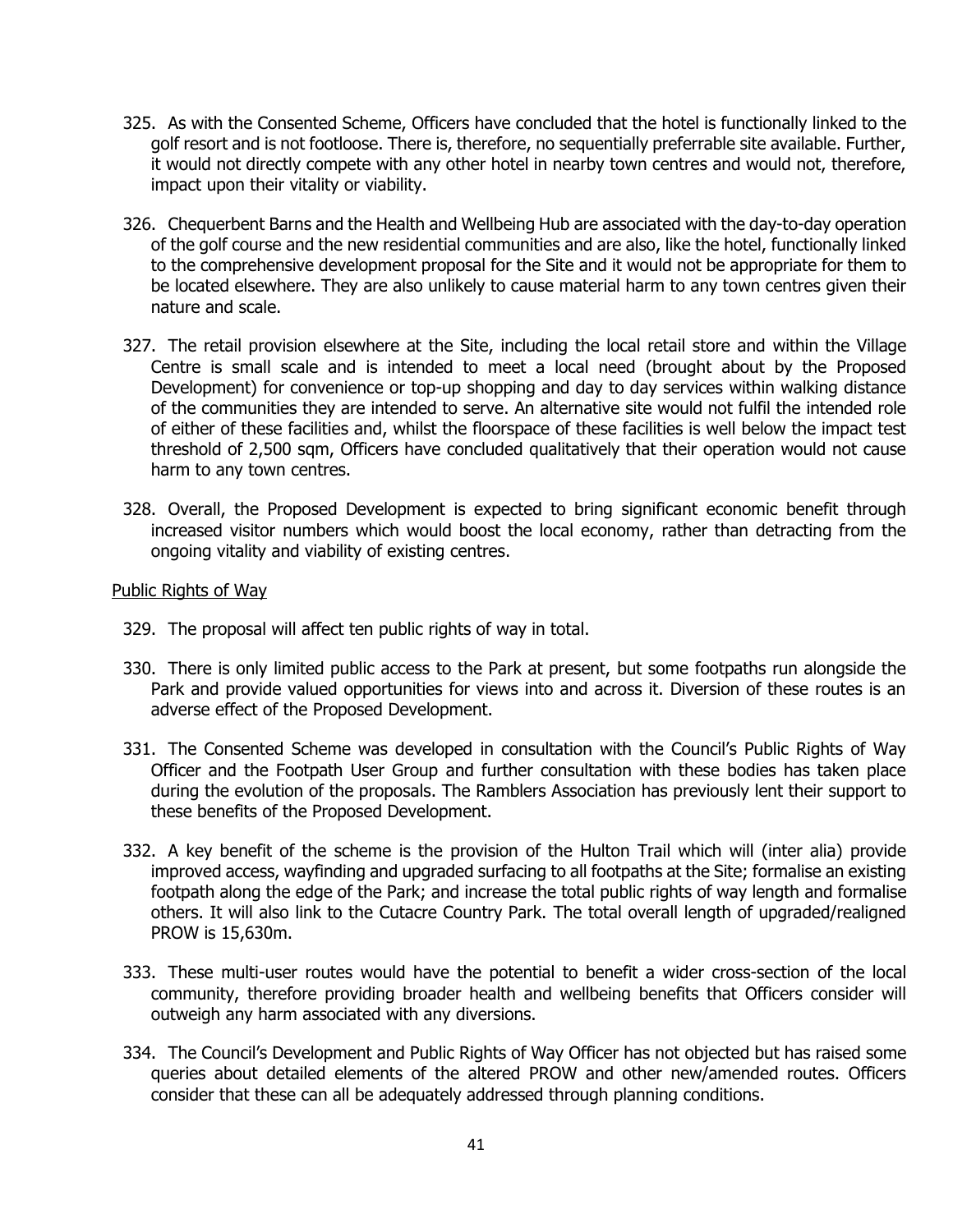325. As with the Consented Scheme, Officers have concluded that the hotel is functionally linked to the golf resort and is not footloose. There is, therefore, no sequentially preferrable site available. Further, it would not directly compete with any other hotel in nearby town centres and would not, therefore, impact upon their vitality or viability.

326. Chequerbent Barns and the Health and Wellbeing Hub are associated with the day-to-day operation of the golf course and the new residential communities and are also, like the hotel, functionally linked to the comprehensive development proposal for the Site and it would not be appropriate for them to be located elsewhere. They are also unlikely to cause material harm to any town centres given their nature and scale.

327. The retail provision elsewhere at the Site, including the local retail store and within the Village Centre is small scale and is intended to meet a local need (brought about by the Proposed Development) for convenience or top-up shopping and day to day services within walking distance of the communities they are intended to serve. An alternative site would not fulfil the intended role of either of these facilities and, whilst the floorspace of these facilities is well below the impact test threshold of 2,500 sqm, Officers have concluded qualitatively that their operation would not cause harm to any town centres.

328. Overall, the Proposed Development is expected to bring significant economic benefit through increased visitor numbers which would boost the local economy, rather than detracting from the ongoing vitality and viability of existing centres.

<u>Public Rights of Way</u>

329. The proposal will affect ten public rights of way in total.

330. There is only limited public access to the Park at present, but some footpaths run alongside the Park and provide valued opportunities for views into and across it. Diversion of these routes is an adverse effect of the Proposed Development.

331. The Consented Scheme was developed in consultation with the Council's Public Rights of Way Officer and the Footpath User Group and further consultation with these bodies has taken place during the evolution of the proposals. The Ramblers Association has previously lent their support to these benefits of the Proposed Development.

332. A key benefit of the scheme is the provision of the Hulton Trail which will (inter alia) provide improved access, wayfinding and upgraded surfacing to all footpaths at the Site; formalise an existing footpath along the edge of the Park; and increase the total public rights of way length and formalise others. It will also link to the Cutacre Country Park. The total overall length of upgraded/realigned PROW is 15,630m.

333. These multi-user routes would have the potential to benefit a wider cross-section of the local community, therefore providing broader health and wellbeing benefits that Officers consider will outweigh any harm associated with any diversions.

334. The Council's Development and Public Rights of Way Officer has not objected but has raised some queries about detailed elements of the altered PROW and other new/amended routes. Officers consider that these can all be adequately addressed through planning conditions.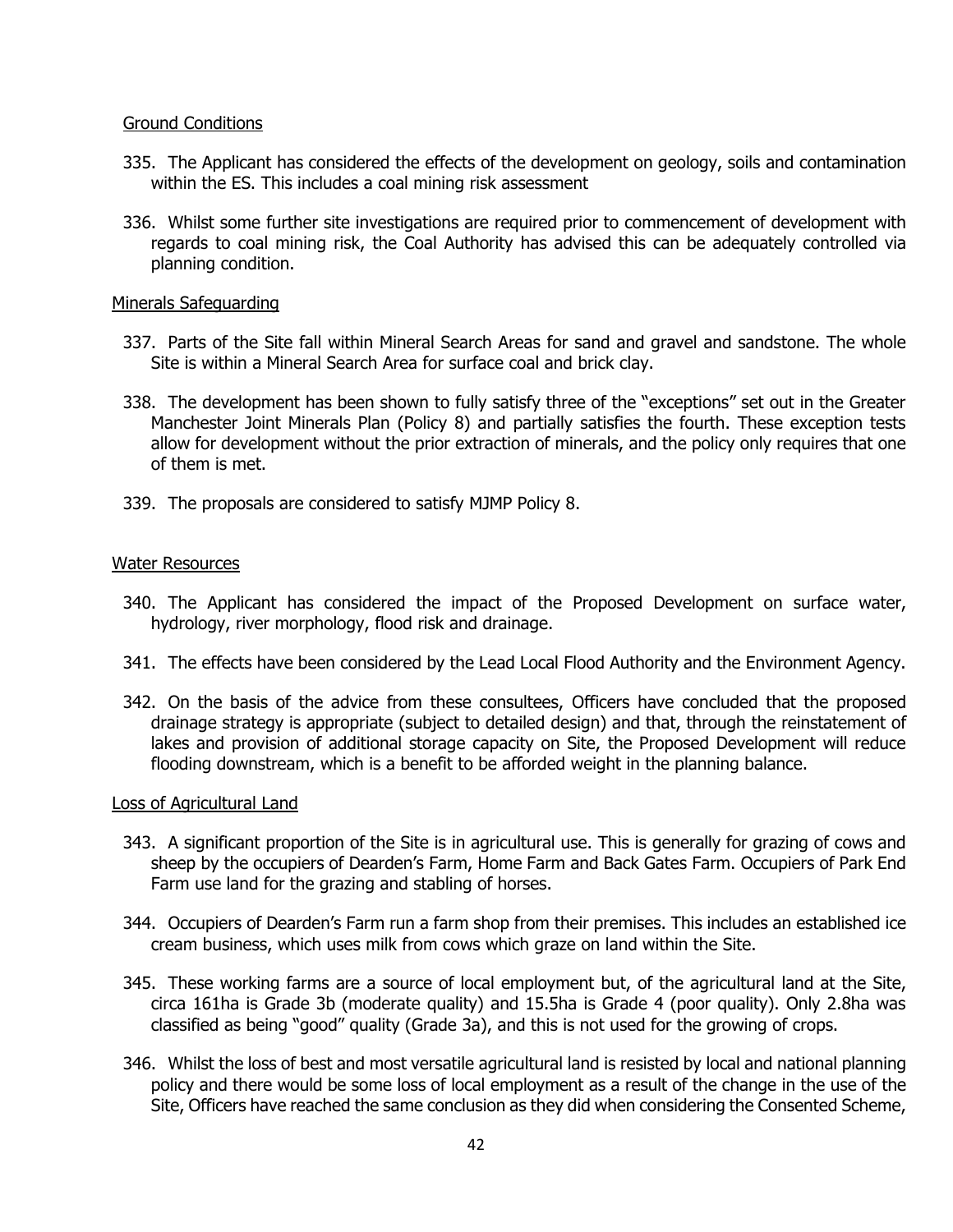Ground Conditions

335. The Applicant has considered the effects of the development on geology, soils and contamination within the ES. This includes a coal mining risk assessment

336. Whilst some further site investigations are required prior to commencement of development with regards to coal mining risk, the Coal Authority has advised this can be adequately controlled via planning condition.

Minerals Safeguarding

337. Parts of the Site fall within Mineral Search Areas for sand and gravel and sandstone. The whole Site is within a Mineral Search Area for surface coal and brick clay.

338. The development has been shown to fully satisfy three of the "exceptions" set out in the Greater Manchester Joint Minerals Plan (Policy 8) and partially satisfies the fourth. These exception tests allow for development without the prior extraction of minerals, and the policy only requires that one of them is met.

339. The proposals are considered to satisfy MJMP Policy 8.

Water Resources

340. The Applicant has considered the impact of the Proposed Development on surface water, hydrology, river morphology, flood risk and drainage.

341. The effects have been considered by the Lead Local Flood Authority and the Environment Agency.

342. On the basis of the advice from these consultees, Officers have concluded that the proposed drainage strategy is appropriate (subject to detailed design) and that, through the reinstatement of lakes and provision of additional storage capacity on Site, the Proposed Development will reduce flooding downstream, which is a benefit to be afforded weight in the planning balance.

Loss of Agricultural Land

343. A significant proportion of the Site is in agricultural use. This is generally for grazing of cows and sheep by the occupiers of Dearden's Farm, Home Farm and Back Gates Farm. Occupiers of Park End Farm use land for the grazing and stabling of horses.

344. Occupiers of Dearden's Farm run a farm shop from their premises. This includes an established ice cream business, which uses milk from cows which graze on land within the Site.

345. These working farms are a source of local employment but, of the agricultural land at the Site, circa 161ha is Grade 3b (moderate quality) and 15.5ha is Grade 4 (poor quality). Only 2.8ha was classified as being "good" quality (Grade 3a), and this is not used for the growing of crops.

346. Whilst the loss of best and most versatile agricultural land is resisted by local and national planning policy and there would be some loss of local employment as a result of the change in the use of the Site, Officers have reached the same conclusion as they did when considering the Consented Scheme,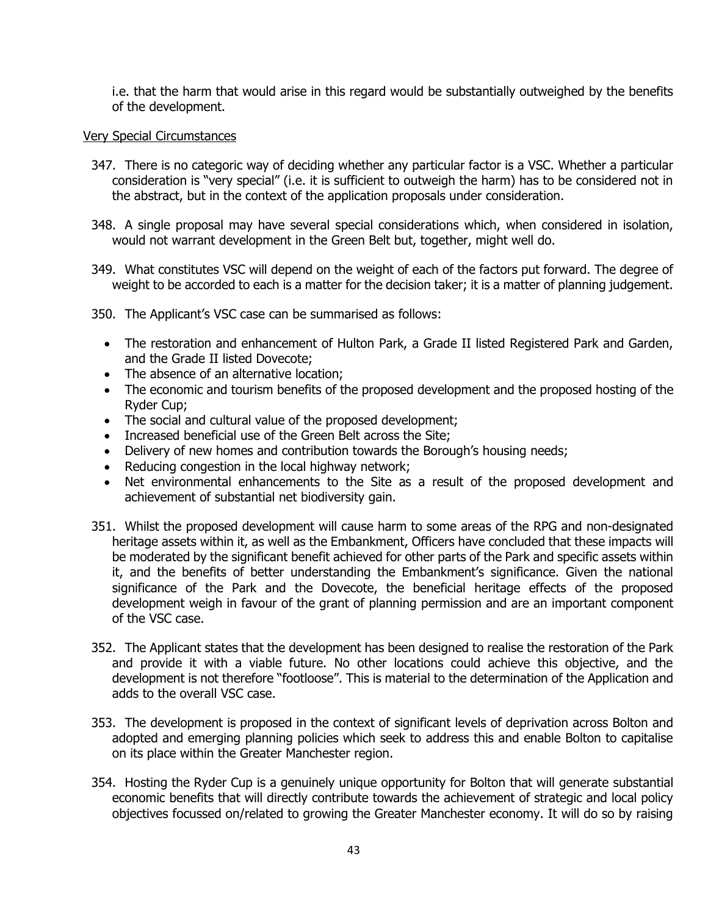i.e. that the harm that would arise in this regard would be substantially outweighed by the benefits of the development.

Very Special Circumstances

347. There is no categoric way of deciding whether any particular factor is a VSC. Whether a particular consideration is "very special" (i.e. it is sufficient to outweigh the harm) has to be considered not in the abstract, but in the context of the application proposals under consideration.

348. A single proposal may have several special considerations which, when considered in isolation, would not warrant development in the Green Belt but, together, might well do.

349. What constitutes VSC will depend on the weight of each of the factors put forward. The degree of weight to be accorded to each is a matter for the decision taker; it is a matter of planning judgement.

350. The Applicant's VSC case can be summarised as follows:

- The restoration and enhancement of Hulton Park, a Grade II listed Registered Park and Garden, and the Grade II listed Dovecote;
- The absence of an alternative location;
- The economic and tourism benefits of the proposed development and the proposed hosting of the Ryder Cup;
- The social and cultural value of the proposed development;
- Increased beneficial use of the Green Belt across the Site;
- Delivery of new homes and contribution towards the Borough's housing needs;
- Reducing congestion in the local highway network;
- Net environmental enhancements to the Site as a result of the proposed development and achievement of substantial net biodiversity gain.

351. Whilst the proposed development will cause harm to some areas of the RPG and non-designated heritage assets within it, as well as the Embankment, Officers have concluded that these impacts will be moderated by the significant benefit achieved for other parts of the Park and specific assets within it, and the benefits of better understanding the Embankment's significance. Given the national significance of the Park and the Dovecote, the beneficial heritage effects of the proposed development weigh in favour of the grant of planning permission and are an important component of the VSC case.

352. The Applicant states that the development has been designed to realise the restoration of the Park and provide it with a viable future. No other locations could achieve this objective, and the development is not therefore "footloose". This is material to the determination of the Application and adds to the overall VSC case.

353. The development is proposed in the context of significant levels of deprivation across Bolton and adopted and emerging planning policies which seek to address this and enable Bolton to capitalise on its place within the Greater Manchester region.

354. Hosting the Ryder Cup is a genuinely unique opportunity for Bolton that will generate substantial economic benefits that will directly contribute towards the achievement of strategic and local policy objectives focussed on/related to growing the Greater Manchester economy. It will do so by raising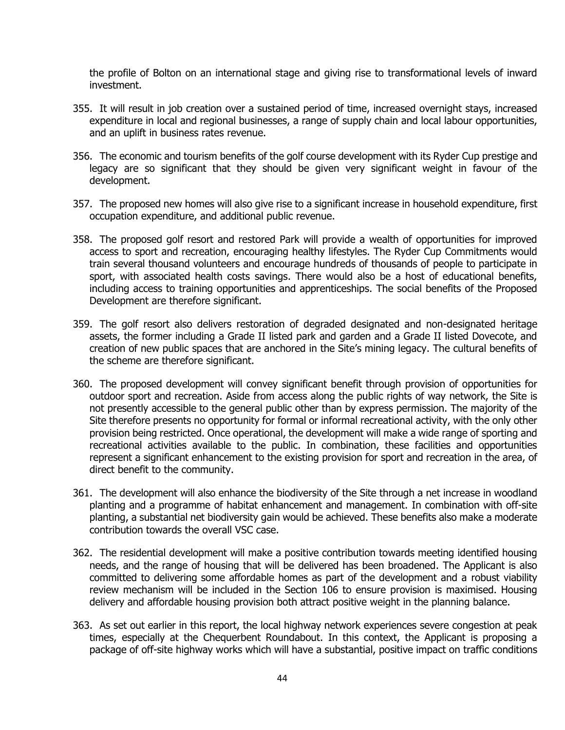the profile of Bolton on an international stage and giving rise to transformational levels of inward investment.

355. It will result in job creation over a sustained period of time, increased overnight stays, increased expenditure in local and regional businesses, a range of supply chain and local labour opportunities, and an uplift in business rates revenue.

356. The economic and tourism benefits of the golf course development with its Ryder Cup prestige and legacy are so significant that they should be given very significant weight in favour of the development.

357. The proposed new homes will also give rise to a significant increase in household expenditure, first occupation expenditure, and additional public revenue.

358. The proposed golf resort and restored Park will provide a wealth of opportunities for improved access to sport and recreation, encouraging healthy lifestyles. The Ryder Cup Commitments would train several thousand volunteers and encourage hundreds of thousands of people to participate in sport, with associated health costs savings. There would also be a host of educational benefits, including access to training opportunities and apprenticeships. The social benefits of the Proposed Development are therefore significant.

359. The golf resort also delivers restoration of degraded designated and non-designated heritage assets, the former including a Grade II listed park and garden and a Grade II listed Dovecote, and creation of new public spaces that are anchored in the Site's mining legacy. The cultural benefits of the scheme are therefore significant.

360. The proposed development will convey significant benefit through provision of opportunities for outdoor sport and recreation. Aside from access along the public rights of way network, the Site is not presently accessible to the general public other than by express permission. The majority of the Site therefore presents no opportunity for formal or informal recreational activity, with the only other provision being restricted. Once operational, the development will make a wide range of sporting and recreational activities available to the public. In combination, these facilities and opportunities represent a significant enhancement to the existing provision for sport and recreation in the area, of direct benefit to the community.

361. The development will also enhance the biodiversity of the Site through a net increase in woodland planting and a programme of habitat enhancement and management. In combination with off-site planting, a substantial net biodiversity gain would be achieved. These benefits also make a moderate contribution towards the overall VSC case.

362. The residential development will make a positive contribution towards meeting identified housing needs, and the range of housing that will be delivered has been broadened. The Applicant is also committed to delivering some affordable homes as part of the development and a robust viability review mechanism will be included in the Section 106 to ensure provision is maximised. Housing delivery and affordable housing provision both attract positive weight in the planning balance.

363. As set out earlier in this report, the local highway network experiences severe congestion at peak times, especially at the Chequerbent Roundabout. In this context, the Applicant is proposing a package of off-site highway works which will have a substantial, positive impact on traffic conditions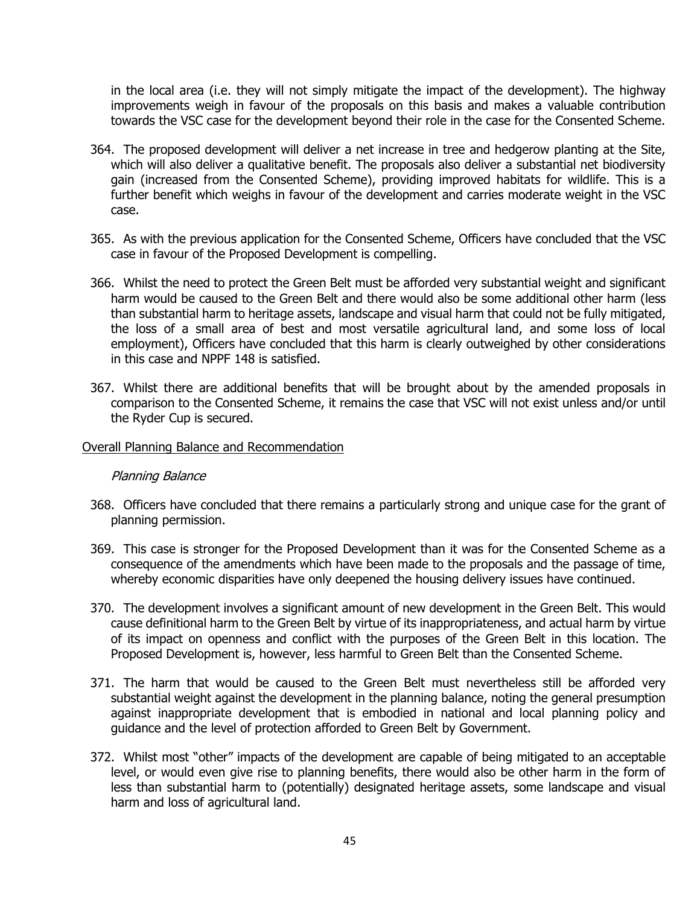in the local area (i.e. they will not simply mitigate the impact of the development). The highway improvements weigh in favour of the proposals on this basis and makes a valuable contribution towards the VSC case for the development beyond their role in the case for the Consented Scheme.

364. The proposed development will deliver a net increase in tree and hedgerow planting at the Site, which will also deliver a qualitative benefit. The proposals also deliver a substantial net biodiversity gain (increased from the Consented Scheme), providing improved habitats for wildlife. This is a further benefit which weighs in favour of the development and carries moderate weight in the VSC case.

365. As with the previous application for the Consented Scheme, Officers have concluded that the VSC case in favour of the Proposed Development is compelling.

366. Whilst the need to protect the Green Belt must be afforded very substantial weight and significant harm would be caused to the Green Belt and there would also be some additional other harm (less than substantial harm to heritage assets, landscape and visual harm that could not be fully mitigated, the loss of a small area of best and most versatile agricultural land, and some loss of local employment), Officers have concluded that this harm is clearly outweighed by other considerations in this case and NPPF 148 is satisfied.

367. Whilst there are additional benefits that will be brought about by the amended proposals in comparison to the Consented Scheme, it remains the case that VSC will not exist unless and/or until the Ryder Cup is secured.

<u>Overall Planning Balance and Recommendation</u>

*Planning Balance*

368. Officers have concluded that there remains a particularly strong and unique case for the grant of planning permission.

369. This case is stronger for the Proposed Development than it was for the Consented Scheme as a consequence of the amendments which have been made to the proposals and the passage of time, whereby economic disparities have only deepened the housing delivery issues have continued.

370. The development involves a significant amount of new development in the Green Belt. This would cause definitional harm to the Green Belt by virtue of its inappropriateness, and actual harm by virtue of its impact on openness and conflict with the purposes of the Green Belt in this location. The Proposed Development is, however, less harmful to Green Belt than the Consented Scheme.

371. The harm that would be caused to the Green Belt must nevertheless still be afforded very substantial weight against the development in the planning balance, noting the general presumption against inappropriate development that is embodied in national and local planning policy and guidance and the level of protection afforded to Green Belt by Government.

372. Whilst most "other" impacts of the development are capable of being mitigated to an acceptable level, or would even give rise to planning benefits, there would also be other harm in the form of less than substantial harm to (potentially) designated heritage assets, some landscape and visual harm and loss of agricultural land.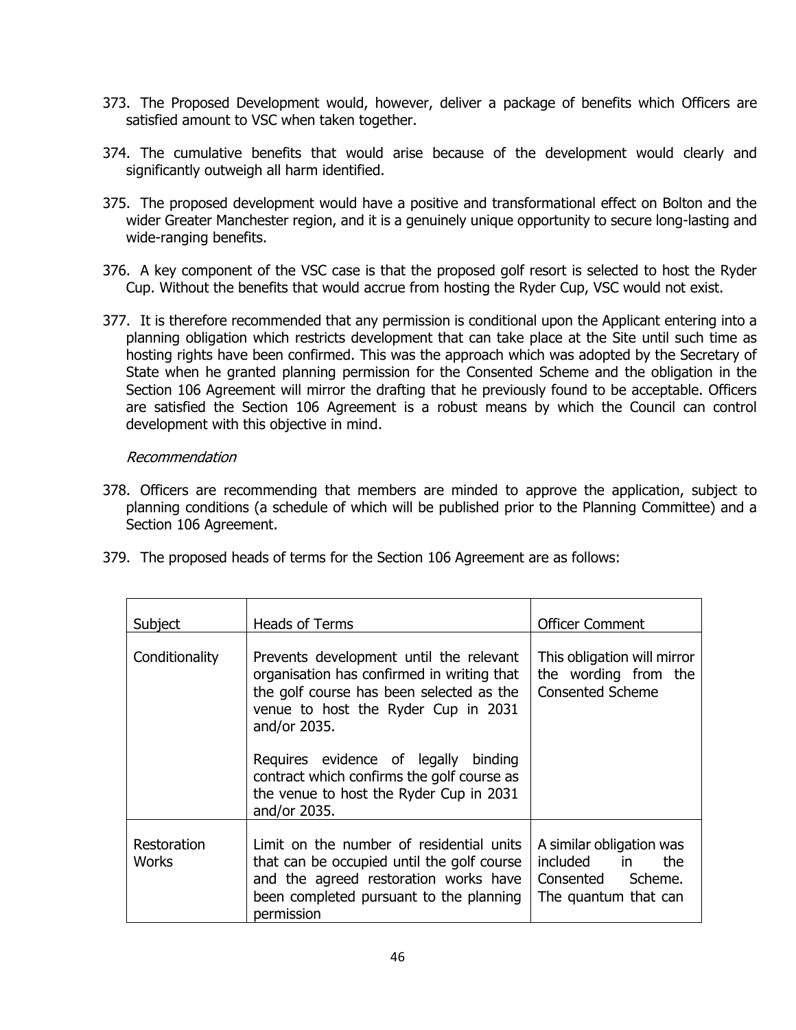373. The Proposed Development would, however, deliver a package of benefits which Officers are satisfied amount to VSC when taken together.

374. The cumulative benefits that would arise because of the development would clearly and significantly outweigh all harm identified.

375. The proposed development would have a positive and transformational effect on Bolton and the wider Greater Manchester region, and it is a genuinely unique opportunity to secure long-lasting and wide-ranging benefits.

376. A key component of the VSC case is that the proposed golf resort is selected to host the Ryder Cup. Without the benefits that would accrue from hosting the Ryder Cup, VSC would not exist.

377. It is therefore recommended that any permission is conditional upon the Applicant entering into a planning obligation which restricts development that can take place at the Site until such time as hosting rights have been confirmed. This was the approach which was adopted by the Secretary of State when he granted planning permission for the Consented Scheme and the obligation in the Section 106 Agreement will mirror the drafting that he previously found to be acceptable. Officers are satisfied the Section 106 Agreement is a robust means by which the Council can control development with this objective in mind.

*Recommendation*

378. Officers are recommending that members are minded to approve the application, subject to planning conditions (a schedule of which will be published prior to the Planning Committee) and a Section 106 Agreement.

379. The proposed heads of terms for the Section 106 Agreement are as follows:

| Subject | Heads of Terms | Officer Comment |
|---|---|---|
| Conditionality | Prevents development until the relevant organisation has confirmed in writing that the golf course has been selected as the venue to host the Ryder Cup in 2031 and/or 2035.<br><br>Requires evidence of legally binding contract which confirms the golf course as the venue to host the Ryder Cup in 2031 and/or 2035. | This obligation will mirror the wording from the Consented Scheme |
| Restoration Works | Limit on the number of residential units that can be occupied until the golf course and the agreed restoration works have been completed pursuant to the planning permission | A similar obligation was included in the Consented Scheme. The quantum that can |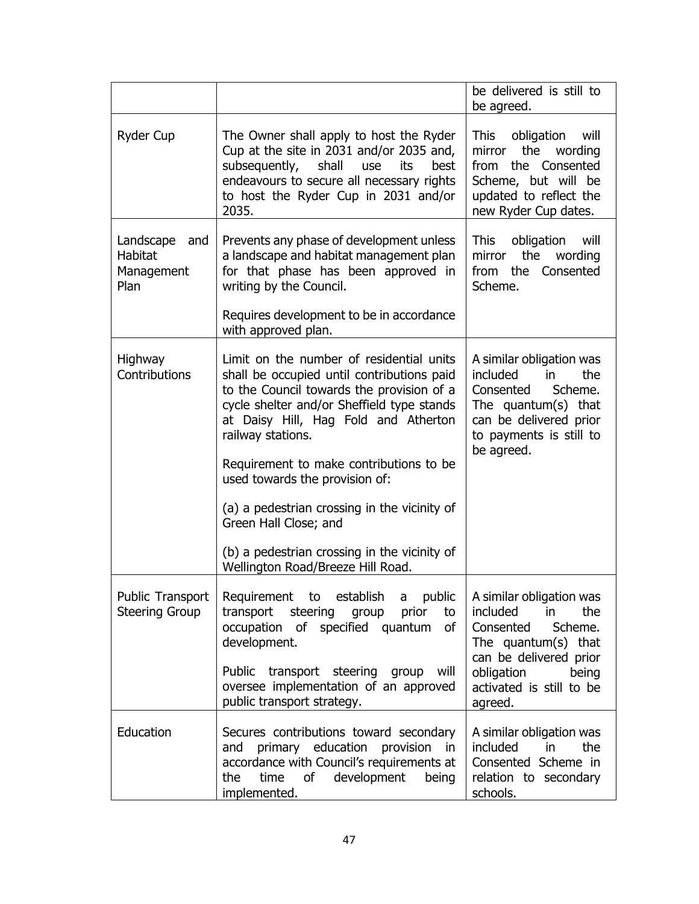| | | |
|---|---|---|
| | | be delivered is still to be agreed. |
| Ryder Cup | The Owner shall apply to host the Ryder Cup at the site in 2031 and/or 2035 and, subsequently, shall use its best endeavours to secure all necessary rights to host the Ryder Cup in 2031 and/or 2035. | This obligation will mirror the wording from the Consented Scheme, but will be updated to reflect the new Ryder Cup dates. |
| Landscape and Habitat Management Plan | Prevents any phase of development unless a landscape and habitat management plan for that phase has been approved in writing by the Council.<br><br>Requires development to be in accordance with approved plan. | This obligation will mirror the wording from the Consented Scheme. |
| Highway Contributions | Limit on the number of residential units shall be occupied until contributions paid to the Council towards the provision of a cycle shelter and/or Sheffield type stands at Daisy Hill, Hag Fold and Atherton railway stations.<br><br>Requirement to make contributions to be used towards the provision of:<br><br>(a) a pedestrian crossing in the vicinity of Green Hall Close; and<br><br>(b) a pedestrian crossing in the vicinity of Wellington Road/Breeze Hill Road. | A similar obligation was included in the Consented Scheme. The quantum(s) that can be delivered prior to payments is still to be agreed. |
| Public Transport Steering Group | Requirement to establish a public transport steering group prior to occupation of specified quantum of development.<br><br>Public transport steering group will oversee implementation of an approved public transport strategy. | A similar obligation was included in the Consented Scheme. The quantum(s) that can be delivered prior obligation being activated is still to be agreed. |
| Education | Secures contributions toward secondary and primary education provision in accordance with Council's requirements at the time of development being implemented. | A similar obligation was included in the Consented Scheme in relation to secondary schools. |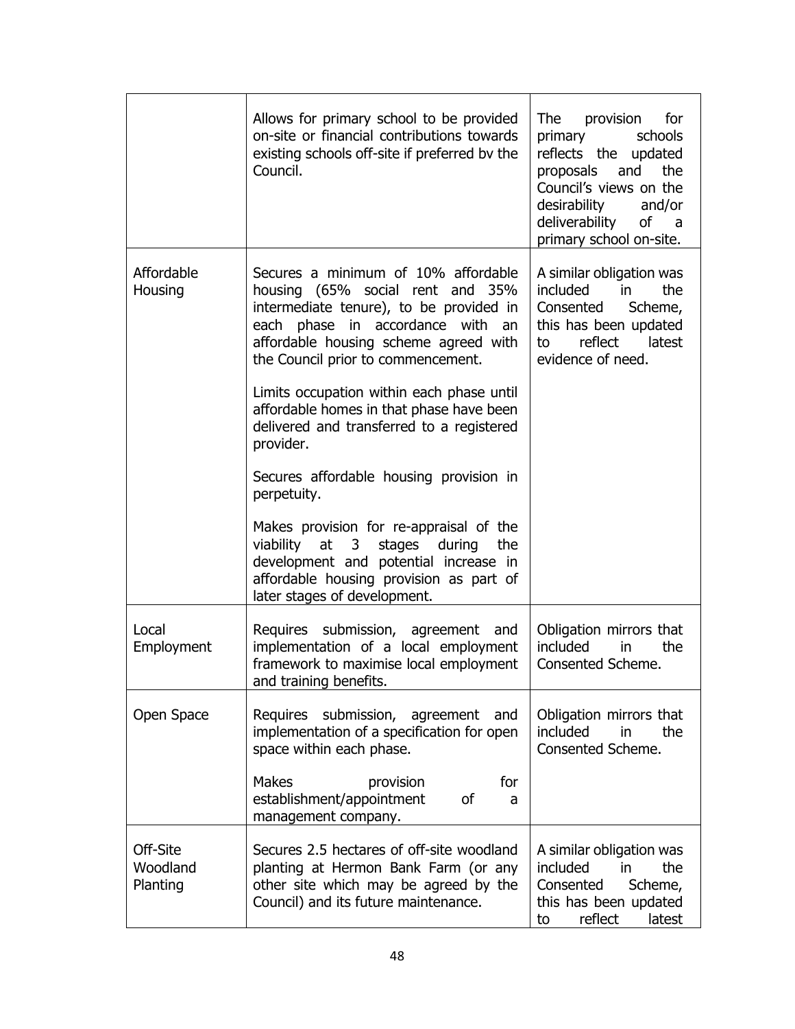| | | |
|---|---|---|
| | Allows for primary school to be provided on-site or financial contributions towards existing schools off-site if preferred bv the Council. | The provision for primary schools reflects the updated proposals and the Council's views on the desirability and/or deliverability of a primary school on-site. |
| Affordable Housing | Secures a minimum of 10% affordable housing (65% social rent and 35% intermediate tenure), to be provided in each phase in accordance with an affordable housing scheme agreed with the Council prior to commencement.<br><br>Limits occupation within each phase until affordable homes in that phase have been delivered and transferred to a registered provider.<br><br>Secures affordable housing provision in perpetuity.<br><br>Makes provision for re-appraisal of the viability at 3 stages during the development and potential increase in affordable housing provision as part of later stages of development. | A similar obligation was included in the Consented Scheme, this has been updated to reflect latest evidence of need. |
| Local Employment | Requires submission, agreement and implementation of a local employment framework to maximise local employment and training benefits. | Obligation mirrors that included in the Consented Scheme. |
| Open Space | Requires submission, agreement and implementation of a specification for open space within each phase.<br><br>Makes provision for establishment/appointment of a management company. | Obligation mirrors that included in the Consented Scheme. |
| Off-Site Woodland Planting | Secures 2.5 hectares of off-site woodland planting at Hermon Bank Farm (or any other site which may be agreed by the Council) and its future maintenance. | A similar obligation was included in the Consented Scheme, this has been updated to reflect latest |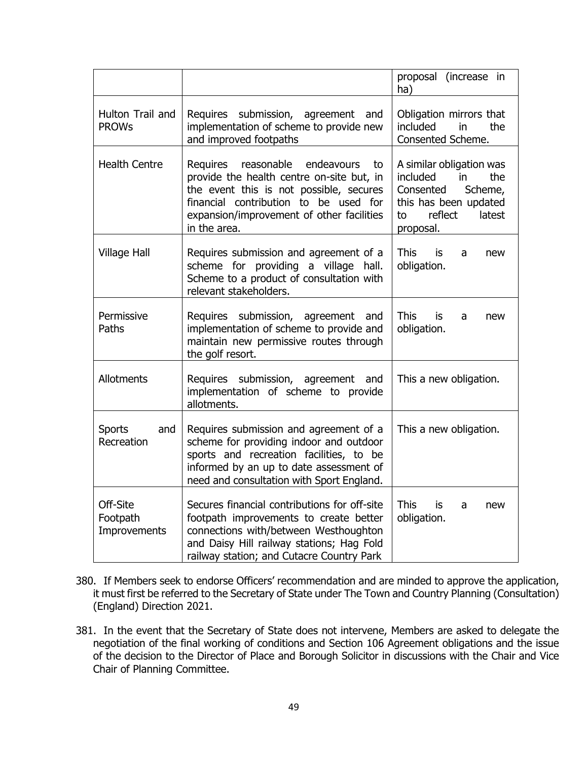| | | proposal (increase in ha) |
|---|---|---|
| Hulton Trail and PROWs | Requires submission, agreement and implementation of scheme to provide new and improved footpaths | Obligation mirrors that included in the Consented Scheme. |
| Health Centre | Requires reasonable endeavours to provide the health centre on-site but, in the event this is not possible, secures financial contribution to be used for expansion/improvement of other facilities in the area. | A similar obligation was included in the Consented Scheme, this has been updated to reflect latest proposal. |
| Village Hall | Requires submission and agreement of a scheme for providing a village hall. Scheme to a product of consultation with relevant stakeholders. | This is a new obligation. |
| Permissive Paths | Requires submission, agreement and implementation of scheme to provide and maintain new permissive routes through the golf resort. | This is a new obligation. |
| Allotments | Requires submission, agreement and implementation of scheme to provide allotments. | This a new obligation. |
| Sports and Recreation | Requires submission and agreement of a scheme for providing indoor and outdoor sports and recreation facilities, to be informed by an up to date assessment of need and consultation with Sport England. | This a new obligation. |
| Off-Site Footpath Improvements | Secures financial contributions for off-site footpath improvements to create better connections with/between Westhoughton and Daisy Hill railway stations; Hag Fold railway station; and Cutacre Country Park | This is a new obligation. |

380. If Members seek to endorse Officers' recommendation and are minded to approve the application, it must first be referred to the Secretary of State under The Town and Country Planning (Consultation) (England) Direction 2021.

381. In the event that the Secretary of State does not intervene, Members are asked to delegate the negotiation of the final working of conditions and Section 106 Agreement obligations and the issue of the decision to the Director of Place and Borough Solicitor in discussions with the Chair and Vice Chair of Planning Committee.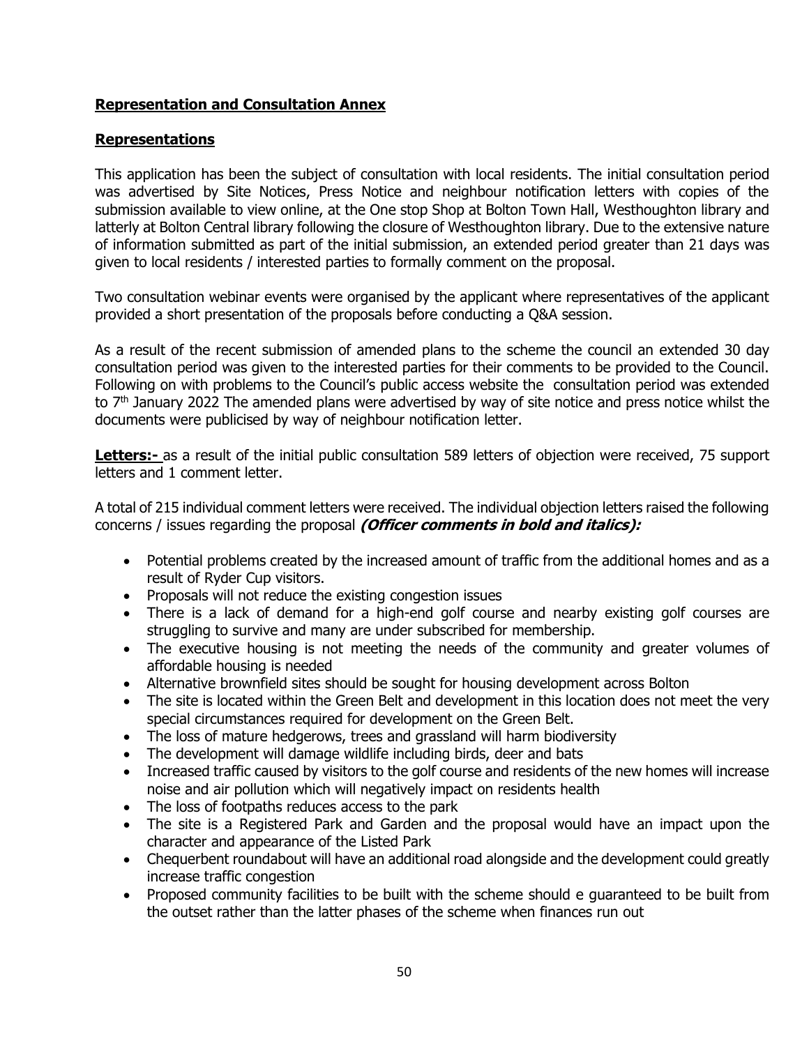**Representation and Consultation Annex**

**Representations**

This application has been the subject of consultation with local residents. The initial consultation period was advertised by Site Notices, Press Notice and neighbour notification letters with copies of the submission available to view online, at the One stop Shop at Bolton Town Hall, Westhoughton library and latterly at Bolton Central library following the closure of Westhoughton library. Due to the extensive nature of information submitted as part of the initial submission, an extended period greater than 21 days was given to local residents / interested parties to formally comment on the proposal.

Two consultation webinar events were organised by the applicant where representatives of the applicant provided a short presentation of the proposals before conducting a Q&A session.

As a result of the recent submission of amended plans to the scheme the council an extended 30 day consultation period was given to the interested parties for their comments to be provided to the Council. Following on with problems to the Council's public access website the consultation period was extended to 7th January 2022 The amended plans were advertised by way of site notice and press notice whilst the documents were publicised by way of neighbour notification letter.

**Letters:-** as a result of the initial public consultation 589 letters of objection were received, 75 support letters and 1 comment letter.

A total of 215 individual comment letters were received. The individual objection letters raised the following concerns / issues regarding the proposal ***(Officer comments in bold and italics):***

- Potential problems created by the increased amount of traffic from the additional homes and as a result of Ryder Cup visitors.
- Proposals will not reduce the existing congestion issues
- There is a lack of demand for a high-end golf course and nearby existing golf courses are struggling to survive and many are under subscribed for membership.
- The executive housing is not meeting the needs of the community and greater volumes of affordable housing is needed
- Alternative brownfield sites should be sought for housing development across Bolton
- The site is located within the Green Belt and development in this location does not meet the very special circumstances required for development on the Green Belt.
- The loss of mature hedgerows, trees and grassland will harm biodiversity
- The development will damage wildlife including birds, deer and bats
- Increased traffic caused by visitors to the golf course and residents of the new homes will increase noise and air pollution which will negatively impact on residents health
- The loss of footpaths reduces access to the park
- The site is a Registered Park and Garden and the proposal would have an impact upon the character and appearance of the Listed Park
- Chequerbent roundabout will have an additional road alongside and the development could greatly increase traffic congestion
- Proposed community facilities to be built with the scheme should e guaranteed to be built from the outset rather than the latter phases of the scheme when finances run out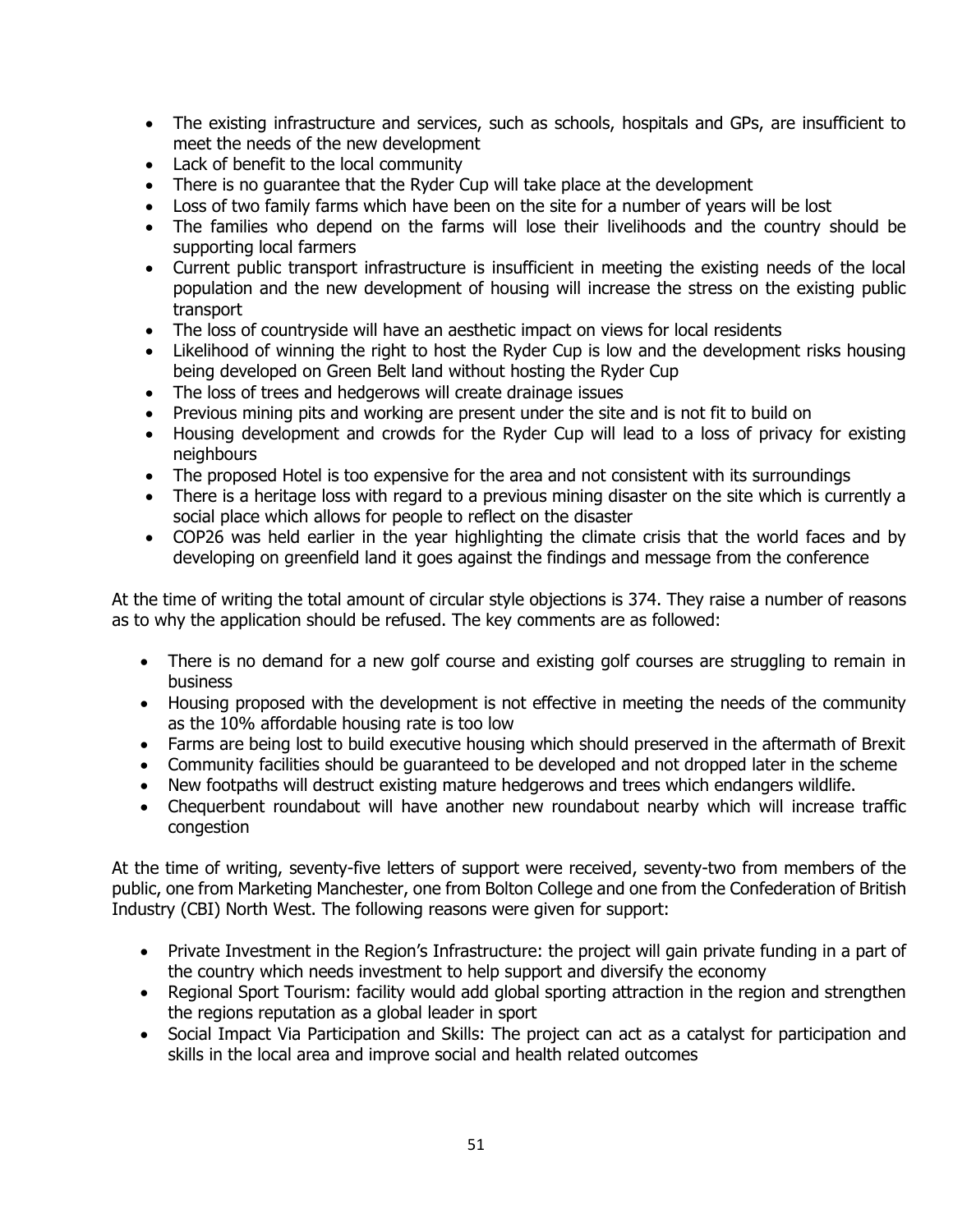- The existing infrastructure and services, such as schools, hospitals and GPs, are insufficient to meet the needs of the new development
- Lack of benefit to the local community
- There is no guarantee that the Ryder Cup will take place at the development
- Loss of two family farms which have been on the site for a number of years will be lost
- The families who depend on the farms will lose their livelihoods and the country should be supporting local farmers
- Current public transport infrastructure is insufficient in meeting the existing needs of the local population and the new development of housing will increase the stress on the existing public transport
- The loss of countryside will have an aesthetic impact on views for local residents
- Likelihood of winning the right to host the Ryder Cup is low and the development risks housing being developed on Green Belt land without hosting the Ryder Cup
- The loss of trees and hedgerows will create drainage issues
- Previous mining pits and working are present under the site and is not fit to build on
- Housing development and crowds for the Ryder Cup will lead to a loss of privacy for existing neighbours
- The proposed Hotel is too expensive for the area and not consistent with its surroundings
- There is a heritage loss with regard to a previous mining disaster on the site which is currently a social place which allows for people to reflect on the disaster
- COP26 was held earlier in the year highlighting the climate crisis that the world faces and by developing on greenfield land it goes against the findings and message from the conference

At the time of writing the total amount of circular style objections is 374. They raise a number of reasons as to why the application should be refused. The key comments are as followed:

- There is no demand for a new golf course and existing golf courses are struggling to remain in business
- Housing proposed with the development is not effective in meeting the needs of the community as the 10% affordable housing rate is too low
- Farms are being lost to build executive housing which should preserved in the aftermath of Brexit
- Community facilities should be guaranteed to be developed and not dropped later in the scheme
- New footpaths will destruct existing mature hedgerows and trees which endangers wildlife.
- Chequerbent roundabout will have another new roundabout nearby which will increase traffic congestion

At the time of writing, seventy-five letters of support were received, seventy-two from members of the public, one from Marketing Manchester, one from Bolton College and one from the Confederation of British Industry (CBI) North West. The following reasons were given for support:

- Private Investment in the Region's Infrastructure: the project will gain private funding in a part of the country which needs investment to help support and diversify the economy
- Regional Sport Tourism: facility would add global sporting attraction in the region and strengthen the regions reputation as a global leader in sport
- Social Impact Via Participation and Skills: The project can act as a catalyst for participation and skills in the local area and improve social and health related outcomes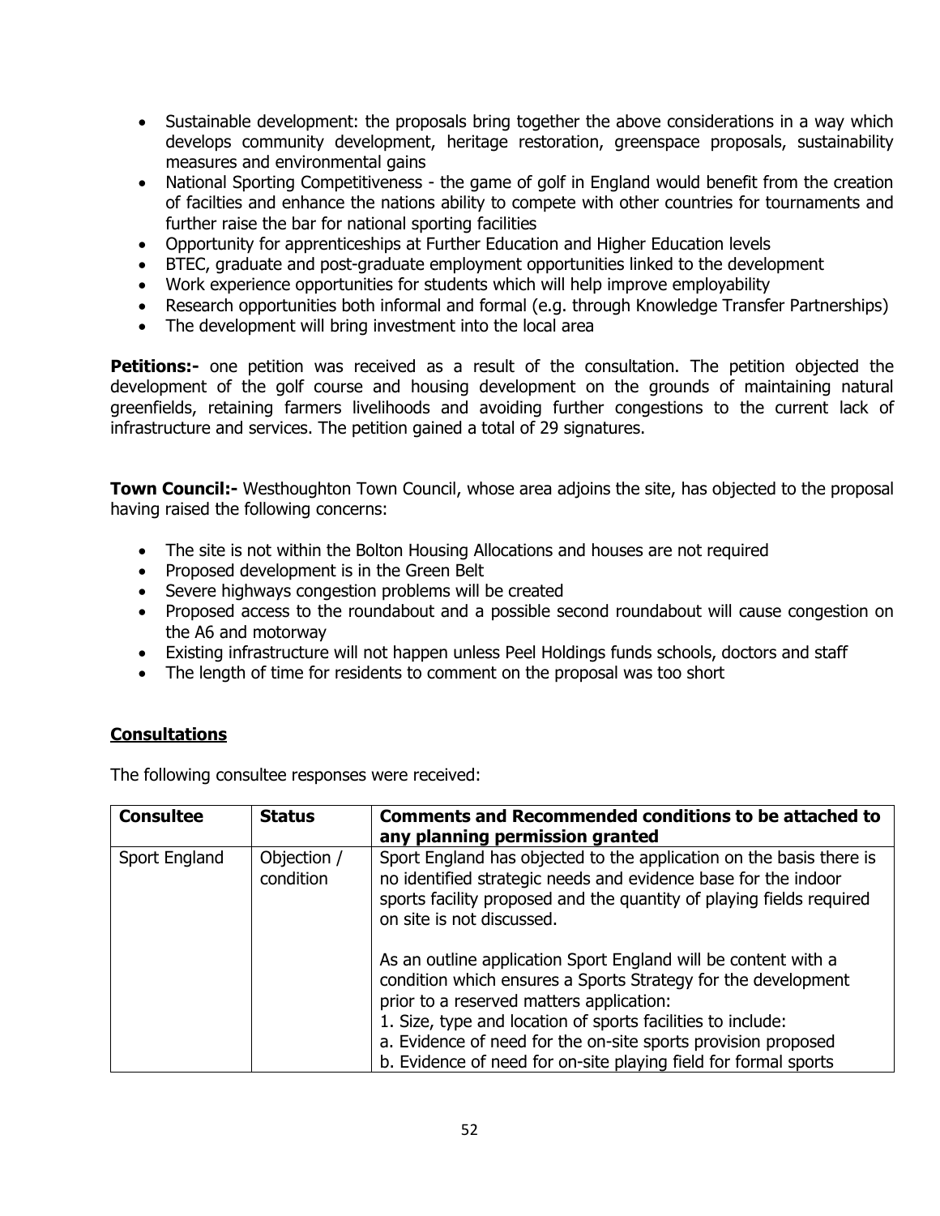- Sustainable development: the proposals bring together the above considerations in a way which develops community development, heritage restoration, greenspace proposals, sustainability measures and environmental gains
- National Sporting Competitiveness - the game of golf in England would benefit from the creation of facilties and enhance the nations ability to compete with other countries for tournaments and further raise the bar for national sporting facilities
- Opportunity for apprenticeships at Further Education and Higher Education levels
- BTEC, graduate and post-graduate employment opportunities linked to the development
- Work experience opportunities for students which will help improve employability
- Research opportunities both informal and formal (e.g. through Knowledge Transfer Partnerships)
- The development will bring investment into the local area

**Petitions:-** one petition was received as a result of the consultation. The petition objected the development of the golf course and housing development on the grounds of maintaining natural greenfields, retaining farmers livelihoods and avoiding further congestions to the current lack of infrastructure and services. The petition gained a total of 29 signatures.

**Town Council:-** Westhoughton Town Council, whose area adjoins the site, has objected to the proposal having raised the following concerns:

- The site is not within the Bolton Housing Allocations and houses are not required
- Proposed development is in the Green Belt
- Severe highways congestion problems will be created
- Proposed access to the roundabout and a possible second roundabout will cause congestion on the A6 and motorway
- Existing infrastructure will not happen unless Peel Holdings funds schools, doctors and staff
- The length of time for residents to comment on the proposal was too short

## Consultations

The following consultee responses were received:

| Consultee | Status | Comments and Recommended conditions to be attached to any planning permission granted |
|---|---|---|
| Sport England | Objection / condition | Sport England has objected to the application on the basis there is no identified strategic needs and evidence base for the indoor sports facility proposed and the quantity of playing fields required on site is not discussed.<br><br>As an outline application Sport England will be content with a condition which ensures a Sports Strategy for the development prior to a reserved matters application:<br>1. Size, type and location of sports facilities to include:<br>a. Evidence of need for the on-site sports provision proposed<br>b. Evidence of need for on-site playing field for formal sports |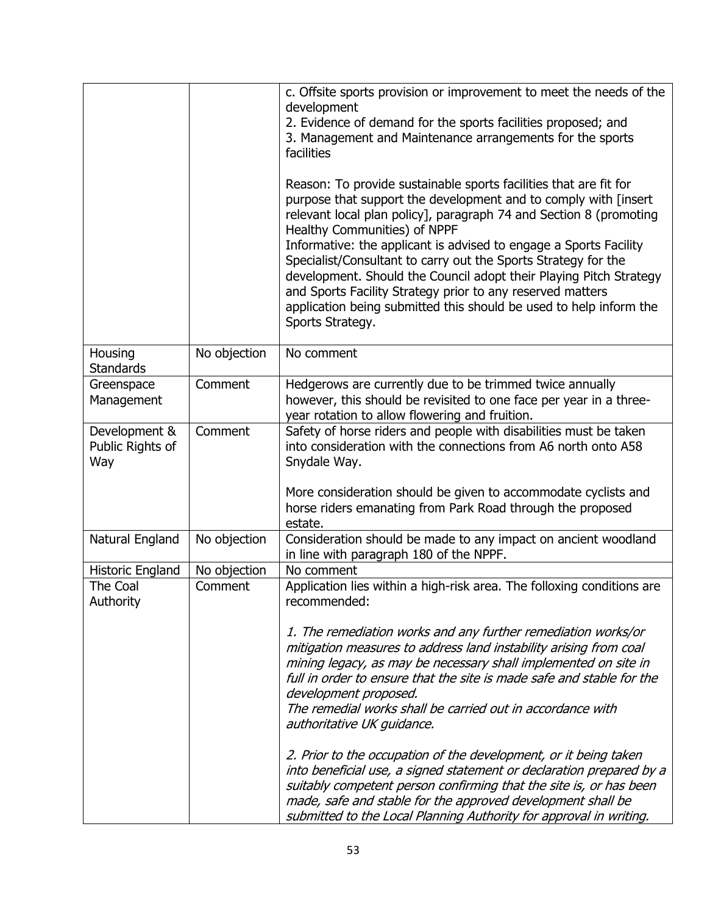| | | |
|---|---|---|
| | | c. Offsite sports provision or improvement to meet the needs of the development<br>2. Evidence of demand for the sports facilities proposed; and<br>3. Management and Maintenance arrangements for the sports facilities<br><br>Reason: To provide sustainable sports facilities that are fit for purpose that support the development and to comply with [insert relevant local plan policy], paragraph 74 and Section 8 (promoting Healthy Communities) of NPPF<br>Informative: the applicant is advised to engage a Sports Facility Specialist/Consultant to carry out the Sports Strategy for the development. Should the Council adopt their Playing Pitch Strategy and Sports Facility Strategy prior to any reserved matters application being submitted this should be used to help inform the Sports Strategy. |
| Housing Standards | No objection | No comment |
| Greenspace Management | Comment | Hedgerows are currently due to be trimmed twice annually however, this should be revisited to one face per year in a three-year rotation to allow flowering and fruition. |
| Development & Public Rights of Way | Comment | Safety of horse riders and people with disabilities must be taken into consideration with the connections from A6 north onto A58 Snydale Way.<br><br>More consideration should be given to accommodate cyclists and horse riders emanating from Park Road through the proposed estate. |
| Natural England | No objection | Consideration should be made to any impact on ancient woodland in line with paragraph 180 of the NPPF. |
| Historic England | No objection | No comment |
| The Coal Authority | Comment | Application lies within a high-risk area. The folloxing conditions are recommended:<br><br>*1. The remediation works and any further remediation works/or mitigation measures to address land instability arising from coal mining legacy, as may be necessary shall implemented on site in full in order to ensure that the site is made safe and stable for the development proposed.*<br>*The remedial works shall be carried out in accordance with authoritative UK guidance.*<br><br>*2. Prior to the occupation of the development, or it being taken into beneficial use, a signed statement or declaration prepared by a suitably competent person confirming that the site is, or has been made, safe and stable for the approved development shall be submitted to the Local Planning Authority for approval in writing.* |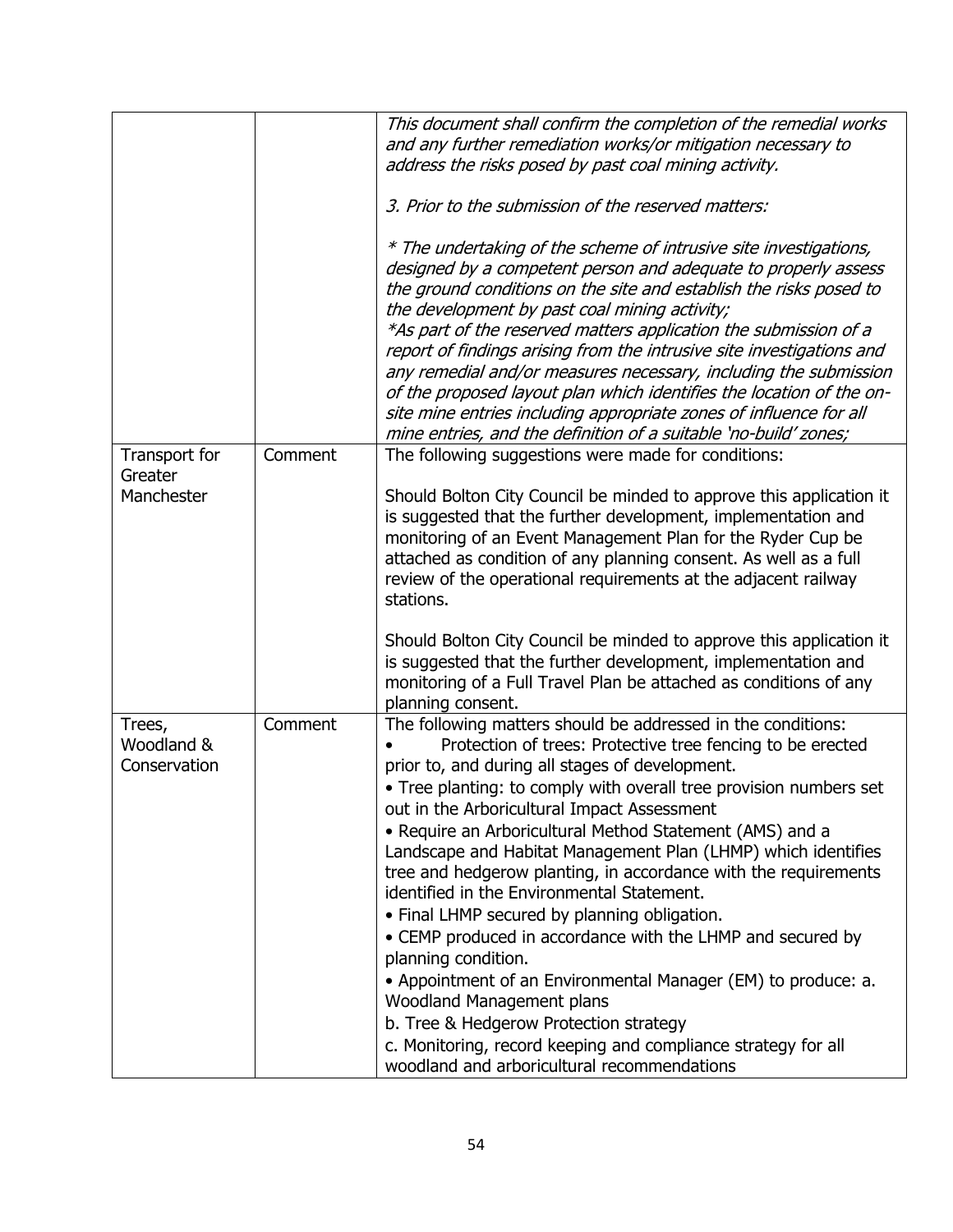| | | |
|---|---|---|
| | | *This document shall confirm the completion of the remedial works and any further remediation works/or mitigation necessary to address the risks posed by past coal mining activity.*<br><br>*3. Prior to the submission of the reserved matters:*<br><br>*\* The undertaking of the scheme of intrusive site investigations, designed by a competent person and adequate to properly assess the ground conditions on the site and establish the risks posed to the development by past coal mining activity;*<br>*\*As part of the reserved matters application the submission of a report of findings arising from the intrusive site investigations and any remedial and/or measures necessary, including the submission of the proposed layout plan which identifies the location of the on-site mine entries including appropriate zones of influence for all mine entries, and the definition of a suitable 'no-build' zones;* |
| Transport for Greater Manchester | Comment | The following suggestions were made for conditions:<br><br>Should Bolton City Council be minded to approve this application it is suggested that the further development, implementation and monitoring of an Event Management Plan for the Ryder Cup be attached as condition of any planning consent. As well as a full review of the operational requirements at the adjacent railway stations.<br><br>Should Bolton City Council be minded to approve this application it is suggested that the further development, implementation and monitoring of a Full Travel Plan be attached as conditions of any planning consent. |
| Trees, Woodland & Conservation | Comment | The following matters should be addressed in the conditions:<br>• Protection of trees: Protective tree fencing to be erected prior to, and during all stages of development.<br>• Tree planting: to comply with overall tree provision numbers set out in the Arboricultural Impact Assessment<br>• Require an Arboricultural Method Statement (AMS) and a Landscape and Habitat Management Plan (LHMP) which identifies tree and hedgerow planting, in accordance with the requirements identified in the Environmental Statement.<br>• Final LHMP secured by planning obligation.<br>• CEMP produced in accordance with the LHMP and secured by planning condition.<br>• Appointment of an Environmental Manager (EM) to produce: a. Woodland Management plans<br>b. Tree & Hedgerow Protection strategy<br>c. Monitoring, record keeping and compliance strategy for all woodland and arboricultural recommendations |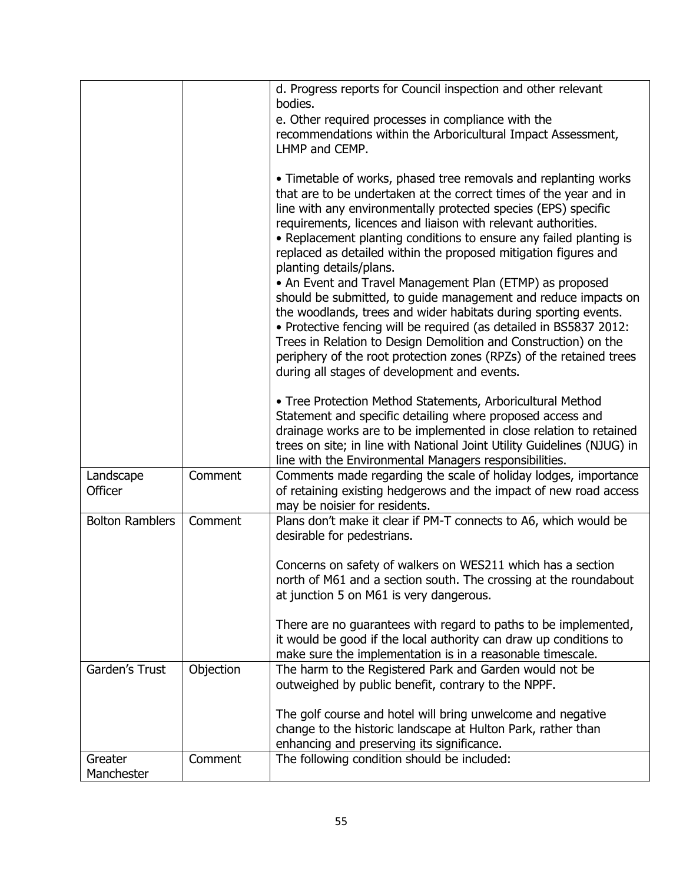| | | |
|---|---|---|
| | | d. Progress reports for Council inspection and other relevant bodies.<br>e. Other required processes in compliance with the recommendations within the Arboricultural Impact Assessment, LHMP and CEMP.<br><br>• Timetable of works, phased tree removals and replanting works that are to be undertaken at the correct times of the year and in line with any environmentally protected species (EPS) specific requirements, licences and liaison with relevant authorities.<br>• Replacement planting conditions to ensure any failed planting is replaced as detailed within the proposed mitigation figures and planting details/plans.<br>• An Event and Travel Management Plan (ETMP) as proposed should be submitted, to guide management and reduce impacts on the woodlands, trees and wider habitats during sporting events.<br>• Protective fencing will be required (as detailed in BS5837 2012: Trees in Relation to Design Demolition and Construction) on the periphery of the root protection zones (RPZs) of the retained trees during all stages of development and events.<br><br>• Tree Protection Method Statements, Arboricultural Method Statement and specific detailing where proposed access and drainage works are to be implemented in close relation to retained trees on site; in line with National Joint Utility Guidelines (NJUG) in line with the Environmental Managers responsibilities. |
| Landscape Officer | Comment | Comments made regarding the scale of holiday lodges, importance of retaining existing hedgerows and the impact of new road access may be noisier for residents. |
| Bolton Ramblers | Comment | Plans don't make it clear if PM-T connects to A6, which would be desirable for pedestrians.<br><br>Concerns on safety of walkers on WES211 which has a section north of M61 and a section south. The crossing at the roundabout at junction 5 on M61 is very dangerous.<br><br>There are no guarantees with regard to paths to be implemented, it would be good if the local authority can draw up conditions to make sure the implementation is in a reasonable timescale. |
| Garden's Trust | Objection | The harm to the Registered Park and Garden would not be outweighed by public benefit, contrary to the NPPF.<br><br>The golf course and hotel will bring unwelcome and negative change to the historic landscape at Hulton Park, rather than enhancing and preserving its significance. |
| Greater Manchester | Comment | The following condition should be included: |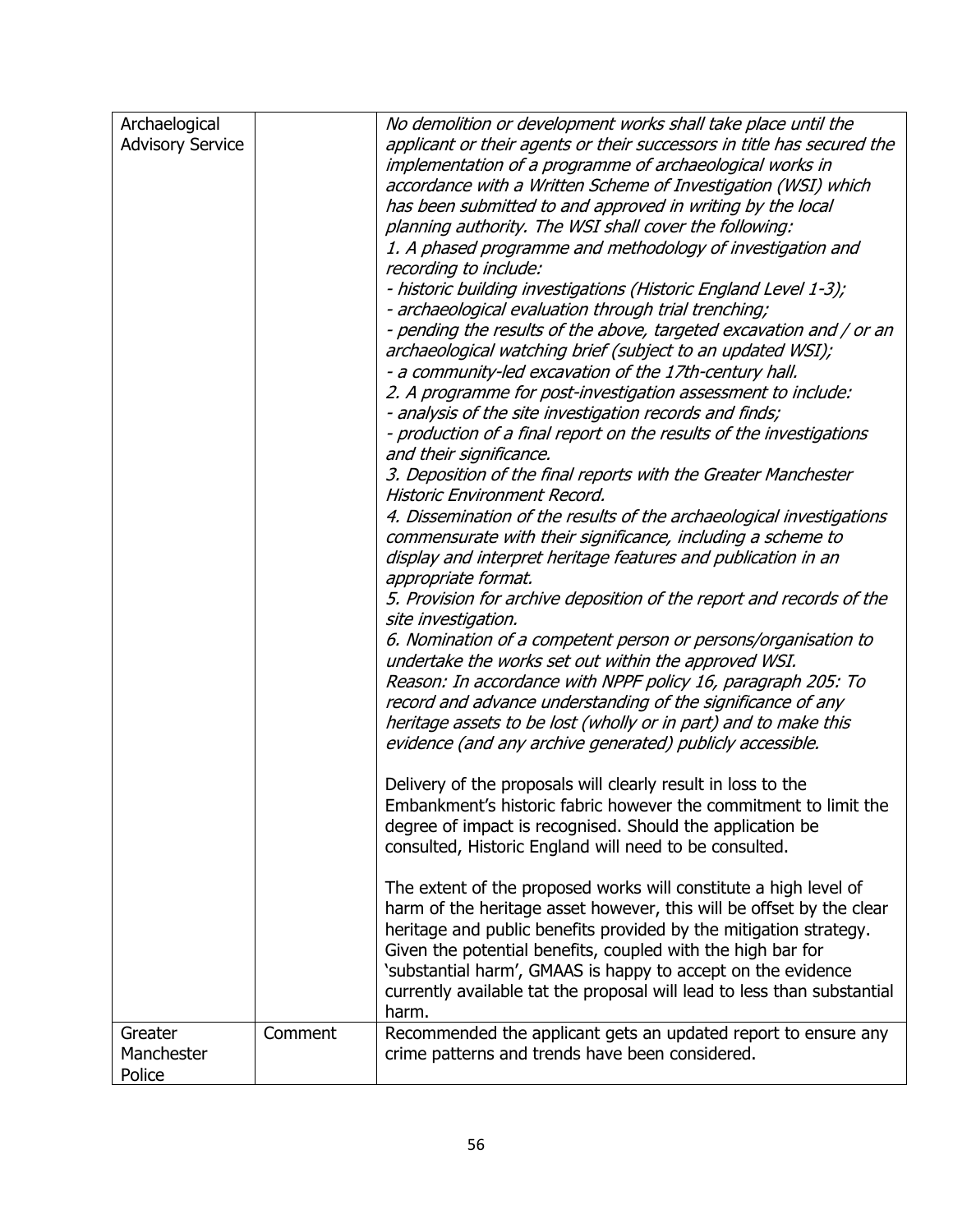| | | |
|---|---|---|
| Archaelogical Advisory Service | | *No demolition or development works shall take place until the applicant or their agents or their successors in title has secured the implementation of a programme of archaeological works in accordance with a Written Scheme of Investigation (WSI) which has been submitted to and approved in writing by the local planning authority. The WSI shall cover the following:*<br>*1. A phased programme and methodology of investigation and recording to include:*<br>*- historic building investigations (Historic England Level 1-3);*<br>*- archaeological evaluation through trial trenching;*<br>*- pending the results of the above, targeted excavation and / or an archaeological watching brief (subject to an updated WSI);*<br>*- a community-led excavation of the 17th-century hall.*<br>*2. A programme for post-investigation assessment to include:*<br>*- analysis of the site investigation records and finds;*<br>*- production of a final report on the results of the investigations and their significance.*<br>*3. Deposition of the final reports with the Greater Manchester Historic Environment Record.*<br>*4. Dissemination of the results of the archaeological investigations commensurate with their significance, including a scheme to display and interpret heritage features and publication in an appropriate format.*<br>*5. Provision for archive deposition of the report and records of the site investigation.*<br>*6. Nomination of a competent person or persons/organisation to undertake the works set out within the approved WSI.*<br>*Reason: In accordance with NPPF policy 16, paragraph 205: To record and advance understanding of the significance of any heritage assets to be lost (wholly or in part) and to make this evidence (and any archive generated) publicly accessible.*<br><br>Delivery of the proposals will clearly result in loss to the Embankment's historic fabric however the commitment to limit the degree of impact is recognised. Should the application be consulted, Historic England will need to be consulted.<br><br>The extent of the proposed works will constitute a high level of harm of the heritage asset however, this will be offset by the clear heritage and public benefits provided by the mitigation strategy. Given the potential benefits, coupled with the high bar for 'substantial harm', GMAAS is happy to accept on the evidence currently available tat the proposal will lead to less than substantial harm. |
| Greater Manchester Police | Comment | Recommended the applicant gets an updated report to ensure any crime patterns and trends have been considered. |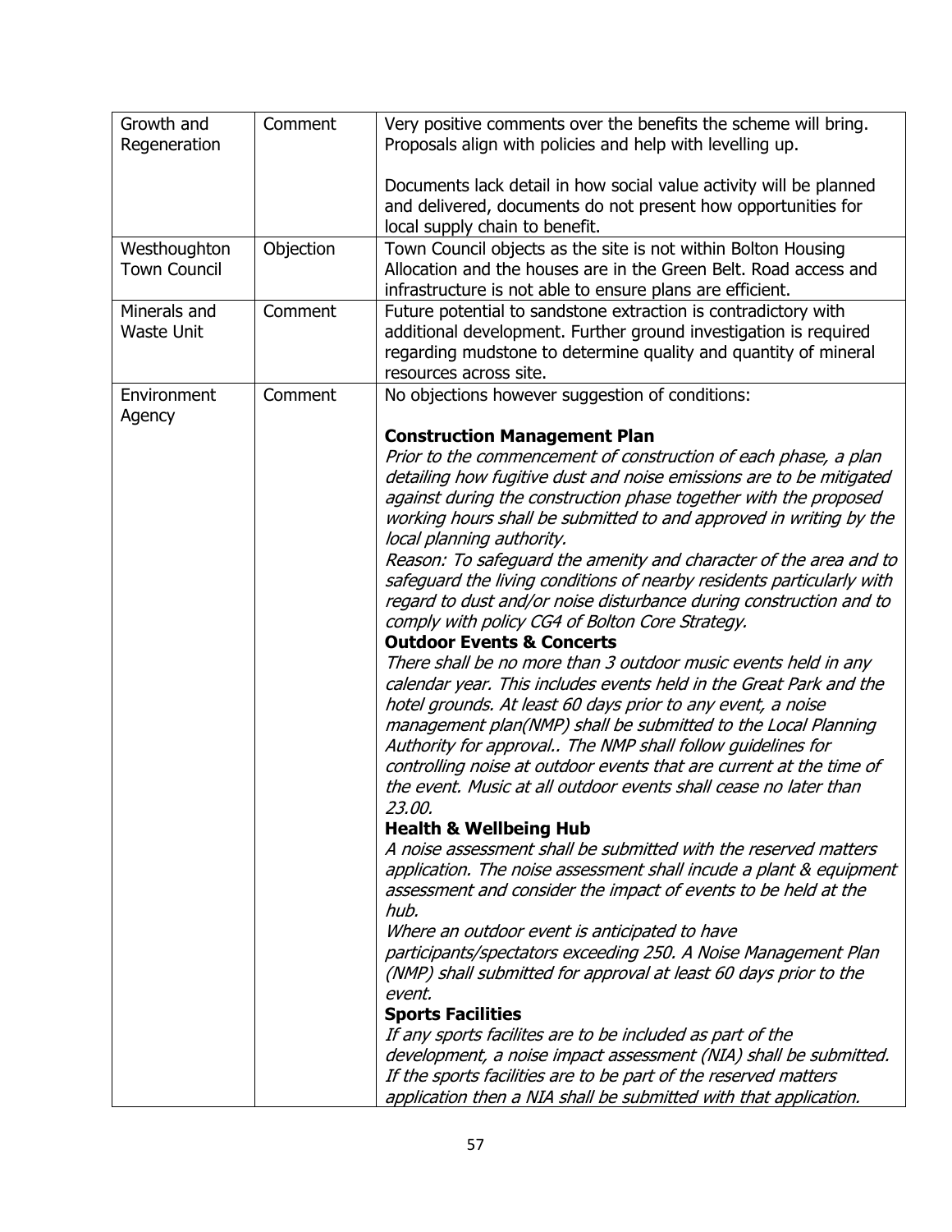| Growth and Regeneration | Comment | Very positive comments over the benefits the scheme will bring. Proposals align with policies and help with levelling up.<br><br>Documents lack detail in how social value activity will be planned and delivered, documents do not present how opportunities for local supply chain to benefit. |
|---|---|---|
| Westhoughton Town Council | Objection | Town Council objects as the site is not within Bolton Housing Allocation and the houses are in the Green Belt. Road access and infrastructure is not able to ensure plans are efficient. |
| Minerals and Waste Unit | Comment | Future potential to sandstone extraction is contradictory with additional development. Further ground investigation is required regarding mudstone to determine quality and quantity of mineral resources across site. |
| Environment Agency | Comment | No objections however suggestion of conditions:<br><br>**Construction Management Plan**<br>*Prior to the commencement of construction of each phase, a plan detailing how fugitive dust and noise emissions are to be mitigated against during the construction phase together with the proposed working hours shall be submitted to and approved in writing by the local planning authority.*<br>*Reason: To safeguard the amenity and character of the area and to safeguard the living conditions of nearby residents particularly with regard to dust and/or noise disturbance during construction and to comply with policy CG4 of Bolton Core Strategy.*<br>**Outdoor Events & Concerts**<br>*There shall be no more than 3 outdoor music events held in any calendar year. This includes events held in the Great Park and the hotel grounds. At least 60 days prior to any event, a noise management plan(NMP) shall be submitted to the Local Planning Authority for approval.. The NMP shall follow guidelines for controlling noise at outdoor events that are current at the time of the event. Music at all outdoor events shall cease no later than 23.00.*<br>**Health & Wellbeing Hub**<br>*A noise assessment shall be submitted with the reserved matters application. The noise assessment shall incude a plant & equipment assessment and consider the impact of events to be held at the hub.*<br>*Where an outdoor event is anticipated to have participants/spectators exceeding 250. A Noise Management Plan (NMP) shall submitted for approval at least 60 days prior to the event.*<br>**Sports Facilities**<br>*If any sports facilites are to be included as part of the development, a noise impact assessment (NIA) shall be submitted. If the sports facilities are to be part of the reserved matters application then a NIA shall be submitted with that application.* |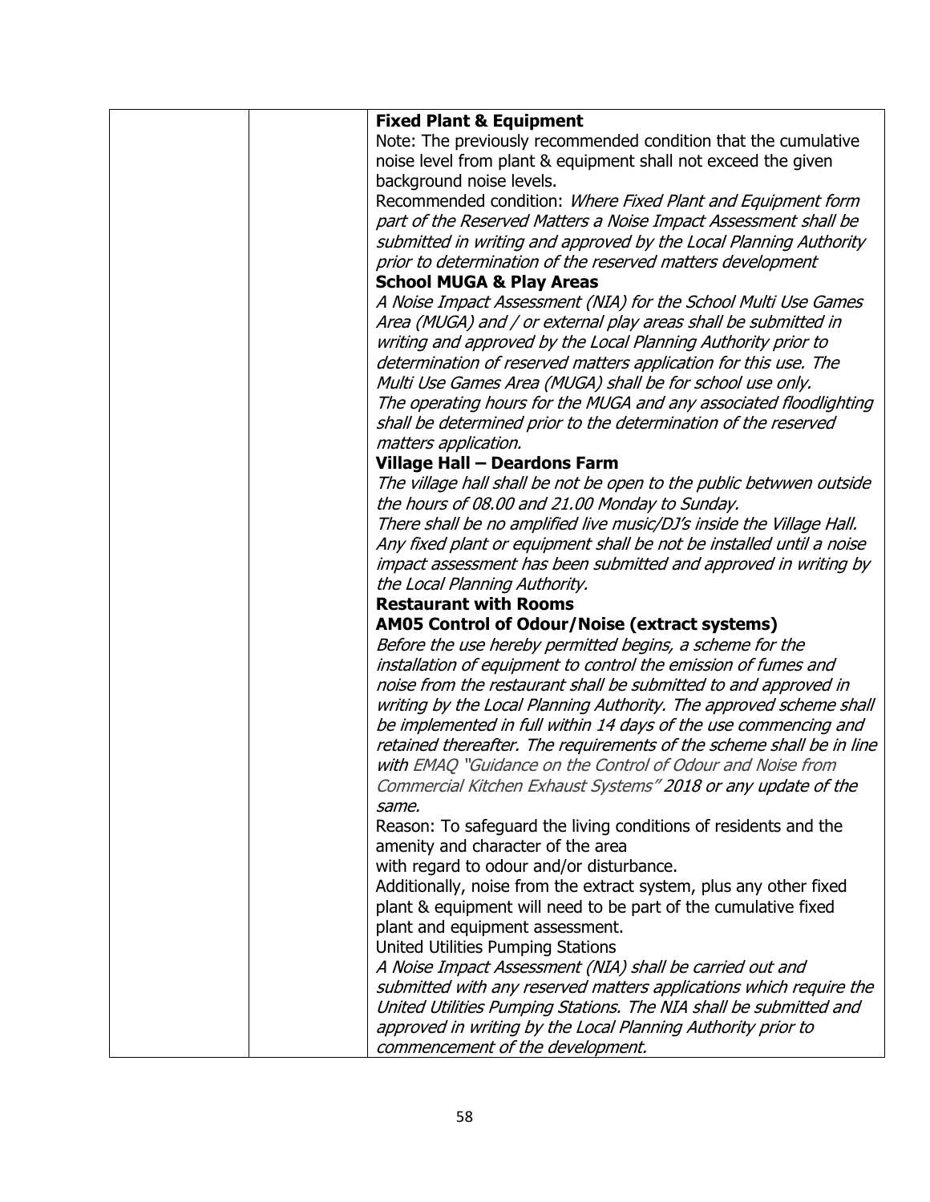| | | **Fixed Plant & Equipment**<br>Note: The previously recommended condition that the cumulative noise level from plant & equipment shall not exceed the given background noise levels.<br>Recommended condition: *Where Fixed Plant and Equipment form part of the Reserved Matters a Noise Impact Assessment shall be submitted in writing and approved by the Local Planning Authority prior to determination of the reserved matters development*<br>**School MUGA & Play Areas**<br>*A Noise Impact Assessment (NIA) for the School Multi Use Games Area (MUGA) and / or external play areas shall be submitted in writing and approved by the Local Planning Authority prior to determination of reserved matters application for this use. The Multi Use Games Area (MUGA) shall be for school use only.*<br>*The operating hours for the MUGA and any associated floodlighting shall be determined prior to the determination of the reserved matters application.*<br>**Village Hall – Deardons Farm**<br>*The village hall shall be not be open to the public betwwen outside the hours of 08.00 and 21.00 Monday to Sunday.*<br>*There shall be no amplified live music/DJ's inside the Village Hall.*<br>*Any fixed plant or equipment shall be not be installed until a noise impact assessment has been submitted and approved in writing by the Local Planning Authority.*<br>**Restaurant with Rooms**<br>**AM05 Control of Odour/Noise (extract systems)**<br>*Before the use hereby permitted begins, a scheme for the installation of equipment to control the emission of fumes and noise from the restaurant shall be submitted to and approved in writing by the Local Planning Authority. The approved scheme shall be implemented in full within 14 days of the use commencing and retained thereafter. The requirements of the scheme shall be in line with EMAQ "Guidance on the Control of Odour and Noise from Commercial Kitchen Exhaust Systems" 2018 or any update of the same.*<br>Reason: To safeguard the living conditions of residents and the amenity and character of the area<br>with regard to odour and/or disturbance.<br>Additionally, noise from the extract system, plus any other fixed plant & equipment will need to be part of the cumulative fixed plant and equipment assessment.<br>United Utilities Pumping Stations<br>*A Noise Impact Assessment (NIA) shall be carried out and submitted with any reserved matters applications which require the United Utilities Pumping Stations. The NIA shall be submitted and approved in writing by the Local Planning Authority prior to commencement of the development.* |
|---|---|---|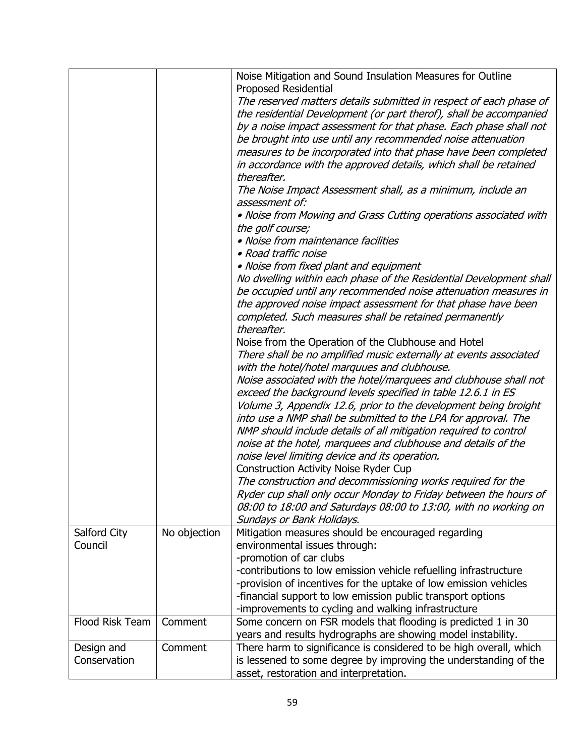| | | |
|---|---|---|
| | | Noise Mitigation and Sound Insulation Measures for Outline Proposed Residential<br>*The reserved matters details submitted in respect of each phase of the residential Development (or part therof), shall be accompanied by a noise impact assessment for that phase. Each phase shall not be brought into use until any recommended noise attenuation measures to be incorporated into that phase have been completed in accordance with the approved details, which shall be retained thereafter.*<br>*The Noise Impact Assessment shall, as a minimum, include an assessment of:*<br>*• Noise from Mowing and Grass Cutting operations associated with the golf course;*<br>*• Noise from maintenance facilities*<br>*• Road traffic noise*<br>*• Noise from fixed plant and equipment*<br>*No dwelling within each phase of the Residential Development shall be occupied until any recommended noise attenuation measures in the approved noise impact assessment for that phase have been completed. Such measures shall be retained permanently thereafter.*<br>Noise from the Operation of the Clubhouse and Hotel<br>*There shall be no amplified music externally at events associated with the hotel/hotel marquues and clubhouse.*<br>*Noise associated with the hotel/marquees and clubhouse shall not exceed the background levels specified in table 12.6.1 in ES Volume 3, Appendix 12.6, prior to the development being broight into use a NMP shall be submitted to the LPA for approval. The NMP should include details of all mitigation required to control noise at the hotel, marquees and clubhouse and details of the noise level limiting device and its operation.*<br>Construction Activity Noise Ryder Cup<br>*The construction and decommissioning works required for the Ryder cup shall only occur Monday to Friday between the hours of 08:00 to 18:00 and Saturdays 08:00 to 13:00, with no working on Sundays or Bank Holidays.* |
| Salford City Council | No objection | Mitigation measures should be encouraged regarding environmental issues through:<br>-promotion of car clubs<br>-contributions to low emission vehicle refuelling infrastructure<br>-provision of incentives for the uptake of low emission vehicles<br>-financial support to low emission public transport options<br>-improvements to cycling and walking infrastructure |
| Flood Risk Team | Comment | Some concern on FSR models that flooding is predicted 1 in 30 years and results hydrographs are showing model instability. |
| Design and Conservation | Comment | There harm to significance is considered to be high overall, which is lessened to some degree by improving the understanding of the asset, restoration and interpretation. |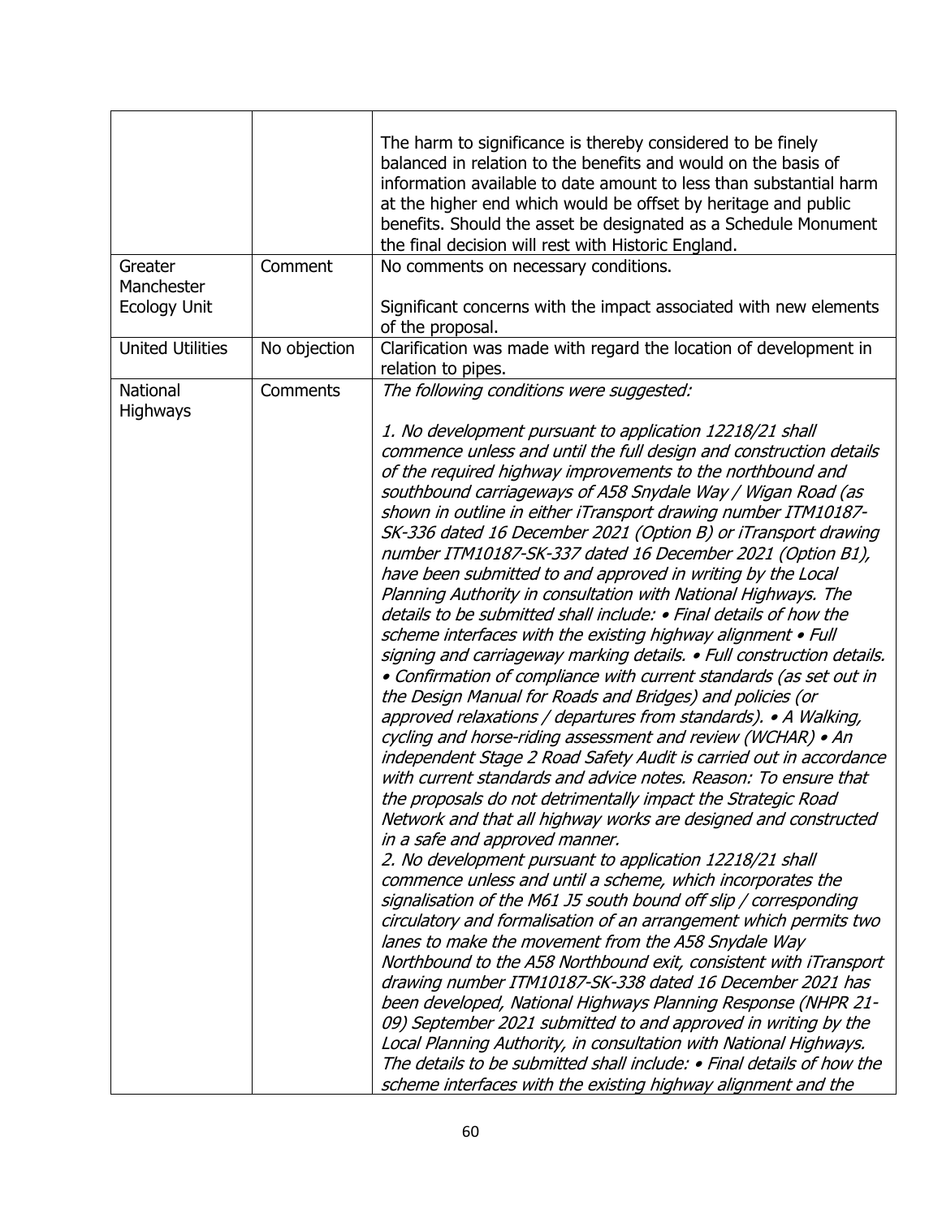|  |  |  |
|---|---|---|
|  |  | The harm to significance is thereby considered to be finely balanced in relation to the benefits and would on the basis of information available to date amount to less than substantial harm at the higher end which would be offset by heritage and public benefits. Should the asset be designated as a Schedule Monument the final decision will rest with Historic England. |
| Greater Manchester Ecology Unit | Comment | No comments on necessary conditions.<br><br>Significant concerns with the impact associated with new elements of the proposal. |
| United Utilities | No objection | Clarification was made with regard the location of development in relation to pipes. |
| National Highways | Comments | *The following conditions were suggested:*<br><br>*1. No development pursuant to application 12218/21 shall commence unless and until the full design and construction details of the required highway improvements to the northbound and southbound carriageways of A58 Snydale Way / Wigan Road (as shown in outline in either iTransport drawing number ITM10187-SK-336 dated 16 December 2021 (Option B) or iTransport drawing number ITM10187-SK-337 dated 16 December 2021 (Option B1), have been submitted to and approved in writing by the Local Planning Authority in consultation with National Highways. The details to be submitted shall include: • Final details of how the scheme interfaces with the existing highway alignment • Full signing and carriageway marking details. • Full construction details. • Confirmation of compliance with current standards (as set out in the Design Manual for Roads and Bridges) and policies (or approved relaxations / departures from standards). • A Walking, cycling and horse-riding assessment and review (WCHAR) • An independent Stage 2 Road Safety Audit is carried out in accordance with current standards and advice notes. Reason: To ensure that the proposals do not detrimentally impact the Strategic Road Network and that all highway works are designed and constructed in a safe and approved manner.*<br>*2. No development pursuant to application 12218/21 shall commence unless and until a scheme, which incorporates the signalisation of the M61 J5 south bound off slip / corresponding circulatory and formalisation of an arrangement which permits two lanes to make the movement from the A58 Snydale Way Northbound to the A58 Northbound exit, consistent with iTransport drawing number ITM10187-SK-338 dated 16 December 2021 has been developed, National Highways Planning Response (NHPR 21-09) September 2021 submitted to and approved in writing by the Local Planning Authority, in consultation with National Highways. The details to be submitted shall include: • Final details of how the scheme interfaces with the existing highway alignment and the* |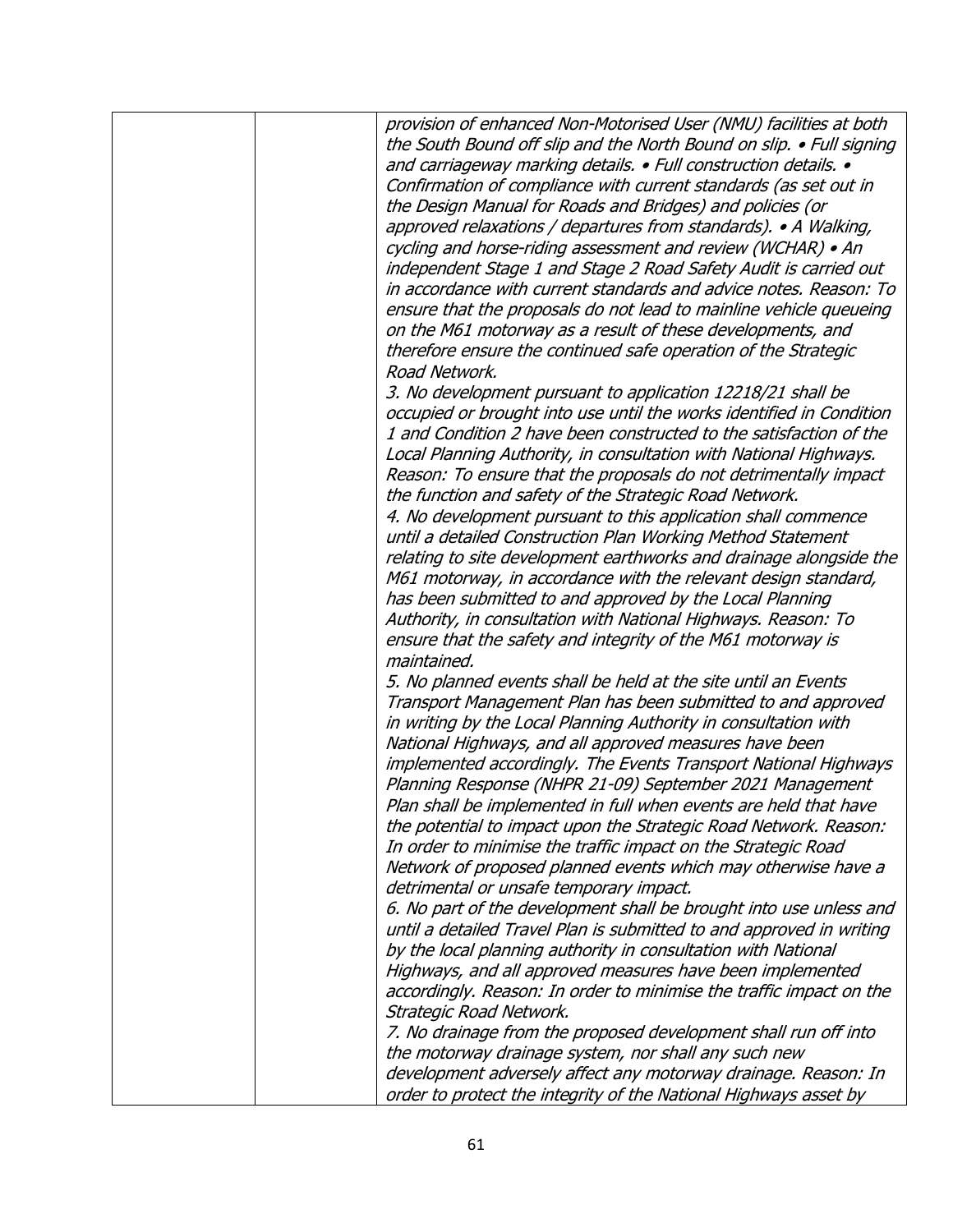| | | *provision of enhanced Non-Motorised User (NMU) facilities at both the South Bound off slip and the North Bound on slip. • Full signing and carriageway marking details. • Full construction details. • Confirmation of compliance with current standards (as set out in the Design Manual for Roads and Bridges) and policies (or approved relaxations / departures from standards). • A Walking, cycling and horse-riding assessment and review (WCHAR) • An independent Stage 1 and Stage 2 Road Safety Audit is carried out in accordance with current standards and advice notes. Reason: To ensure that the proposals do not lead to mainline vehicle queueing on the M61 motorway as a result of these developments, and therefore ensure the continued safe operation of the Strategic Road Network.*<br>*3. No development pursuant to application 12218/21 shall be occupied or brought into use until the works identified in Condition 1 and Condition 2 have been constructed to the satisfaction of the Local Planning Authority, in consultation with National Highways. Reason: To ensure that the proposals do not detrimentally impact the function and safety of the Strategic Road Network.*<br>*4. No development pursuant to this application shall commence until a detailed Construction Plan Working Method Statement relating to site development earthworks and drainage alongside the M61 motorway, in accordance with the relevant design standard, has been submitted to and approved by the Local Planning Authority, in consultation with National Highways. Reason: To ensure that the safety and integrity of the M61 motorway is maintained.*<br>*5. No planned events shall be held at the site until an Events Transport Management Plan has been submitted to and approved in writing by the Local Planning Authority in consultation with National Highways, and all approved measures have been implemented accordingly. The Events Transport National Highways Planning Response (NHPR 21-09) September 2021 Management Plan shall be implemented in full when events are held that have the potential to impact upon the Strategic Road Network. Reason: In order to minimise the traffic impact on the Strategic Road Network of proposed planned events which may otherwise have a detrimental or unsafe temporary impact.*<br>*6. No part of the development shall be brought into use unless and until a detailed Travel Plan is submitted to and approved in writing by the local planning authority in consultation with National Highways, and all approved measures have been implemented accordingly. Reason: In order to minimise the traffic impact on the Strategic Road Network.*<br>*7. No drainage from the proposed development shall run off into the motorway drainage system, nor shall any such new development adversely affect any motorway drainage. Reason: In order to protect the integrity of the National Highways asset by* |
|---|---|---|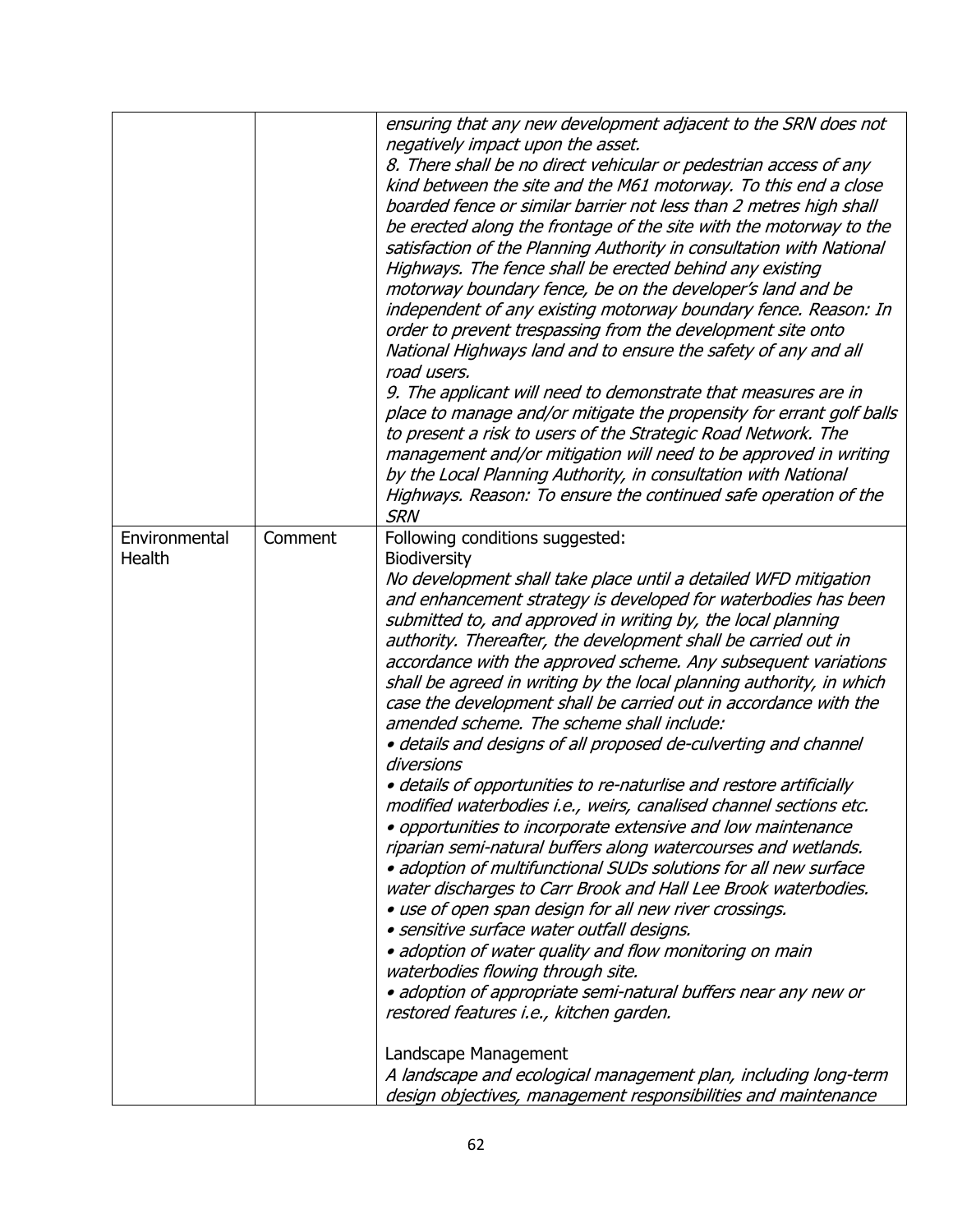| | | |
|---|---|---|
| | | *ensuring that any new development adjacent to the SRN does not negatively impact upon the asset.*<br>*8. There shall be no direct vehicular or pedestrian access of any kind between the site and the M61 motorway. To this end a close boarded fence or similar barrier not less than 2 metres high shall be erected along the frontage of the site with the motorway to the satisfaction of the Planning Authority in consultation with National Highways. The fence shall be erected behind any existing motorway boundary fence, be on the developer's land and be independent of any existing motorway boundary fence. Reason: In order to prevent trespassing from the development site onto National Highways land and to ensure the safety of any and all road users.*<br>*9. The applicant will need to demonstrate that measures are in place to manage and/or mitigate the propensity for errant golf balls to present a risk to users of the Strategic Road Network. The management and/or mitigation will need to be approved in writing by the Local Planning Authority, in consultation with National Highways. Reason: To ensure the continued safe operation of the SRN* |
| Environmental Health | Comment | Following conditions suggested:<br>Biodiversity<br>*No development shall take place until a detailed WFD mitigation and enhancement strategy is developed for waterbodies has been submitted to, and approved in writing by, the local planning authority. Thereafter, the development shall be carried out in accordance with the approved scheme. Any subsequent variations shall be agreed in writing by the local planning authority, in which case the development shall be carried out in accordance with the amended scheme. The scheme shall include:*<br>*• details and designs of all proposed de-culverting and channel diversions*<br>*• details of opportunities to re-naturlise and restore artificially modified waterbodies i.e., weirs, canalised channel sections etc.*<br>*• opportunities to incorporate extensive and low maintenance riparian semi-natural buffers along watercourses and wetlands.*<br>*• adoption of multifunctional SUDs solutions for all new surface water discharges to Carr Brook and Hall Lee Brook waterbodies.*<br>*• use of open span design for all new river crossings.*<br>*• sensitive surface water outfall designs.*<br>*• adoption of water quality and flow monitoring on main waterbodies flowing through site.*<br>*• adoption of appropriate semi-natural buffers near any new or restored features i.e., kitchen garden.*<br><br>Landscape Management<br>*A landscape and ecological management plan, including long-term design objectives, management responsibilities and maintenance* |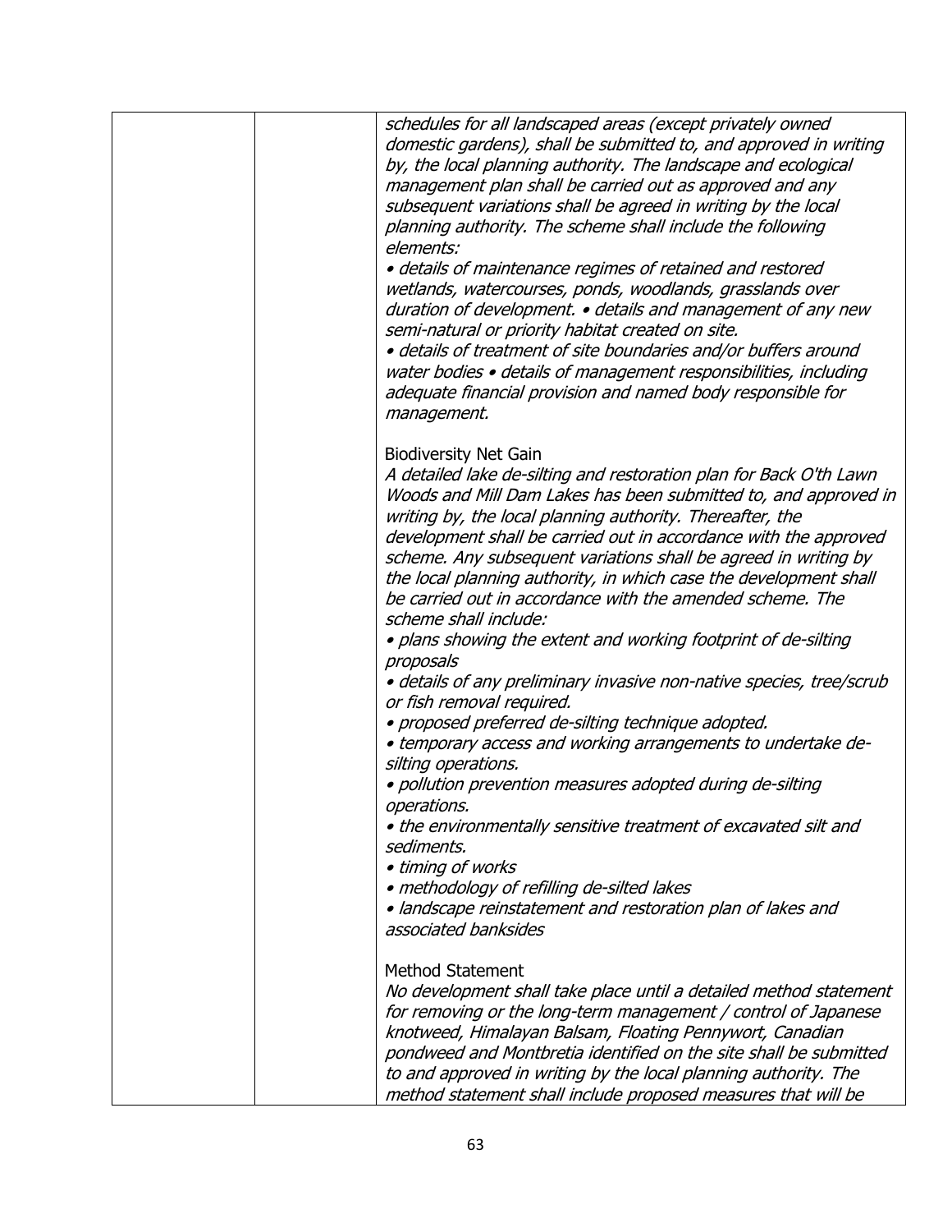| | | *schedules for all landscaped areas (except privately owned domestic gardens), shall be submitted to, and approved in writing by, the local planning authority. The landscape and ecological management plan shall be carried out as approved and any subsequent variations shall be agreed in writing by the local planning authority. The scheme shall include the following elements:*<br>*• details of maintenance regimes of retained and restored wetlands, watercourses, ponds, woodlands, grasslands over duration of development. • details and management of any new semi-natural or priority habitat created on site.*<br>*• details of treatment of site boundaries and/or buffers around water bodies • details of management responsibilities, including adequate financial provision and named body responsible for management.*<br><br>Biodiversity Net Gain<br>*A detailed lake de-silting and restoration plan for Back O'th Lawn Woods and Mill Dam Lakes has been submitted to, and approved in writing by, the local planning authority. Thereafter, the development shall be carried out in accordance with the approved scheme. Any subsequent variations shall be agreed in writing by the local planning authority, in which case the development shall be carried out in accordance with the amended scheme. The scheme shall include:*<br>*• plans showing the extent and working footprint of de-silting proposals*<br>*• details of any preliminary invasive non-native species, tree/scrub or fish removal required.*<br>*• proposed preferred de-silting technique adopted.*<br>*• temporary access and working arrangements to undertake de-silting operations.*<br>*• pollution prevention measures adopted during de-silting operations.*<br>*• the environmentally sensitive treatment of excavated silt and sediments.*<br>*• timing of works*<br>*• methodology of refilling de-silted lakes*<br>*• landscape reinstatement and restoration plan of lakes and associated banksides*<br><br>Method Statement<br>*No development shall take place until a detailed method statement for removing or the long-term management / control of Japanese knotweed, Himalayan Balsam, Floating Pennywort, Canadian pondweed and Montbretia identified on the site shall be submitted to and approved in writing by the local planning authority. The method statement shall include proposed measures that will be* |
|---|---|---|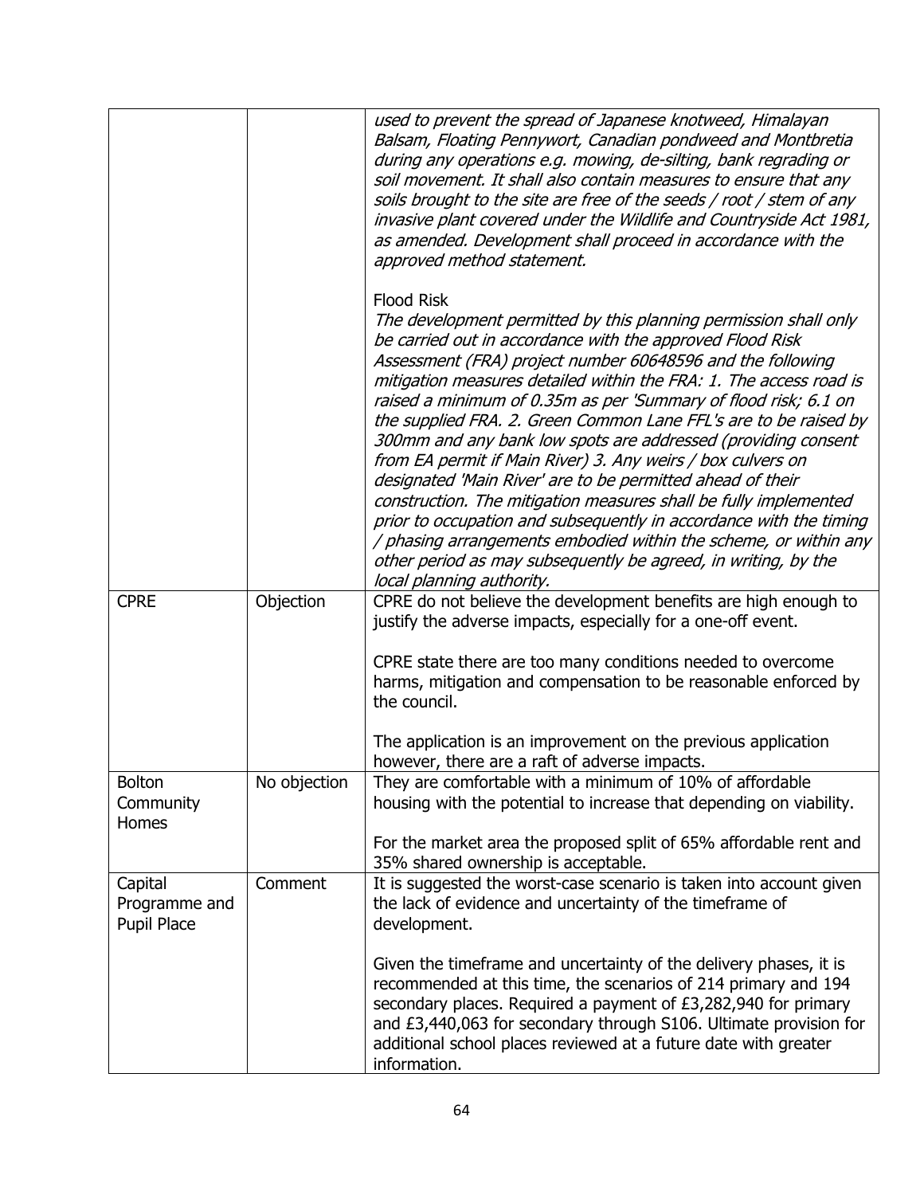| | | |
|---|---|---|
| | | *used to prevent the spread of Japanese knotweed, Himalayan Balsam, Floating Pennywort, Canadian pondweed and Montbretia during any operations e.g. mowing, de-silting, bank regrading or soil movement. It shall also contain measures to ensure that any soils brought to the site are free of the seeds / root / stem of any invasive plant covered under the Wildlife and Countryside Act 1981, as amended. Development shall proceed in accordance with the approved method statement.*<br><br>Flood Risk<br>*The development permitted by this planning permission shall only be carried out in accordance with the approved Flood Risk Assessment (FRA) project number 60648596 and the following mitigation measures detailed within the FRA: 1. The access road is raised a minimum of 0.35m as per 'Summary of flood risk; 6.1 on the supplied FRA. 2. Green Common Lane FFL's are to be raised by 300mm and any bank low spots are addressed (providing consent from EA permit if Main River) 3. Any weirs / box culvers on designated 'Main River' are to be permitted ahead of their construction. The mitigation measures shall be fully implemented prior to occupation and subsequently in accordance with the timing / phasing arrangements embodied within the scheme, or within any other period as may subsequently be agreed, in writing, by the local planning authority.* |
| CPRE | Objection | CPRE do not believe the development benefits are high enough to justify the adverse impacts, especially for a one-off event.<br><br>CPRE state there are too many conditions needed to overcome harms, mitigation and compensation to be reasonable enforced by the council.<br><br>The application is an improvement on the previous application however, there are a raft of adverse impacts. |
| Bolton Community Homes | No objection | They are comfortable with a minimum of 10% of affordable housing with the potential to increase that depending on viability.<br><br>For the market area the proposed split of 65% affordable rent and 35% shared ownership is acceptable. |
| Capital Programme and Pupil Place | Comment | It is suggested the worst-case scenario is taken into account given the lack of evidence and uncertainty of the timeframe of development.<br><br>Given the timeframe and uncertainty of the delivery phases, it is recommended at this time, the scenarios of 214 primary and 194 secondary places. Required a payment of £3,282,940 for primary and £3,440,063 for secondary through S106. Ultimate provision for additional school places reviewed at a future date with greater information. |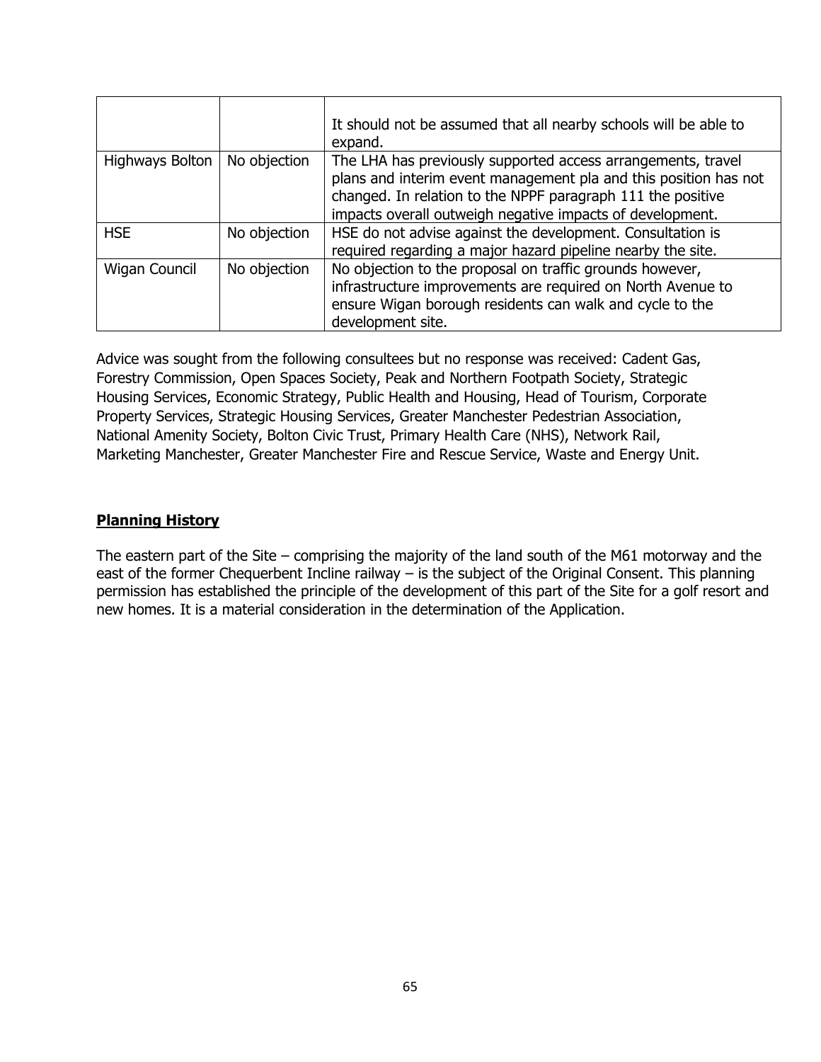| | | |
|---|---|---|
| | | It should not be assumed that all nearby schools will be able to expand. |
| Highways Bolton | No objection | The LHA has previously supported access arrangements, travel plans and interim event management pla and this position has not changed. In relation to the NPPF paragraph 111 the positive impacts overall outweigh negative impacts of development. |
| HSE | No objection | HSE do not advise against the development. Consultation is required regarding a major hazard pipeline nearby the site. |
| Wigan Council | No objection | No objection to the proposal on traffic grounds however, infrastructure improvements are required on North Avenue to ensure Wigan borough residents can walk and cycle to the development site. |

Advice was sought from the following consultees but no response was received: Cadent Gas, Forestry Commission, Open Spaces Society, Peak and Northern Footpath Society, Strategic Housing Services, Economic Strategy, Public Health and Housing, Head of Tourism, Corporate Property Services, Strategic Housing Services, Greater Manchester Pedestrian Association, National Amenity Society, Bolton Civic Trust, Primary Health Care (NHS), Network Rail, Marketing Manchester, Greater Manchester Fire and Rescue Service, Waste and Energy Unit.

**Planning History**

The eastern part of the Site – comprising the majority of the land south of the M61 motorway and the east of the former Chequerbent Incline railway – is the subject of the Original Consent. This planning permission has established the principle of the development of this part of the Site for a golf resort and new homes. It is a material consideration in the determination of the Application.